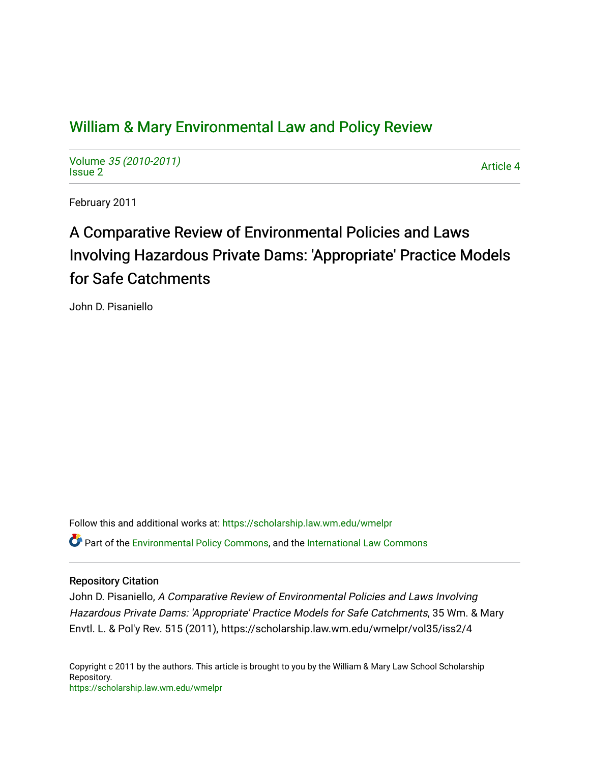# William & Mary Environmental Law and Policy Review

Volume *35 (2010-2011)*
Issue 2

Article 4

February 2011

## A Comparative Review of Environmental Policies and Laws Involving Hazardous Private Dams: 'Appropriate' Practice Models for Safe Catchments

John D. Pisaniello

Follow this and additional works at: https://scholarship.law.wm.edu/wmelpr

Part of the Environmental Policy Commons, and the International Law Commons

### Repository Citation

John D. Pisaniello, *A Comparative Review of Environmental Policies and Laws Involving Hazardous Private Dams: 'Appropriate' Practice Models for Safe Catchments*, 35 Wm. & Mary Envtl. L. & Pol'y Rev. 515 (2011), https://scholarship.law.wm.edu/wmelpr/vol35/iss2/4

Copyright c 2011 by the authors. This article is brought to you by the William & Mary Law School Scholarship Repository.
https://scholarship.law.wm.edu/wmelpr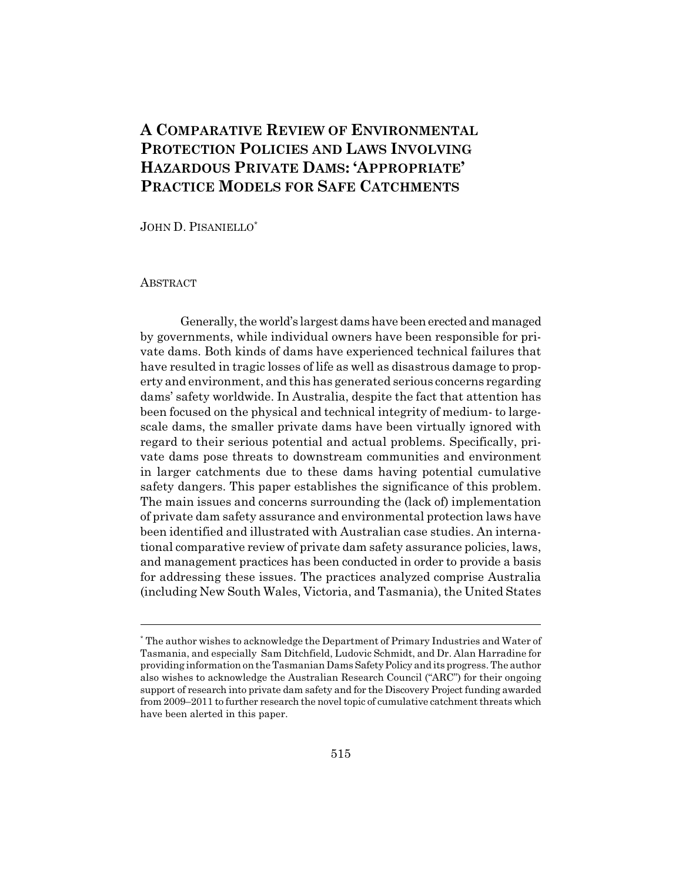# A Comparative Review of Environmental Protection Policies and Laws Involving Hazardous Private Dams: 'Appropriate' Practice Models for Safe Catchments

John D. Pisaniello[*]

## Abstract

Generally, the world's largest dams have been erected and managed by governments, while individual owners have been responsible for private dams. Both kinds of dams have experienced technical failures that have resulted in tragic losses of life as well as disastrous damage to property and environment, and this has generated serious concerns regarding dams' safety worldwide. In Australia, despite the fact that attention has been focused on the physical and technical integrity of medium- to large-scale dams, the smaller private dams have been virtually ignored with regard to their serious potential and actual problems. Specifically, private dams pose threats to downstream communities and environment in larger catchments due to these dams having potential cumulative safety dangers. This paper establishes the significance of this problem. The main issues and concerns surrounding the (lack of) implementation of private dam safety assurance and environmental protection laws have been identified and illustrated with Australian case studies. An international comparative review of private dam safety assurance policies, laws, and management practices has been conducted in order to provide a basis for addressing these issues. The practices analyzed comprise Australia (including New South Wales, Victoria, and Tasmania), the United States

---

[*] The author wishes to acknowledge the Department of Primary Industries and Water of Tasmania, and especially Sam Ditchfield, Ludovic Schmidt, and Dr. Alan Harradine for providing information on the Tasmanian Dams Safety Policy and its progress. The author also wishes to acknowledge the Australian Research Council ("ARC") for their ongoing support of research into private dam safety and for the Discovery Project funding awarded from 2009–2011 to further research the novel topic of cumulative catchment threats which have been alerted in this paper.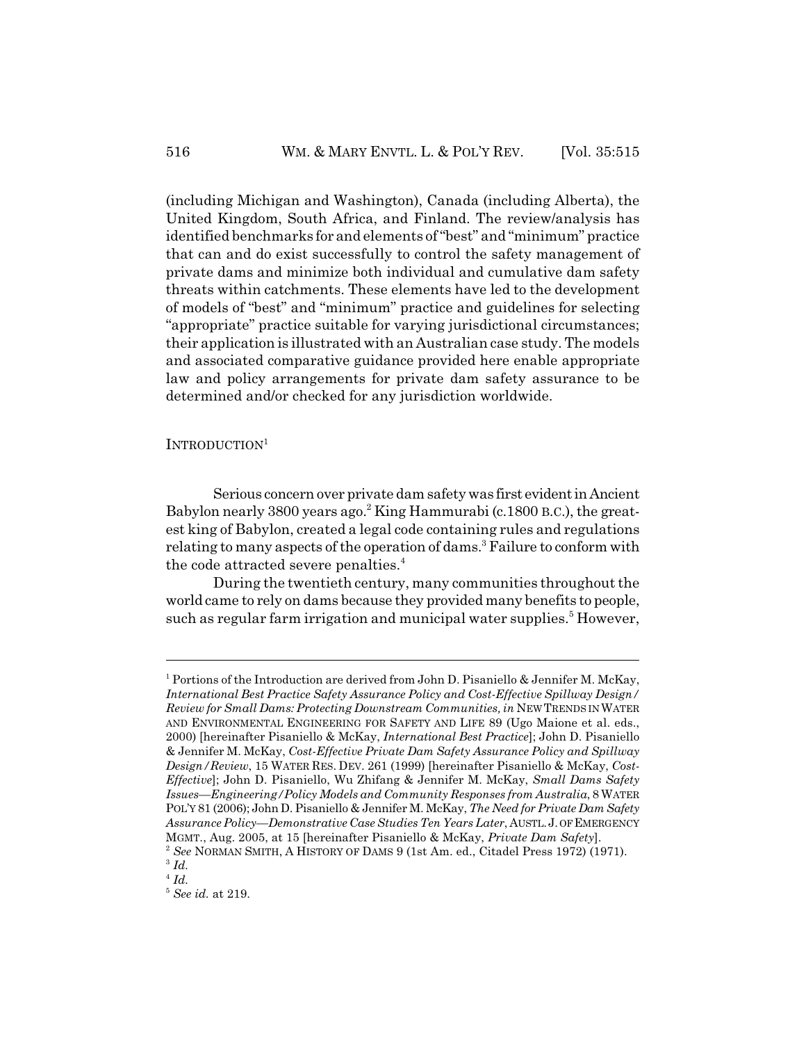(including Michigan and Washington), Canada (including Alberta), the United Kingdom, South Africa, and Finland. The review/analysis has identified benchmarks for and elements of "best" and "minimum" practice that can and do exist successfully to control the safety management of private dams and minimize both individual and cumulative dam safety threats within catchments. These elements have led to the development of models of "best" and "minimum" practice and guidelines for selecting "appropriate" practice suitable for varying jurisdictional circumstances; their application is illustrated with an Australian case study. The models and associated comparative guidance provided here enable appropriate law and policy arrangements for private dam safety assurance to be determined and/or checked for any jurisdiction worldwide.

## INTRODUCTION[1]

Serious concern over private dam safety was first evident in Ancient Babylon nearly 3800 years ago.[2] King Hammurabi (c.1800 B.C.), the greatest king of Babylon, created a legal code containing rules and regulations relating to many aspects of the operation of dams.[3] Failure to conform with the code attracted severe penalties.[4]

During the twentieth century, many communities throughout the world came to rely on dams because they provided many benefits to people, such as regular farm irrigation and municipal water supplies.[5] However,

---

[1] Portions of the Introduction are derived from John D. Pisaniello & Jennifer M. McKay, *International Best Practice Safety Assurance Policy and Cost-Effective Spillway Design/Review for Small Dams: Protecting Downstream Communities, in* NEW TRENDS IN WATER AND ENVIRONMENTAL ENGINEERING FOR SAFETY AND LIFE 89 (Ugo Maione et al. eds., 2000) [hereinafter Pisaniello & McKay, *International Best Practice*]; John D. Pisaniello & Jennifer M. McKay, *Cost-Effective Private Dam Safety Assurance Policy and Spillway Design/Review*, 15 WATER RES. DEV. 261 (1999) [hereinafter Pisaniello & McKay, *Cost-Effective*]; John D. Pisaniello, Wu Zhifang & Jennifer M. McKay, *Small Dams Safety Issues—Engineering/Policy Models and Community Responses from Australia*, 8 WATER POL'Y 81 (2006); John D. Pisaniello & Jennifer M. McKay, *The Need for Private Dam Safety Assurance Policy—Demonstrative Case Studies Ten Years Later*, AUSTL. J. OF EMERGENCY MGMT., Aug. 2005, at 15 [hereinafter Pisaniello & McKay, *Private Dam Safety*].

[2] *See* NORMAN SMITH, A HISTORY OF DAMS 9 (1st Am. ed., Citadel Press 1972) (1971).

[3] *Id.*

[4] *Id.*

[5] *See id.* at 219.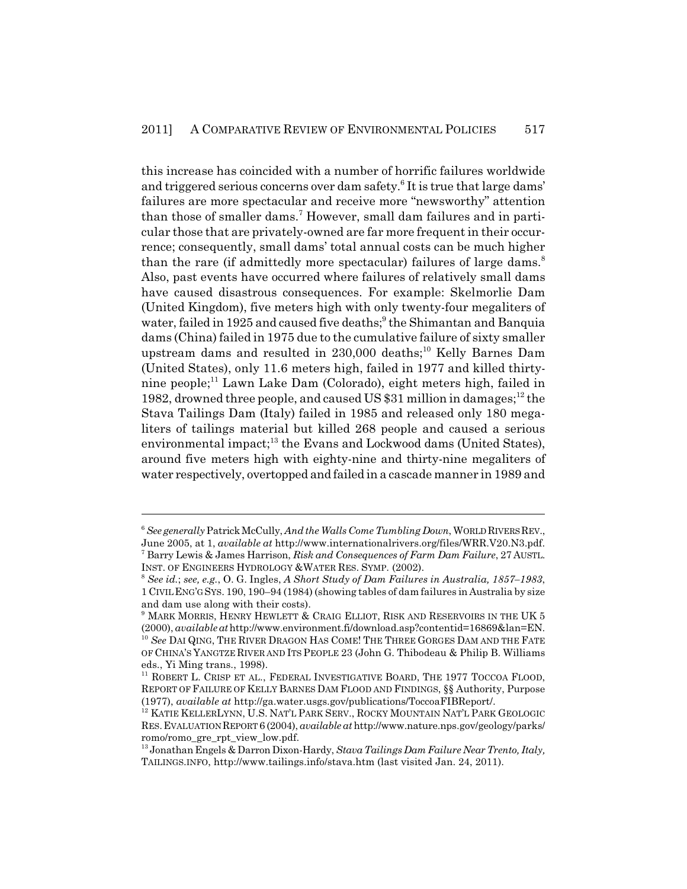this increase has coincided with a number of horrific failures worldwide and triggered serious concerns over dam safety.[6] It is true that large dams' failures are more spectacular and receive more "newsworthy" attention than those of smaller dams.[7] However, small dam failures and in particular those that are privately-owned are far more frequent in their occurrence; consequently, small dams' total annual costs can be much higher than the rare (if admittedly more spectacular) failures of large dams.[8] Also, past events have occurred where failures of relatively small dams have caused disastrous consequences. For example: Skelmorlie Dam (United Kingdom), five meters high with only twenty-four megaliters of water, failed in 1925 and caused five deaths;[9] the Shimantan and Banquia dams (China) failed in 1975 due to the cumulative failure of sixty smaller upstream dams and resulted in 230,000 deaths;[10] Kelly Barnes Dam (United States), only 11.6 meters high, failed in 1977 and killed thirty-nine people;[11] Lawn Lake Dam (Colorado), eight meters high, failed in 1982, drowned three people, and caused US $31 million in damages;[12] the Stava Tailings Dam (Italy) failed in 1985 and released only 180 megaliters of tailings material but killed 268 people and caused a serious environmental impact;[13] the Evans and Lockwood dams (United States), around five meters high with eighty-nine and thirty-nine megaliters of water respectively, overtopped and failed in a cascade manner in 1989 and

---

[6] *See generally* Patrick McCully, *And the Walls Come Tumbling Down*, WORLD RIVERS REV., June 2005, at 1, *available at* http://www.internationalrivers.org/files/WRR.V20.N3.pdf.

[7] Barry Lewis & James Harrison, *Risk and Consequences of Farm Dam Failure*, 27 AUSTL. INST. OF ENGINEERS HYDROLOGY &WATER RES. SYMP. (2002).

[8] *See id.*; *see, e.g.*, O. G. Ingles, *A Short Study of Dam Failures in Australia, 1857–1983*, 1 CIVIL ENG'G SYS. 190, 190–94 (1984) (showing tables of dam failures in Australia by size and dam use along with their costs).

[9] MARK MORRIS, HENRY HEWLETT & CRAIG ELLIOT, RISK AND RESERVOIRS IN THE UK 5 (2000), *available at* http://www.environment.fi/download.asp?contentid=16869&lan=EN.

[10] *See* DAI QING, THE RIVER DRAGON HAS COME! THE THREE GORGES DAM AND THE FATE OF CHINA'S YANGTZE RIVER AND ITS PEOPLE 23 (John G. Thibodeau & Philip B. Williams eds., Yi Ming trans., 1998).

[11] ROBERT L. CRISP ET AL., FEDERAL INVESTIGATIVE BOARD, THE 1977 TOCCOA FLOOD, REPORT OF FAILURE OF KELLY BARNES DAM FLOOD AND FINDINGS, §§ Authority, Purpose (1977), *available at* http://ga.water.usgs.gov/publications/ToccoaFIBReport/.

[12] KATIE KELLERLYNN, U.S. NAT'L PARK SERV., ROCKY MOUNTAIN NAT'L PARK GEOLOGIC RES. EVALUATION REPORT 6 (2004), *available at* http://www.nature.nps.gov/geology/parks/romo/romo_gre_rpt_view_low.pdf.

[13] Jonathan Engels & Darron Dixon-Hardy, *Stava Tailings Dam Failure Near Trento, Italy,* TAILINGS.INFO, http://www.tailings.info/stava.htm (last visited Jan. 24, 2011).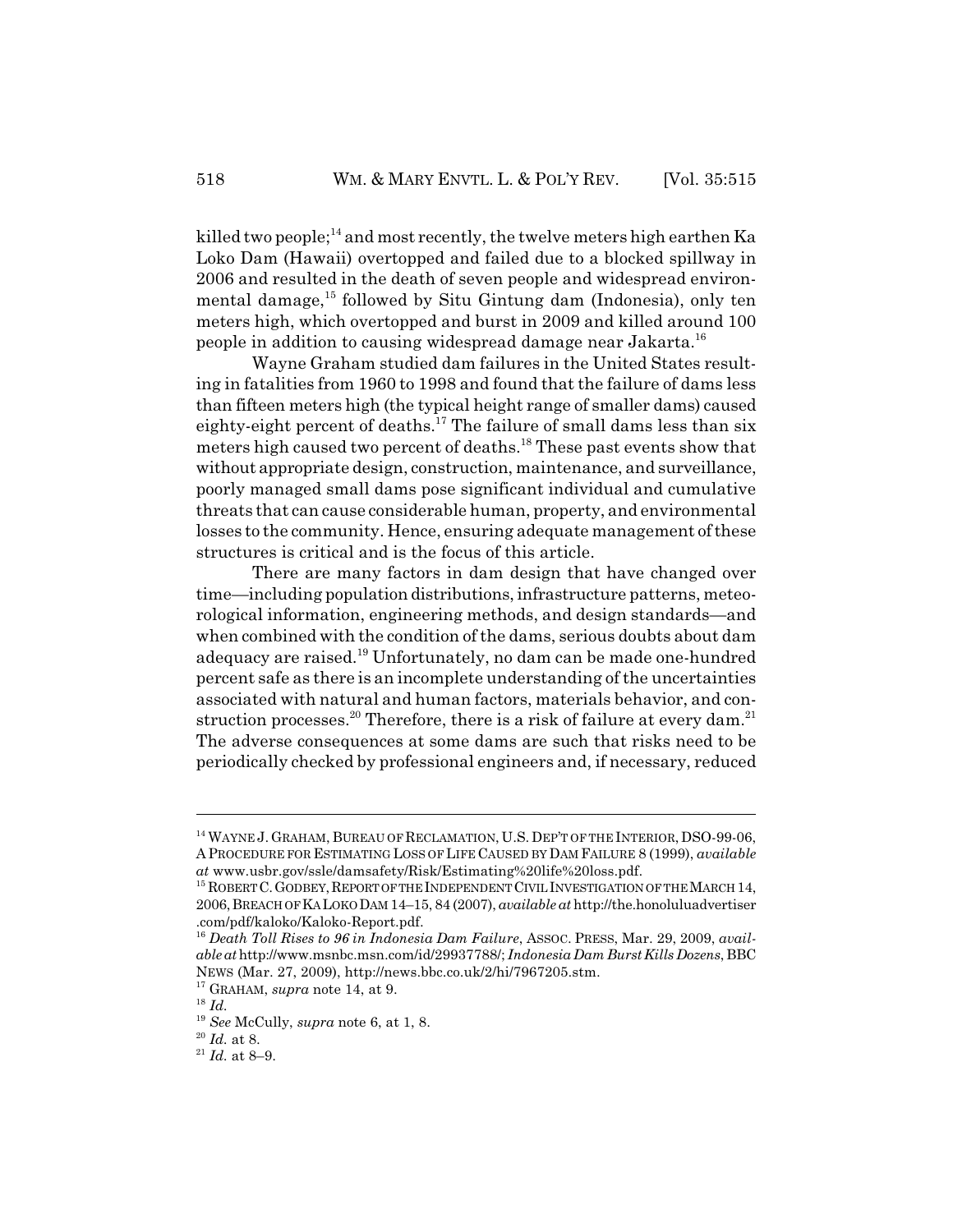killed two people;[14] and most recently, the twelve meters high earthen Ka Loko Dam (Hawaii) overtopped and failed due to a blocked spillway in 2006 and resulted in the death of seven people and widespread environmental damage,[15] followed by Situ Gintung dam (Indonesia), only ten meters high, which overtopped and burst in 2009 and killed around 100 people in addition to causing widespread damage near Jakarta.[16]

Wayne Graham studied dam failures in the United States resulting in fatalities from 1960 to 1998 and found that the failure of dams less than fifteen meters high (the typical height range of smaller dams) caused eighty-eight percent of deaths.[17] The failure of small dams less than six meters high caused two percent of deaths.[18] These past events show that without appropriate design, construction, maintenance, and surveillance, poorly managed small dams pose significant individual and cumulative threats that can cause considerable human, property, and environmental losses to the community. Hence, ensuring adequate management of these structures is critical and is the focus of this article.

There are many factors in dam design that have changed over time—including population distributions, infrastructure patterns, meteorological information, engineering methods, and design standards—and when combined with the condition of the dams, serious doubts about dam adequacy are raised.[19] Unfortunately, no dam can be made one-hundred percent safe as there is an incomplete understanding of the uncertainties associated with natural and human factors, materials behavior, and construction processes.[20] Therefore, there is a risk of failure at every dam.[21] The adverse consequences at some dams are such that risks need to be periodically checked by professional engineers and, if necessary, reduced

---

[14] WAYNE J. GRAHAM, BUREAU OF RECLAMATION, U.S. DEP'T OF THE INTERIOR, DSO-99-06, A PROCEDURE FOR ESTIMATING LOSS OF LIFE CAUSED BY DAM FAILURE 8 (1999), *available at* www.usbr.gov/ssle/damsafety/Risk/Estimating%20life%20loss.pdf.

[15] ROBERT C. GODBEY, REPORT OF THE INDEPENDENT CIVIL INVESTIGATION OF THE MARCH 14, 2006, BREACH OF KA LOKO DAM 14–15, 84 (2007), *available at* http://the.honoluluadvertiser.com/pdf/kaloko/Kaloko-Report.pdf.

[16] *Death Toll Rises to 96 in Indonesia Dam Failure*, ASSOC. PRESS, Mar. 29, 2009, *available at* http://www.msnbc.msn.com/id/29937788/; *Indonesia Dam Burst Kills Dozens*, BBC NEWS (Mar. 27, 2009), http://news.bbc.co.uk/2/hi/7967205.stm.

[17] GRAHAM, *supra* note 14, at 9.

[18] *Id.*

[19] *See* McCully, *supra* note 6, at 1, 8.

[20] *Id.* at 8.

[21] *Id.* at 8–9.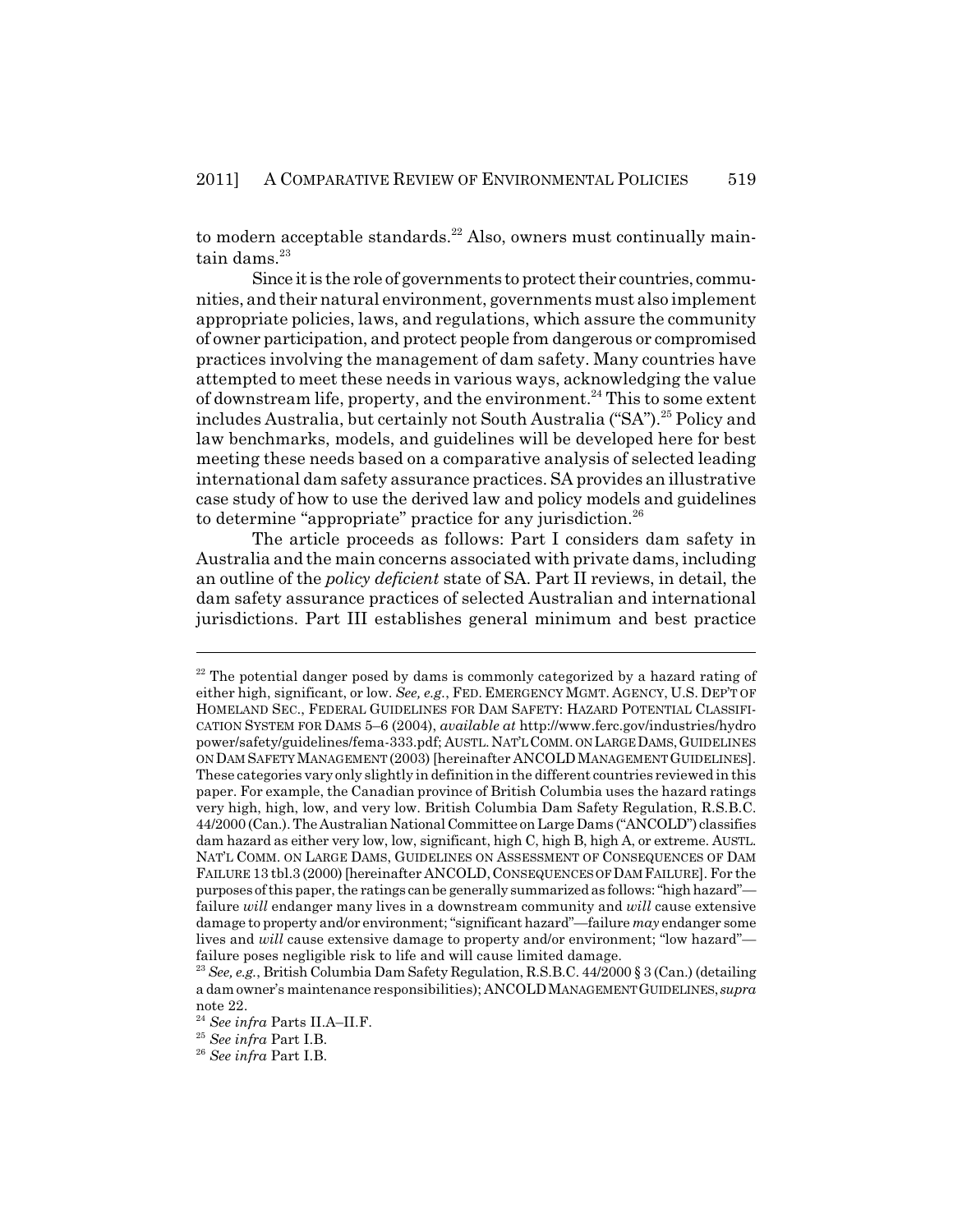to modern acceptable standards.[22] Also, owners must continually maintain dams.[23]

Since it is the role of governments to protect their countries, communities, and their natural environment, governments must also implement appropriate policies, laws, and regulations, which assure the community of owner participation, and protect people from dangerous or compromised practices involving the management of dam safety. Many countries have attempted to meet these needs in various ways, acknowledging the value of downstream life, property, and the environment.[24] This to some extent includes Australia, but certainly not South Australia ("SA").[25] Policy and law benchmarks, models, and guidelines will be developed here for best meeting these needs based on a comparative analysis of selected leading international dam safety assurance practices. SA provides an illustrative case study of how to use the derived law and policy models and guidelines to determine "appropriate" practice for any jurisdiction.[26]

The article proceeds as follows: Part I considers dam safety in Australia and the main concerns associated with private dams, including an outline of the *policy deficient* state of SA. Part II reviews, in detail, the dam safety assurance practices of selected Australian and international jurisdictions. Part III establishes general minimum and best practice

---

[22] The potential danger posed by dams is commonly categorized by a hazard rating of either high, significant, or low. *See, e.g.*, FED. EMERGENCY MGMT. AGENCY, U.S. DEP'T OF HOMELAND SEC., FEDERAL GUIDELINES FOR DAM SAFETY: HAZARD POTENTIAL CLASSIFICATION SYSTEM FOR DAMS 5–6 (2004), *available at* http://www.ferc.gov/industries/hydropower/safety/guidelines/fema-333.pdf; AUSTL. NAT'L COMM. ON LARGE DAMS, GUIDELINES ON DAM SAFETY MANAGEMENT (2003) [hereinafter ANCOLD MANAGEMENT GUIDELINES]. These categories vary only slightly in definition in the different countries reviewed in this paper. For example, the Canadian province of British Columbia uses the hazard ratings very high, high, low, and very low. British Columbia Dam Safety Regulation, R.S.B.C. 44/2000 (Can.). The Australian National Committee on Large Dams ("ANCOLD") classifies dam hazard as either very low, low, significant, high C, high B, high A, or extreme. AUSTL. NAT'L COMM. ON LARGE DAMS, GUIDELINES ON ASSESSMENT OF CONSEQUENCES OF DAM FAILURE 13 tbl.3 (2000) [hereinafter ANCOLD, CONSEQUENCES OF DAM FAILURE]. For the purposes of this paper, the ratings can be generally summarized as follows: "high hazard"—failure *will* endanger many lives in a downstream community and *will* cause extensive damage to property and/or environment; "significant hazard"—failure *may* endanger some lives and *will* cause extensive damage to property and/or environment; "low hazard"—failure poses negligible risk to life and will cause limited damage.

[23] *See, e.g.*, British Columbia Dam Safety Regulation, R.S.B.C. 44/2000 § 3 (Can.) (detailing a dam owner's maintenance responsibilities); ANCOLD MANAGEMENT GUIDELINES, *supra* note 22.

[24] *See infra* Parts II.A–II.F.

[25] *See infra* Part I.B.

[26] *See infra* Part I.B.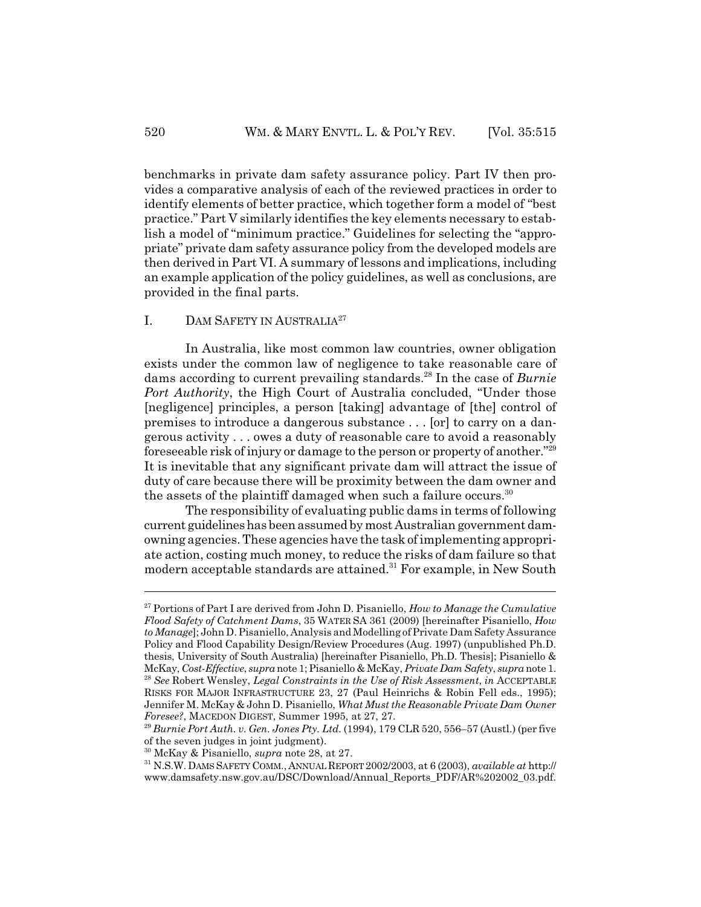benchmarks in private dam safety assurance policy. Part IV then provides a comparative analysis of each of the reviewed practices in order to identify elements of better practice, which together form a model of "best practice." Part V similarly identifies the key elements necessary to establish a model of "minimum practice." Guidelines for selecting the "appropriate" private dam safety assurance policy from the developed models are then derived in Part VI. A summary of lessons and implications, including an example application of the policy guidelines, as well as conclusions, are provided in the final parts.

## I. DAM SAFETY IN AUSTRALIA[27]

In Australia, like most common law countries, owner obligation exists under the common law of negligence to take reasonable care of dams according to current prevailing standards.[28] In the case of *Burnie Port Authority*, the High Court of Australia concluded, "Under those [negligence] principles, a person [taking] advantage of [the] control of premises to introduce a dangerous substance . . . [or] to carry on a dangerous activity . . . owes a duty of reasonable care to avoid a reasonably foreseeable risk of injury or damage to the person or property of another."[29] It is inevitable that any significant private dam will attract the issue of duty of care because there will be proximity between the dam owner and the assets of the plaintiff damaged when such a failure occurs.[30]

The responsibility of evaluating public dams in terms of following current guidelines has been assumed by most Australian government dam-owning agencies. These agencies have the task of implementing appropriate action, costing much money, to reduce the risks of dam failure so that modern acceptable standards are attained.[31] For example, in New South

---

[27] Portions of Part I are derived from John D. Pisaniello, *How to Manage the Cumulative Flood Safety of Catchment Dams*, 35 WATER SA 361 (2009) [hereinafter Pisaniello, *How to Manage*]; John D. Pisaniello, Analysis and Modelling of Private Dam Safety Assurance Policy and Flood Capability Design/Review Procedures (Aug. 1997) (unpublished Ph.D. thesis, University of South Australia) [hereinafter Pisaniello, Ph.D. Thesis]; Pisaniello & McKay, *Cost-Effective*, *supra* note 1; Pisaniello & McKay, *Private Dam Safety*, *supra* note 1.

[28] *See* Robert Wensley, *Legal Constraints in the Use of Risk Assessment*, *in* ACCEPTABLE RISKS FOR MAJOR INFRASTRUCTURE 23, 27 (Paul Heinrichs & Robin Fell eds., 1995); Jennifer M. McKay & John D. Pisaniello, *What Must the Reasonable Private Dam Owner Foresee?*, MACEDON DIGEST, Summer 1995, at 27, 27.

[29] *Burnie Port Auth. v. Gen. Jones Pty. Ltd.* (1994), 179 CLR 520, 556–57 (Austl.) (per five of the seven judges in joint judgment).

[30] McKay & Pisaniello, *supra* note 28, at 27.

[31] N.S.W. DAMS SAFETY COMM., ANNUAL REPORT 2002/2003, at 6 (2003), *available at* http://www.damsafety.nsw.gov.au/DSC/Download/Annual_Reports_PDF/AR%202002_03.pdf.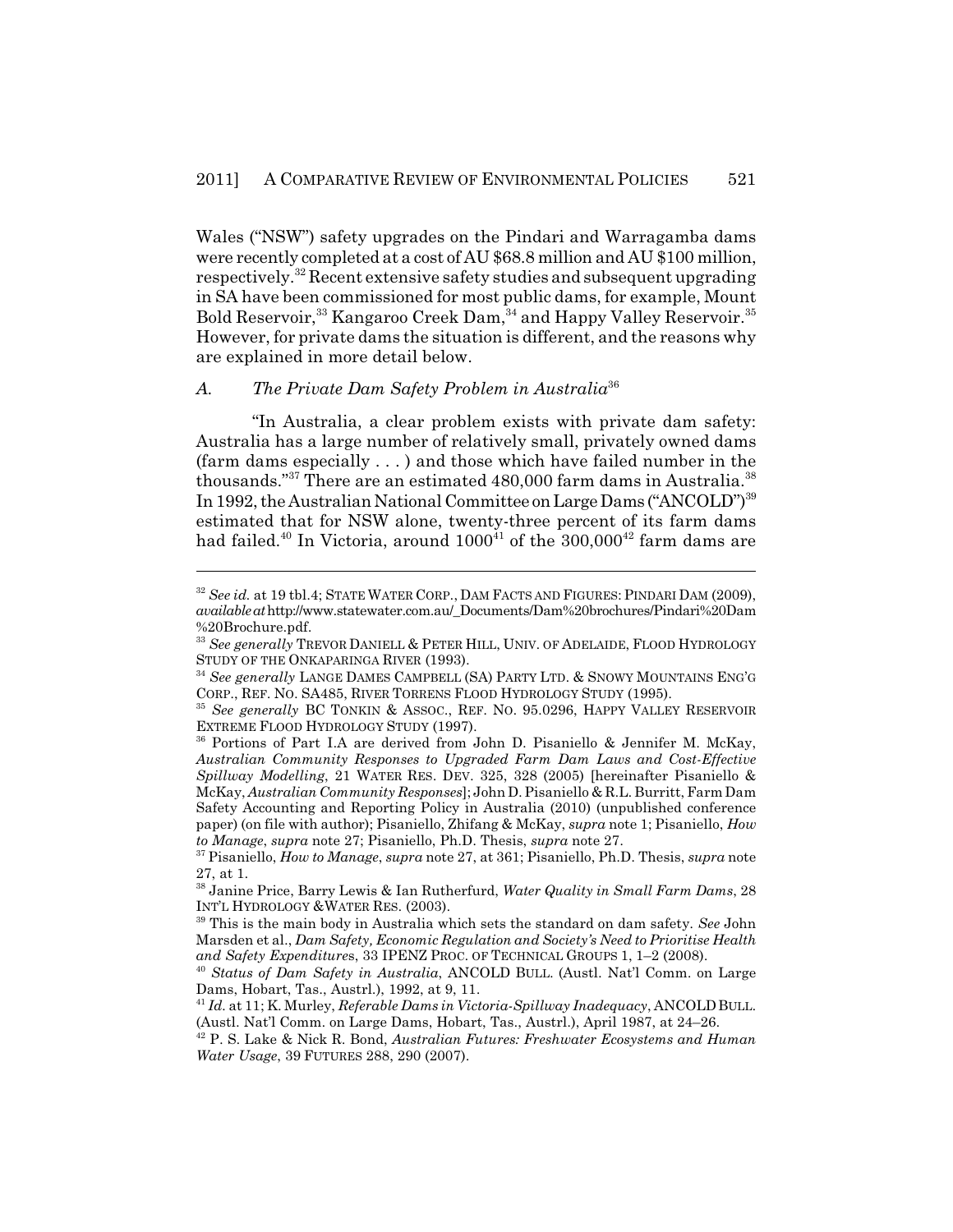Wales ("NSW") safety upgrades on the Pindari and Warragamba dams were recently completed at a cost of AU $68.8 million and AU $100 million, respectively.[32] Recent extensive safety studies and subsequent upgrading in SA have been commissioned for most public dams, for example, Mount Bold Reservoir,[33] Kangaroo Creek Dam,[34] and Happy Valley Reservoir.[35] However, for private dams the situation is different, and the reasons why are explained in more detail below.

### *A. The Private Dam Safety Problem in Australia*[36]

"In Australia, a clear problem exists with private dam safety: Australia has a large number of relatively small, privately owned dams (farm dams especially . . . ) and those which have failed number in the thousands."[37] There are an estimated 480,000 farm dams in Australia.[38] In 1992, the Australian National Committee on Large Dams ("ANCOLD")[39] estimated that for NSW alone, twenty-three percent of its farm dams had failed.[40] In Victoria, around 1000[41] of the 300,000[42] farm dams are

---

[32] *See id.* at 19 tbl.4; STATE WATER CORP., DAM FACTS AND FIGURES: PINDARI DAM (2009), *available at* http://www.statewater.com.au/_Documents/Dam%20brochures/Pindari%20Dam%20Brochure.pdf.

[33] *See generally* TREVOR DANIELL & PETER HILL, UNIV. OF ADELAIDE, FLOOD HYDROLOGY STUDY OF THE ONKAPARINGA RIVER (1993).

[34] *See generally* LANGE DAMES CAMPBELL (SA) PARTY LTD. & SNOWY MOUNTAINS ENG'G CORP., REF. NO. SA485, RIVER TORRENS FLOOD HYDROLOGY STUDY (1995).

[35] *See generally* BC TONKIN & ASSOC., REF. NO. 95.0296, HAPPY VALLEY RESERVOIR EXTREME FLOOD HYDROLOGY STUDY (1997).

[36] Portions of Part I.A are derived from John D. Pisaniello & Jennifer M. McKay, *Australian Community Responses to Upgraded Farm Dam Laws and Cost-Effective Spillway Modelling*, 21 WATER RES. DEV. 325, 328 (2005) [hereinafter Pisaniello & McKay, *Australian Community Responses*]; John D. Pisaniello & R.L. Burritt, Farm Dam Safety Accounting and Reporting Policy in Australia (2010) (unpublished conference paper) (on file with author); Pisaniello, Zhifang & McKay, *supra* note 1; Pisaniello, *How to Manage*, *supra* note 27; Pisaniello, Ph.D. Thesis, *supra* note 27.

[37] Pisaniello, *How to Manage*, *supra* note 27, at 361; Pisaniello, Ph.D. Thesis, *supra* note 27, at 1.

[38] Janine Price, Barry Lewis & Ian Rutherfurd, *Water Quality in Small Farm Dams*, 28 INT'L HYDROLOGY &WATER RES. (2003).

[39] This is the main body in Australia which sets the standard on dam safety. *See* John Marsden et al., *Dam Safety, Economic Regulation and Society's Need to Prioritise Health and Safety Expenditures*, 33 IPENZ PROC. OF TECHNICAL GROUPS 1, 1–2 (2008).

[40] *Status of Dam Safety in Australia*, ANCOLD BULL. (Austl. Nat'l Comm. on Large Dams, Hobart, Tas., Austrl.), 1992, at 9, 11.

[41] *Id.* at 11; K. Murley, *Referable Dams in Victoria-Spillway Inadequacy*, ANCOLD BULL. (Austl. Nat'l Comm. on Large Dams, Hobart, Tas., Austrl.), April 1987, at 24–26.

[42] P. S. Lake & Nick R. Bond, *Australian Futures: Freshwater Ecosystems and Human Water Usage*, 39 FUTURES 288, 290 (2007).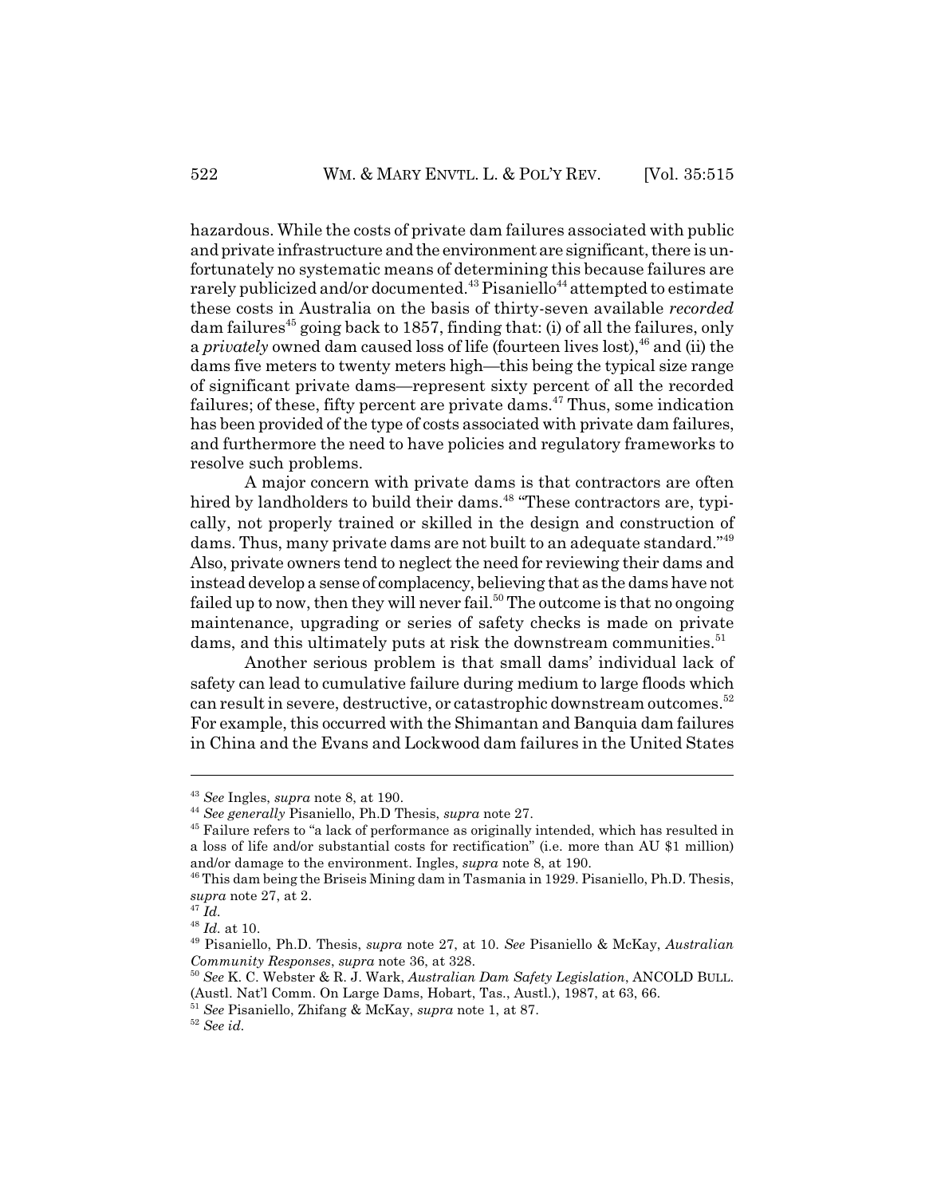hazardous. While the costs of private dam failures associated with public and private infrastructure and the environment are significant, there is unfortunately no systematic means of determining this because failures are rarely publicized and/or documented.[43] Pisaniello[44] attempted to estimate these costs in Australia on the basis of thirty-seven available *recorded* dam failures[45] going back to 1857, finding that: (i) of all the failures, only a *privately* owned dam caused loss of life (fourteen lives lost),[46] and (ii) the dams five meters to twenty meters high—this being the typical size range of significant private dams—represent sixty percent of all the recorded failures; of these, fifty percent are private dams.[47] Thus, some indication has been provided of the type of costs associated with private dam failures, and furthermore the need to have policies and regulatory frameworks to resolve such problems.

A major concern with private dams is that contractors are often hired by landholders to build their dams.[48] "These contractors are, typically, not properly trained or skilled in the design and construction of dams. Thus, many private dams are not built to an adequate standard."[49] Also, private owners tend to neglect the need for reviewing their dams and instead develop a sense of complacency, believing that as the dams have not failed up to now, then they will never fail.[50] The outcome is that no ongoing maintenance, upgrading or series of safety checks is made on private dams, and this ultimately puts at risk the downstream communities.[51]

Another serious problem is that small dams' individual lack of safety can lead to cumulative failure during medium to large floods which can result in severe, destructive, or catastrophic downstream outcomes.[52] For example, this occurred with the Shimantan and Banquia dam failures in China and the Evans and Lockwood dam failures in the United States

---

[43] *See* Ingles, *supra* note 8, at 190.

[44] *See generally* Pisaniello, Ph.D Thesis, *supra* note 27.

[45] Failure refers to "a lack of performance as originally intended, which has resulted in a loss of life and/or substantial costs for rectification" (i.e. more than AU $1 million) and/or damage to the environment. Ingles, *supra* note 8, at 190.

[46] This dam being the Briseis Mining dam in Tasmania in 1929. Pisaniello, Ph.D. Thesis, *supra* note 27, at 2.

[47] *Id.*

[48] *Id.* at 10.

[49] Pisaniello, Ph.D. Thesis, *supra* note 27, at 10. *See* Pisaniello & McKay, *Australian Community Responses*, *supra* note 36, at 328.

[50] *See* K. C. Webster & R. J. Wark, *Australian Dam Safety Legislation*, ANCOLD BULL. (Austl. Nat'l Comm. On Large Dams, Hobart, Tas., Austl.), 1987, at 63, 66.

[51] *See* Pisaniello, Zhifang & McKay, *supra* note 1, at 87.

[52] *See id.*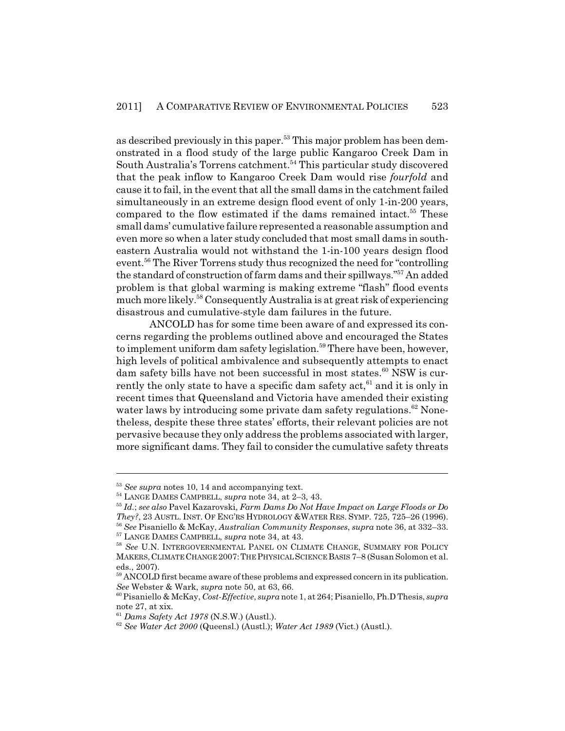as described previously in this paper.[53] This major problem has been demonstrated in a flood study of the large public Kangaroo Creek Dam in South Australia's Torrens catchment.[54] This particular study discovered that the peak inflow to Kangaroo Creek Dam would rise *fourfold* and cause it to fail, in the event that all the small dams in the catchment failed simultaneously in an extreme design flood event of only 1-in-200 years, compared to the flow estimated if the dams remained intact.[55] These small dams' cumulative failure represented a reasonable assumption and even more so when a later study concluded that most small dams in southeastern Australia would not withstand the 1-in-100 years design flood event.[56] The River Torrens study thus recognized the need for "controlling the standard of construction of farm dams and their spillways."[57] An added problem is that global warming is making extreme "flash" flood events much more likely.[58] Consequently Australia is at great risk of experiencing disastrous and cumulative-style dam failures in the future.

ANCOLD has for some time been aware of and expressed its concerns regarding the problems outlined above and encouraged the States to implement uniform dam safety legislation.[59] There have been, however, high levels of political ambivalence and subsequently attempts to enact dam safety bills have not been successful in most states.[60] NSW is currently the only state to have a specific dam safety act,[61] and it is only in recent times that Queensland and Victoria have amended their existing water laws by introducing some private dam safety regulations.[62] Nonetheless, despite these three states' efforts, their relevant policies are not pervasive because they only address the problems associated with larger, more significant dams. They fail to consider the cumulative safety threats

---

[53] *See supra* notes 10, 14 and accompanying text.

[54] LANGE DAMES CAMPBELL, *supra* note 34, at 2–3, 43.

[55] *Id.*; *see also* Pavel Kazarovski, *Farm Dams Do Not Have Impact on Large Floods or Do They?*, 23 AUSTL. INST. OF ENG'RS HYDROLOGY &WATER RES. SYMP. 725, 725–26 (1996).

[56] *See* Pisaniello & McKay, *Australian Community Responses*, *supra* note 36, at 332–33.

[57] LANGE DAMES CAMPBELL, *supra* note 34, at 43.

[58] *See* U.N. INTERGOVERNMENTAL PANEL ON CLIMATE CHANGE, SUMMARY FOR POLICY MAKERS, CLIMATE CHANGE 2007: THE PHYSICAL SCIENCE BASIS 7–8 (Susan Solomon et al. eds., 2007).

[59] ANCOLD first became aware of these problems and expressed concern in its publication. *See* Webster & Wark, *supra* note 50, at 63, 66.

[60] Pisaniello & McKay, *Cost-Effective*, *supra* note 1, at 264; Pisaniello, Ph.D Thesis, *supra* note 27, at xix.

[61] *Dams Safety Act 1978* (N.S.W.) (Austl.).

[62] *See Water Act 2000* (Queensl.) (Austl.); *Water Act 1989* (Vict.) (Austl.).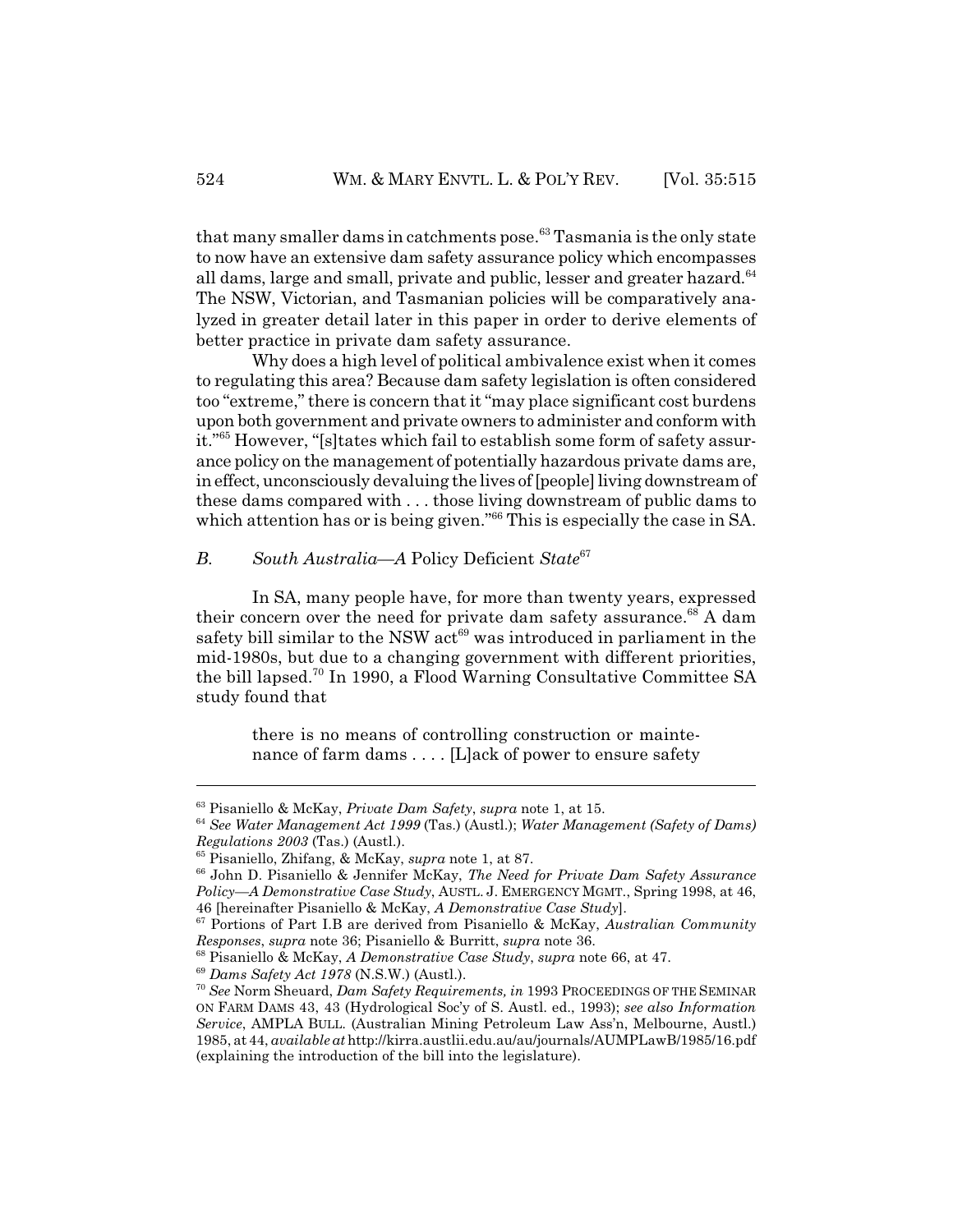that many smaller dams in catchments pose.[63] Tasmania is the only state to now have an extensive dam safety assurance policy which encompasses all dams, large and small, private and public, lesser and greater hazard.[64] The NSW, Victorian, and Tasmanian policies will be comparatively analyzed in greater detail later in this paper in order to derive elements of better practice in private dam safety assurance.

Why does a high level of political ambivalence exist when it comes to regulating this area? Because dam safety legislation is often considered too "extreme," there is concern that it "may place significant cost burdens upon both government and private owners to administer and conform with it."[65] However, "[s]tates which fail to establish some form of safety assurance policy on the management of potentially hazardous private dams are, in effect, unconsciously devaluing the lives of [people] living downstream of these dams compared with . . . those living downstream of public dams to which attention has or is being given."[66] This is especially the case in SA.

### *B. South Australia—A* Policy Deficient *State*[67]

In SA, many people have, for more than twenty years, expressed their concern over the need for private dam safety assurance.[68] A dam safety bill similar to the NSW act[69] was introduced in parliament in the mid-1980s, but due to a changing government with different priorities, the bill lapsed.[70] In 1990, a Flood Warning Consultative Committee SA study found that

> there is no means of controlling construction or maintenance of farm dams . . . . [L]ack of power to ensure safety

---

[63] Pisaniello & McKay, *Private Dam Safety*, *supra* note 1, at 15.

[64] *See Water Management Act 1999* (Tas.) (Austl.); *Water Management (Safety of Dams) Regulations 2003* (Tas.) (Austl.).

[65] Pisaniello, Zhifang, & McKay, *supra* note 1, at 87.

[66] John D. Pisaniello & Jennifer McKay, *The Need for Private Dam Safety Assurance Policy—A Demonstrative Case Study*, AUSTL. J. EMERGENCY MGMT., Spring 1998, at 46, 46 [hereinafter Pisaniello & McKay, *A Demonstrative Case Study*].

[67] Portions of Part I.B are derived from Pisaniello & McKay, *Australian Community Responses*, *supra* note 36; Pisaniello & Burritt, *supra* note 36.

[68] Pisaniello & McKay, *A Demonstrative Case Study*, *supra* note 66, at 47.

[69] *Dams Safety Act 1978* (N.S.W.) (Austl.).

[70] *See* Norm Sheuard, *Dam Safety Requirements, in* 1993 PROCEEDINGS OF THE SEMINAR ON FARM DAMS 43, 43 (Hydrological Soc'y of S. Austl. ed., 1993); *see also Information Service*, AMPLA BULL. (Australian Mining Petroleum Law Ass'n, Melbourne, Austl.) 1985, at 44, *available at* http://kirra.austlii.edu.au/au/journals/AUMPLawB/1985/16.pdf (explaining the introduction of the bill into the legislature).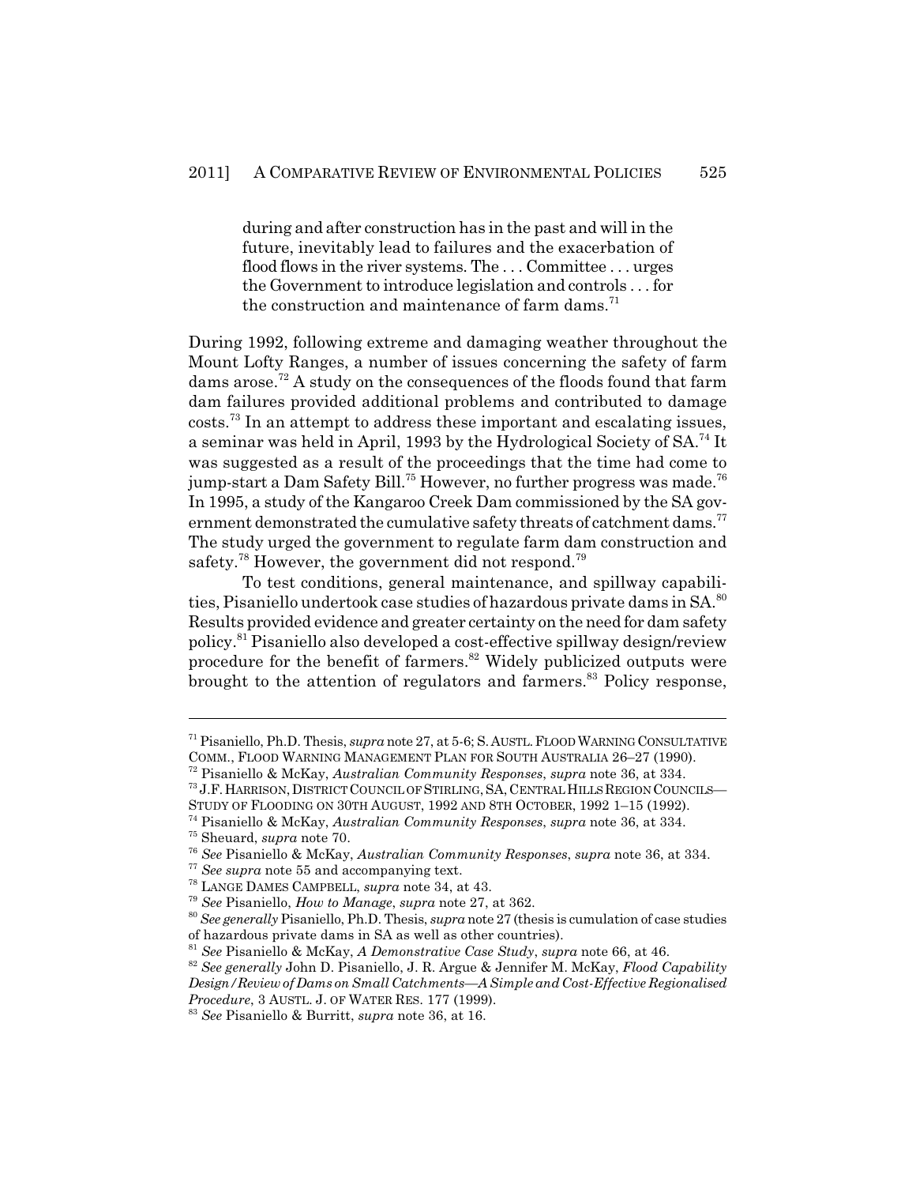> during and after construction has in the past and will in the future, inevitably lead to failures and the exacerbation of flood flows in the river systems. The . . . Committee . . . urges the Government to introduce legislation and controls . . . for the construction and maintenance of farm dams.[71]

During 1992, following extreme and damaging weather throughout the Mount Lofty Ranges, a number of issues concerning the safety of farm dams arose.[72] A study on the consequences of the floods found that farm dam failures provided additional problems and contributed to damage costs.[73] In an attempt to address these important and escalating issues, a seminar was held in April, 1993 by the Hydrological Society of SA.[74] It was suggested as a result of the proceedings that the time had come to jump-start a Dam Safety Bill.[75] However, no further progress was made.[76] In 1995, a study of the Kangaroo Creek Dam commissioned by the SA government demonstrated the cumulative safety threats of catchment dams.[77] The study urged the government to regulate farm dam construction and safety.[78] However, the government did not respond.[79]

To test conditions, general maintenance, and spillway capabilities, Pisaniello undertook case studies of hazardous private dams in SA.[80] Results provided evidence and greater certainty on the need for dam safety policy.[81] Pisaniello also developed a cost-effective spillway design/review procedure for the benefit of farmers.[82] Widely publicized outputs were brought to the attention of regulators and farmers.[83] Policy response,

---

[71] Pisaniello, Ph.D. Thesis, *supra* note 27, at 5-6; S. AUSTL. FLOOD WARNING CONSULTATIVE COMM., FLOOD WARNING MANAGEMENT PLAN FOR SOUTH AUSTRALIA 26–27 (1990).

[72] Pisaniello & McKay, *Australian Community Responses*, *supra* note 36, at 334.

[73] J.F. HARRISON, DISTRICT COUNCIL OF STIRLING, SA, CENTRAL HILLS REGION COUNCILS—STUDY OF FLOODING ON 30TH AUGUST, 1992 AND 8TH OCTOBER, 1992 1–15 (1992).

[74] Pisaniello & McKay, *Australian Community Responses*, *supra* note 36, at 334.

[75] Sheuard, *supra* note 70.

[76] *See* Pisaniello & McKay, *Australian Community Responses*, *supra* note 36, at 334.

[77] *See supra* note 55 and accompanying text.

[78] LANGE DAMES CAMPBELL, *supra* note 34, at 43.

[79] *See* Pisaniello, *How to Manage*, *supra* note 27, at 362.

[80] *See generally* Pisaniello, Ph.D. Thesis, *supra* note 27 (thesis is cumulation of case studies of hazardous private dams in SA as well as other countries).

[81] *See* Pisaniello & McKay, *A Demonstrative Case Study*, *supra* note 66, at 46.

[82] *See generally* John D. Pisaniello, J. R. Argue & Jennifer M. McKay, *Flood Capability Design/Review of Dams on Small Catchments—A Simple and Cost-Effective Regionalised Procedure*, 3 AUSTL. J. OF WATER RES. 177 (1999).

[83] *See* Pisaniello & Burritt, *supra* note 36, at 16.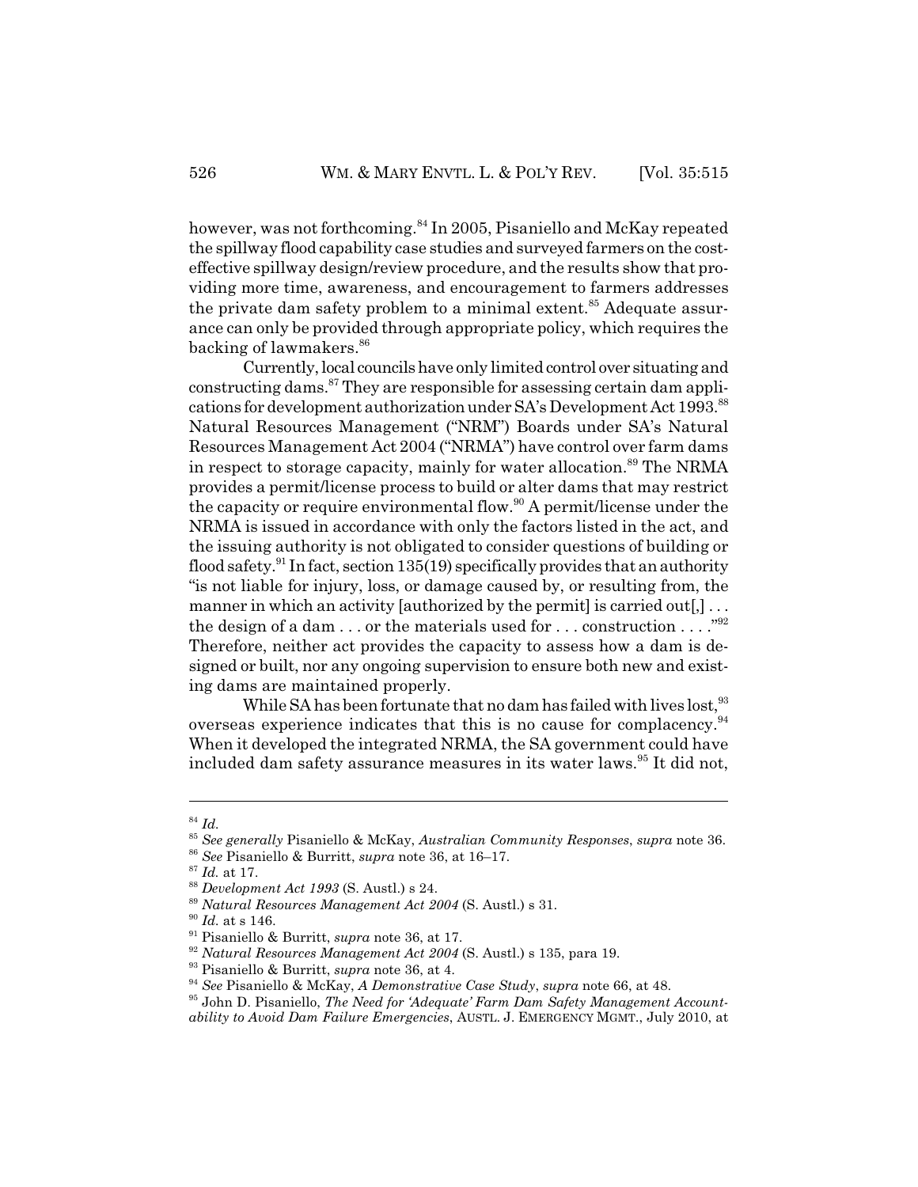however, was not forthcoming.[84] In 2005, Pisaniello and McKay repeated the spillway flood capability case studies and surveyed farmers on the cost-effective spillway design/review procedure, and the results show that providing more time, awareness, and encouragement to farmers addresses the private dam safety problem to a minimal extent.[85] Adequate assurance can only be provided through appropriate policy, which requires the backing of lawmakers.[86]

Currently, local councils have only limited control over situating and constructing dams.[87] They are responsible for assessing certain dam applications for development authorization under SA's Development Act 1993.[88] Natural Resources Management ("NRM") Boards under SA's Natural Resources Management Act 2004 ("NRMA") have control over farm dams in respect to storage capacity, mainly for water allocation.[89] The NRMA provides a permit/license process to build or alter dams that may restrict the capacity or require environmental flow.[90] A permit/license under the NRMA is issued in accordance with only the factors listed in the act, and the issuing authority is not obligated to consider questions of building or flood safety.[91] In fact, section 135(19) specifically provides that an authority "is not liable for injury, loss, or damage caused by, or resulting from, the manner in which an activity [authorized by the permit] is carried out[,] . . . the design of a dam . . . or the materials used for . . . construction . . . ."[92] Therefore, neither act provides the capacity to assess how a dam is designed or built, nor any ongoing supervision to ensure both new and existing dams are maintained properly.

While SA has been fortunate that no dam has failed with lives lost,[93] overseas experience indicates that this is no cause for complacency.[94] When it developed the integrated NRMA, the SA government could have included dam safety assurance measures in its water laws.[95] It did not,

---

[84] *Id.*

[85] *See generally* Pisaniello & McKay, *Australian Community Responses*, *supra* note 36.

[86] *See* Pisaniello & Burritt, *supra* note 36, at 16–17.

[87] *Id.* at 17.

[88] *Development Act 1993* (S. Austl.) s 24.

[89] *Natural Resources Management Act 2004* (S. Austl.) s 31.

[90] *Id.* at s 146.

[91] Pisaniello & Burritt, *supra* note 36, at 17.

[92] *Natural Resources Management Act 2004* (S. Austl.) s 135, para 19.

[93] Pisaniello & Burritt, *supra* note 36, at 4.

[94] *See* Pisaniello & McKay, *A Demonstrative Case Study*, *supra* note 66, at 48.

[95] John D. Pisaniello, *The Need for 'Adequate' Farm Dam Safety Management Accountability to Avoid Dam Failure Emergencies*, AUSTL. J. EMERGENCY MGMT., July 2010, at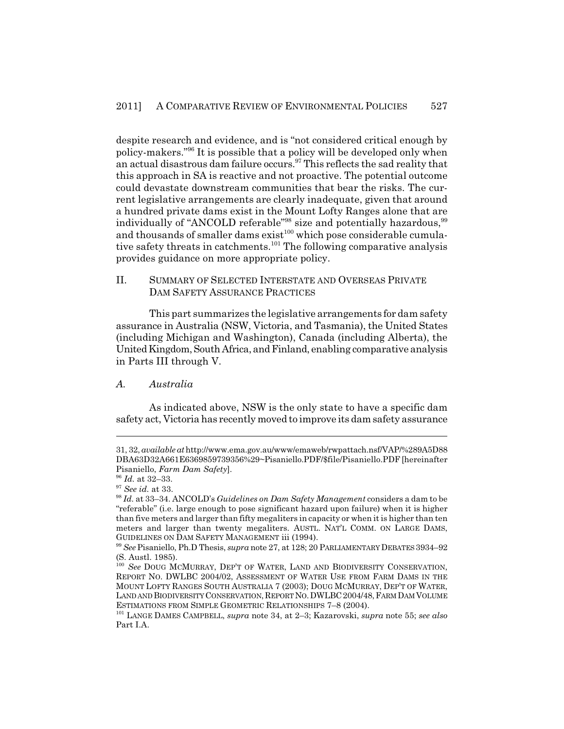despite research and evidence, and is "not considered critical enough by policy-makers."[96] It is possible that a policy will be developed only when an actual disastrous dam failure occurs.[97] This reflects the sad reality that this approach in SA is reactive and not proactive. The potential outcome could devastate downstream communities that bear the risks. The current legislative arrangements are clearly inadequate, given that around a hundred private dams exist in the Mount Lofty Ranges alone that are individually of "ANCOLD referable"[98] size and potentially hazardous,[99] and thousands of smaller dams exist[100] which pose considerable cumulative safety threats in catchments.[101] The following comparative analysis provides guidance on more appropriate policy.

## II. SUMMARY OF SELECTED INTERSTATE AND OVERSEAS PRIVATE DAM SAFETY ASSURANCE PRACTICES

This part summarizes the legislative arrangements for dam safety assurance in Australia (NSW, Victoria, and Tasmania), the United States (including Michigan and Washington), Canada (including Alberta), the United Kingdom, South Africa, and Finland, enabling comparative analysis in Parts III through V.

### *A. Australia*

As indicated above, NSW is the only state to have a specific dam safety act, Victoria has recently moved to improve its dam safety assurance

---

31, 32, *available at* http://www.ema.gov.au/www/emaweb/rwpattach.nsf/VAP/%289A5D88DBA63D32A661E6369859739356%29~Pisaniello.PDF/$file/Pisaniello.PDF [hereinafter Pisaniello, *Farm Dam Safety*].

[96] *Id.* at 32–33.

[97] *See id.* at 33.

[98] *Id.* at 33–34. ANCOLD's *Guidelines on Dam Safety Management* considers a dam to be "referable" (i.e. large enough to pose significant hazard upon failure) when it is higher than five meters and larger than fifty megaliters in capacity or when it is higher than ten meters and larger than twenty megaliters. AUSTL. NAT'L COMM. ON LARGE DAMS, GUIDELINES ON DAM SAFETY MANAGEMENT iii (1994).

[99] *See* Pisaniello, Ph.D Thesis, *supra* note 27, at 128; 20 PARLIAMENTARY DEBATES 3934–92 (S. Austl. 1985).

[100] *See* DOUG MCMURRAY, DEP'T OF WATER, LAND AND BIODIVERSITY CONSERVATION, REPORT NO. DWLBC 2004/02, ASSESSMENT OF WATER USE FROM FARM DAMS IN THE MOUNT LOFTY RANGES SOUTH AUSTRALIA 7 (2003); DOUG MCMURRAY, DEP'T OF WATER, LAND AND BIODIVERSITY CONSERVATION, REPORT NO. DWLBC 2004/48, FARM DAM VOLUME ESTIMATIONS FROM SIMPLE GEOMETRIC RELATIONSHIPS 7–8 (2004).

[101] LANGE DAMES CAMPBELL, *supra* note 34, at 2–3; Kazarovski, *supra* note 55; *see also* Part I.A.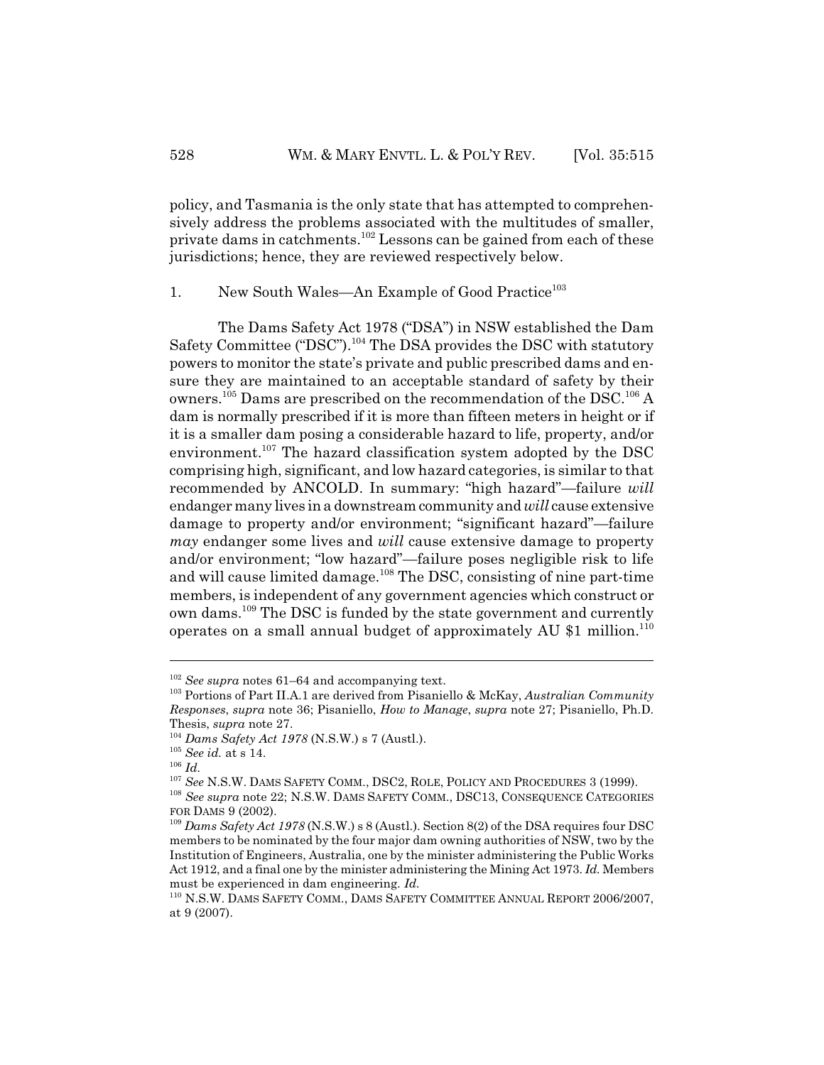policy, and Tasmania is the only state that has attempted to comprehensively address the problems associated with the multitudes of smaller, private dams in catchments.[102] Lessons can be gained from each of these jurisdictions; hence, they are reviewed respectively below.

### 1. New South Wales—An Example of Good Practice[103]

The Dams Safety Act 1978 ("DSA") in NSW established the Dam Safety Committee ("DSC").[104] The DSA provides the DSC with statutory powers to monitor the state's private and public prescribed dams and ensure they are maintained to an acceptable standard of safety by their owners.[105] Dams are prescribed on the recommendation of the DSC.[106] A dam is normally prescribed if it is more than fifteen meters in height or if it is a smaller dam posing a considerable hazard to life, property, and/or environment.[107] The hazard classification system adopted by the DSC comprising high, significant, and low hazard categories, is similar to that recommended by ANCOLD. In summary: "high hazard"—failure *will* endanger many lives in a downstream community and *will* cause extensive damage to property and/or environment; "significant hazard"—failure *may* endanger some lives and *will* cause extensive damage to property and/or environment; "low hazard"—failure poses negligible risk to life and will cause limited damage.[108] The DSC, consisting of nine part-time members, is independent of any government agencies which construct or own dams.[109] The DSC is funded by the state government and currently operates on a small annual budget of approximately AU $1 million.[110]

---

[102] *See supra* notes 61–64 and accompanying text.

[103] Portions of Part II.A.1 are derived from Pisaniello & McKay, *Australian Community Responses*, *supra* note 36; Pisaniello, *How to Manage*, *supra* note 27; Pisaniello, Ph.D. Thesis, *supra* note 27.

[104] *Dams Safety Act 1978* (N.S.W.) s 7 (Austl.).

[105] *See id.* at s 14.

[106] *Id.*

[107] *See* N.S.W. DAMS SAFETY COMM., DSC2, ROLE, POLICY AND PROCEDURES 3 (1999).

[108] *See supra* note 22; N.S.W. DAMS SAFETY COMM., DSC13, CONSEQUENCE CATEGORIES FOR DAMS 9 (2002).

[109] *Dams Safety Act 1978* (N.S.W.) s 8 (Austl.). Section 8(2) of the DSA requires four DSC members to be nominated by the four major dam owning authorities of NSW, two by the Institution of Engineers, Australia, one by the minister administering the Public Works Act 1912, and a final one by the minister administering the Mining Act 1973. *Id.* Members must be experienced in dam engineering. *Id.*

[110] N.S.W. DAMS SAFETY COMM., DAMS SAFETY COMMITTEE ANNUAL REPORT 2006/2007, at 9 (2007).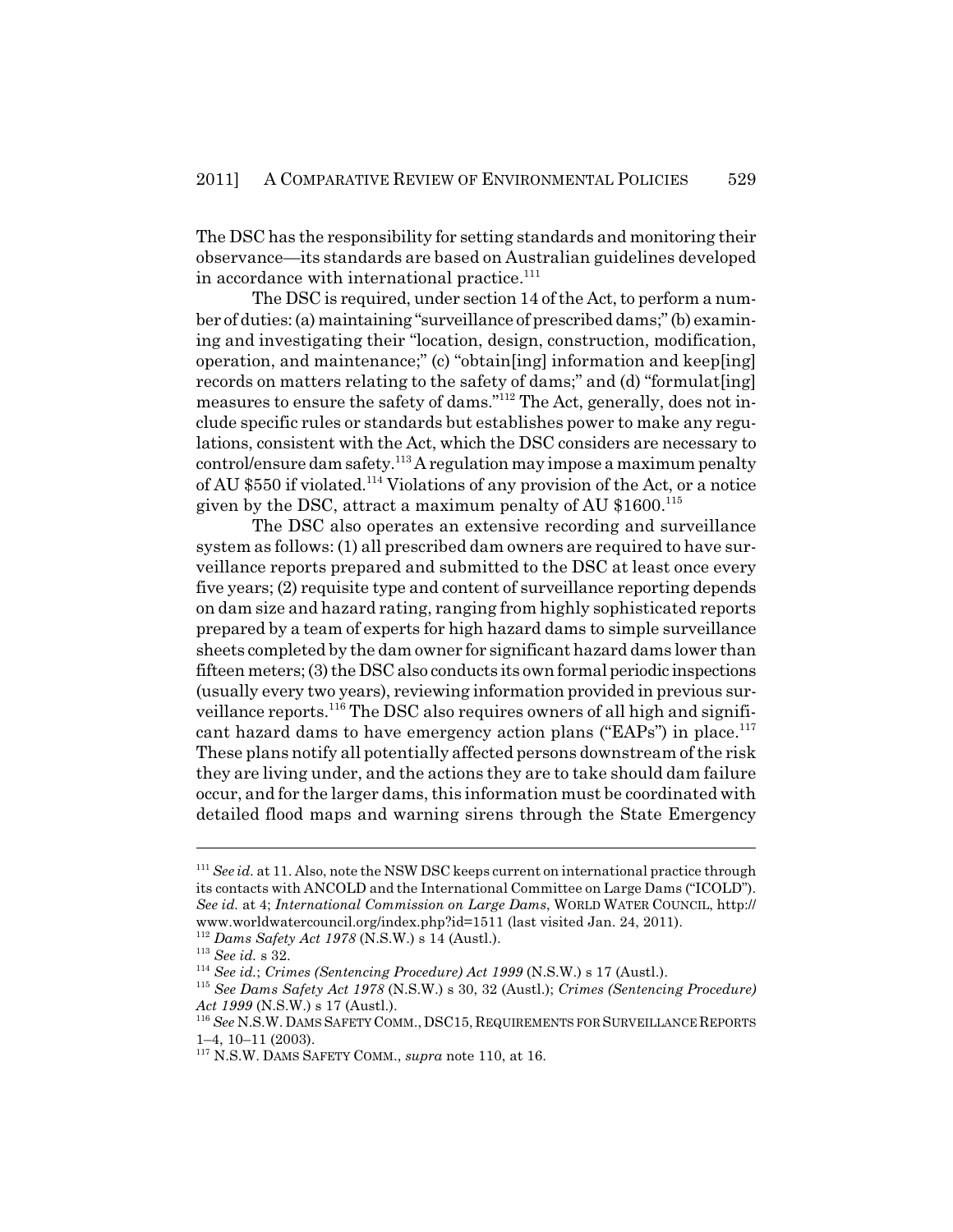The DSC has the responsibility for setting standards and monitoring their observance—its standards are based on Australian guidelines developed in accordance with international practice.[111]

The DSC is required, under section 14 of the Act, to perform a number of duties: (a) maintaining "surveillance of prescribed dams;" (b) examining and investigating their "location, design, construction, modification, operation, and maintenance;" (c) "obtain[ing] information and keep[ing] records on matters relating to the safety of dams;" and (d) "formulat[ing] measures to ensure the safety of dams."[112] The Act, generally, does not include specific rules or standards but establishes power to make any regulations, consistent with the Act, which the DSC considers are necessary to control/ensure dam safety.[113] A regulation may impose a maximum penalty of AU $550 if violated.[114] Violations of any provision of the Act, or a notice given by the DSC, attract a maximum penalty of AU $1600.[115]

The DSC also operates an extensive recording and surveillance system as follows: (1) all prescribed dam owners are required to have surveillance reports prepared and submitted to the DSC at least once every five years; (2) requisite type and content of surveillance reporting depends on dam size and hazard rating, ranging from highly sophisticated reports prepared by a team of experts for high hazard dams to simple surveillance sheets completed by the dam owner for significant hazard dams lower than fifteen meters; (3) the DSC also conducts its own formal periodic inspections (usually every two years), reviewing information provided in previous surveillance reports.[116] The DSC also requires owners of all high and significant hazard dams to have emergency action plans ("EAPs") in place.[117] These plans notify all potentially affected persons downstream of the risk they are living under, and the actions they are to take should dam failure occur, and for the larger dams, this information must be coordinated with detailed flood maps and warning sirens through the State Emergency

---

[111] *See id.* at 11. Also, note the NSW DSC keeps current on international practice through its contacts with ANCOLD and the International Committee on Large Dams ("ICOLD"). *See id.* at 4; *International Commission on Large Dams*, WORLD WATER COUNCIL, http://www.worldwatercouncil.org/index.php?id=1511 (last visited Jan. 24, 2011).

[112] *Dams Safety Act 1978* (N.S.W.) s 14 (Austl.).

[113] *See id.* s 32.

[114] *See id.*; *Crimes (Sentencing Procedure) Act 1999* (N.S.W.) s 17 (Austl.).

[115] *See Dams Safety Act 1978* (N.S.W.) s 30, 32 (Austl.); *Crimes (Sentencing Procedure) Act 1999* (N.S.W.) s 17 (Austl.).

[116] *See* N.S.W. DAMS SAFETY COMM., DSC15, REQUIREMENTS FOR SURVEILLANCE REPORTS 1–4, 10–11 (2003).

[117] N.S.W. DAMS SAFETY COMM., *supra* note 110, at 16.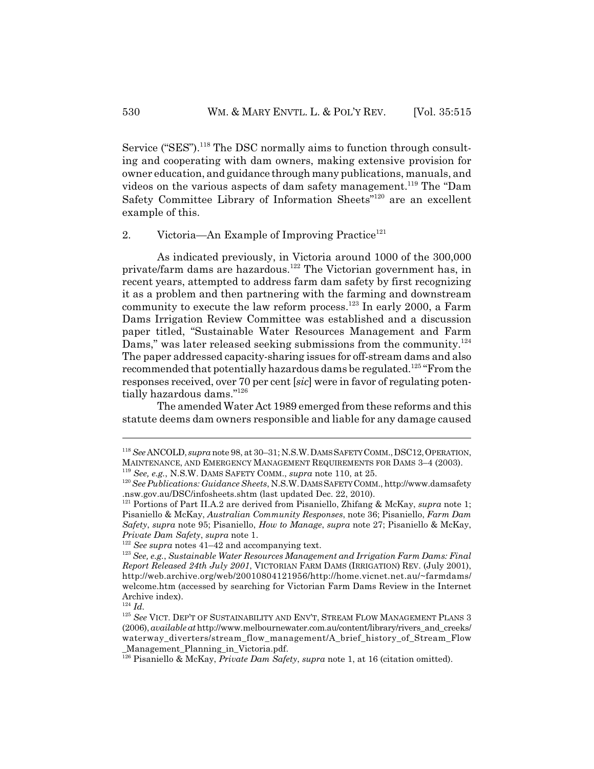Service ("SES").[118] The DSC normally aims to function through consulting and cooperating with dam owners, making extensive provision for owner education, and guidance through many publications, manuals, and videos on the various aspects of dam safety management.[119] The "Dam Safety Committee Library of Information Sheets"[120] are an excellent example of this.

### 2. Victoria—An Example of Improving Practice[121]

As indicated previously, in Victoria around 1000 of the 300,000 private/farm dams are hazardous.[122] The Victorian government has, in recent years, attempted to address farm dam safety by first recognizing it as a problem and then partnering with the farming and downstream community to execute the law reform process.[123] In early 2000, a Farm Dams Irrigation Review Committee was established and a discussion paper titled, "Sustainable Water Resources Management and Farm Dams," was later released seeking submissions from the community.[124] The paper addressed capacity-sharing issues for off-stream dams and also recommended that potentially hazardous dams be regulated.[125] "From the responses received, over 70 per cent [*sic*] were in favor of regulating potentially hazardous dams."[126]

The amended Water Act 1989 emerged from these reforms and this statute deems dam owners responsible and liable for any damage caused

---

[118] *See* ANCOLD, *supra* note 98, at 30–31; N.S.W. DAMS SAFETY COMM., DSC12, OPERATION, MAINTENANCE, AND EMERGENCY MANAGEMENT REQUIREMENTS FOR DAMS 3–4 (2003).

[119] *See, e.g.*, N.S.W. DAMS SAFETY COMM., *supra* note 110, at 25.

[120] *See Publications: Guidance Sheets*, N.S.W. DAMS SAFETY COMM., http://www.damsafety.nsw.gov.au/DSC/infosheets.shtm (last updated Dec. 22, 2010).

[121] Portions of Part II.A.2 are derived from Pisaniello, Zhifang & McKay, *supra* note 1; Pisaniello & McKay, *Australian Community Responses*, note 36; Pisaniello, *Farm Dam Safety*, *supra* note 95; Pisaniello, *How to Manage*, *supra* note 27; Pisaniello & McKay, *Private Dam Safety*, *supra* note 1.

[122] *See supra* notes 41–42 and accompanying text.

[123] *See, e.g.*, *Sustainable Water Resources Management and Irrigation Farm Dams: Final Report Released 24th July 2001*, VICTORIAN FARM DAMS (IRRIGATION) REV. (July 2001), http://web.archive.org/web/20010804121956/http://home.vicnet.net.au/~farmdams/welcome.htm (accessed by searching for Victorian Farm Dams Review in the Internet Archive index).

[124] *Id.*

[125] *See* VICT. DEP'T OF SUSTAINABILITY AND ENV'T, STREAM FLOW MANAGEMENT PLANS 3 (2006), *available at* http://www.melbournewater.com.au/content/library/rivers_and_creeks/waterway_diverters/stream_flow_management/A_brief_history_of_Stream_Flow_Management_Planning_in_Victoria.pdf.

[126] Pisaniello & McKay, *Private Dam Safety*, *supra* note 1, at 16 (citation omitted).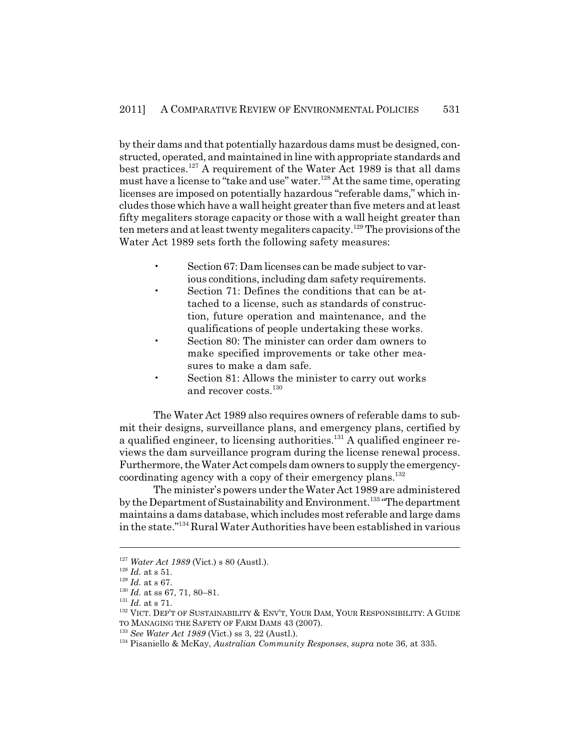by their dams and that potentially hazardous dams must be designed, constructed, operated, and maintained in line with appropriate standards and best practices.[127] A requirement of the Water Act 1989 is that all dams must have a license to "take and use" water.[128] At the same time, operating licenses are imposed on potentially hazardous "referable dams," which includes those which have a wall height greater than five meters and at least fifty megaliters storage capacity or those with a wall height greater than ten meters and at least twenty megaliters capacity.[129] The provisions of the Water Act 1989 sets forth the following safety measures:

- Section 67: Dam licenses can be made subject to various conditions, including dam safety requirements.
- Section 71: Defines the conditions that can be attached to a license, such as standards of construction, future operation and maintenance, and the qualifications of people undertaking these works.
- Section 80: The minister can order dam owners to make specified improvements or take other measures to make a dam safe.
- Section 81: Allows the minister to carry out works and recover costs.[130]

The Water Act 1989 also requires owners of referable dams to submit their designs, surveillance plans, and emergency plans, certified by a qualified engineer, to licensing authorities.[131] A qualified engineer reviews the dam surveillance program during the license renewal process. Furthermore, the Water Act compels dam owners to supply the emergency-coordinating agency with a copy of their emergency plans.[132]

The minister's powers under the Water Act 1989 are administered by the Department of Sustainability and Environment.[133] "The department maintains a dams database, which includes most referable and large dams in the state."[134] Rural Water Authorities have been established in various

---

[127] *Water Act 1989* (Vict.) s 80 (Austl.).
[128] *Id.* at s 51.
[129] *Id.* at s 67.
[130] *Id.* at ss 67, 71, 80–81.
[131] *Id.* at s 71.
[132] VICT. DEP'T OF SUSTAINABILITY & ENV'T, YOUR DAM, YOUR RESPONSIBILITY: A GUIDE TO MANAGING THE SAFETY OF FARM DAMS 43 (2007).
[133] *See Water Act 1989* (Vict.) ss 3, 22 (Austl.).
[134] Pisaniello & McKay, *Australian Community Responses*, *supra* note 36, at 335.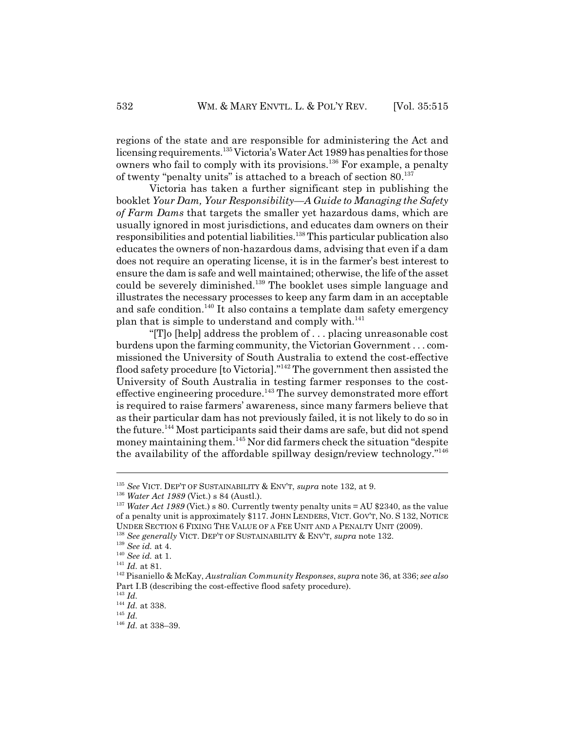regions of the state and are responsible for administering the Act and licensing requirements.[135] Victoria's Water Act 1989 has penalties for those owners who fail to comply with its provisions.[136] For example, a penalty of twenty "penalty units" is attached to a breach of section 80.[137]

Victoria has taken a further significant step in publishing the booklet *Your Dam, Your Responsibility—A Guide to Managing the Safety of Farm Dams* that targets the smaller yet hazardous dams, which are usually ignored in most jurisdictions, and educates dam owners on their responsibilities and potential liabilities.[138] This particular publication also educates the owners of non-hazardous dams, advising that even if a dam does not require an operating license, it is in the farmer's best interest to ensure the dam is safe and well maintained; otherwise, the life of the asset could be severely diminished.[139] The booklet uses simple language and illustrates the necessary processes to keep any farm dam in an acceptable and safe condition.[140] It also contains a template dam safety emergency plan that is simple to understand and comply with.[141]

"[T]o [help] address the problem of . . . placing unreasonable cost burdens upon the farming community, the Victorian Government . . . commissioned the University of South Australia to extend the cost-effective flood safety procedure [to Victoria]."[142] The government then assisted the University of South Australia in testing farmer responses to the cost-effective engineering procedure.[143] The survey demonstrated more effort is required to raise farmers' awareness, since many farmers believe that as their particular dam has not previously failed, it is not likely to do so in the future.[144] Most participants said their dams are safe, but did not spend money maintaining them.[145] Nor did farmers check the situation "despite the availability of the affordable spillway design/review technology."[146]

---

[135] *See* VICT. DEP'T OF SUSTAINABILITY & ENV'T, *supra* note 132, at 9.

[136] *Water Act 1989* (Vict.) s 84 (Austl.).

[137] *Water Act 1989* (Vict.) s 80. Currently twenty penalty units = AU $2340, as the value of a penalty unit is approximately $117. JOHN LENDERS, VICT. GOV'T, NO. S 132, NOTICE UNDER SECTION 6 FIXING THE VALUE OF A FEE UNIT AND A PENALTY UNIT (2009).

[138] *See generally* VICT. DEP'T OF SUSTAINABILITY & ENV'T, *supra* note 132.

[139] *See id.* at 4.

[140] *See id.* at 1.

[141] *Id.* at 81.

[142] Pisaniello & McKay, *Australian Community Responses*, *supra* note 36, at 336; *see also* Part I.B (describing the cost-effective flood safety procedure).

[143] *Id.*

[144] *Id.* at 338.

[145] *Id.*

[146] *Id.* at 338–39.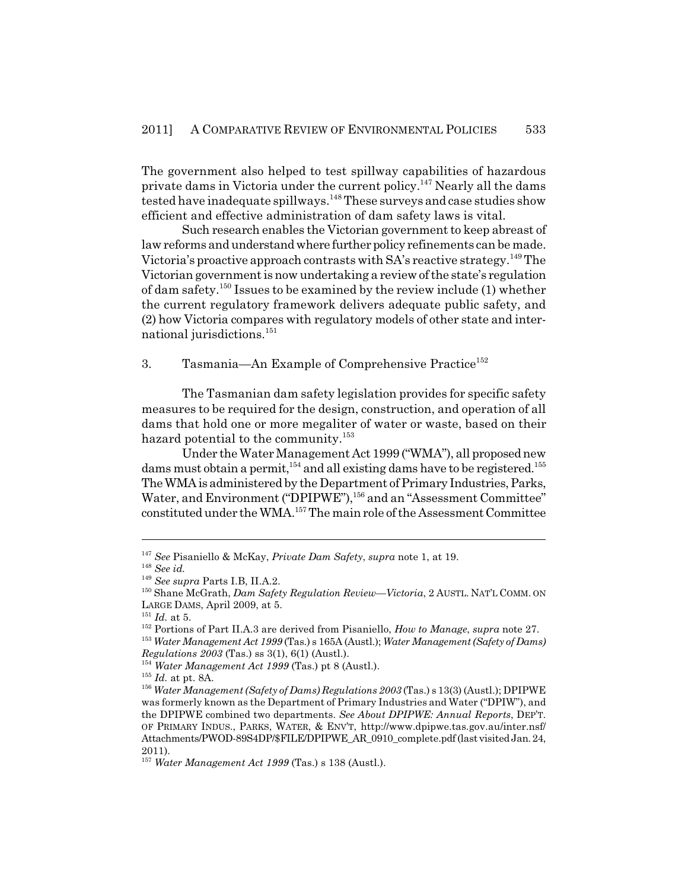The government also helped to test spillway capabilities of hazardous private dams in Victoria under the current policy.[147] Nearly all the dams tested have inadequate spillways.[148] These surveys and case studies show efficient and effective administration of dam safety laws is vital.

Such research enables the Victorian government to keep abreast of law reforms and understand where further policy refinements can be made. Victoria's proactive approach contrasts with SA's reactive strategy.[149] The Victorian government is now undertaking a review of the state's regulation of dam safety.[150] Issues to be examined by the review include (1) whether the current regulatory framework delivers adequate public safety, and (2) how Victoria compares with regulatory models of other state and international jurisdictions.[151]

### 3. Tasmania—An Example of Comprehensive Practice[152]

The Tasmanian dam safety legislation provides for specific safety measures to be required for the design, construction, and operation of all dams that hold one or more megaliter of water or waste, based on their hazard potential to the community.[153]

Under the Water Management Act 1999 ("WMA"), all proposed new dams must obtain a permit,[154] and all existing dams have to be registered.[155] The WMA is administered by the Department of Primary Industries, Parks, Water, and Environment ("DPIPWE"),[156] and an "Assessment Committee" constituted under the WMA.[157] The main role of the Assessment Committee

---

[147] *See* Pisaniello & McKay, *Private Dam Safety*, *supra* note 1, at 19.

[148] *See id.*

[149] *See supra* Parts I.B, II.A.2.

[150] Shane McGrath, *Dam Safety Regulation Review—Victoria*, 2 AUSTL. NAT'L COMM. ON LARGE DAMS, April 2009, at 5.

[151] *Id.* at 5.

[152] Portions of Part II.A.3 are derived from Pisaniello, *How to Manage*, *supra* note 27.

[153] *Water Management Act 1999* (Tas.) s 165A (Austl.); *Water Management (Safety of Dams) Regulations 2003* (Tas.) ss 3(1), 6(1) (Austl.).

[154] *Water Management Act 1999* (Tas.) pt 8 (Austl.).

[155] *Id.* at pt. 8A.

[156] *Water Management (Safety of Dams) Regulations 2003* (Tas.) s 13(3) (Austl.); DPIPWE was formerly known as the Department of Primary Industries and Water ("DPIW"), and the DPIPWE combined two departments. *See About DPIPWE: Annual Reports*, DEP'T. OF PRIMARY INDUS., PARKS, WATER, & ENV'T, http://www.dpipwe.tas.gov.au/inter.nsf/Attachments/PWOD-89S4DP/$FILE/DPIPWE_AR_0910_complete.pdf (last visited Jan. 24, 2011).

[157] *Water Management Act 1999* (Tas.) s 138 (Austl.).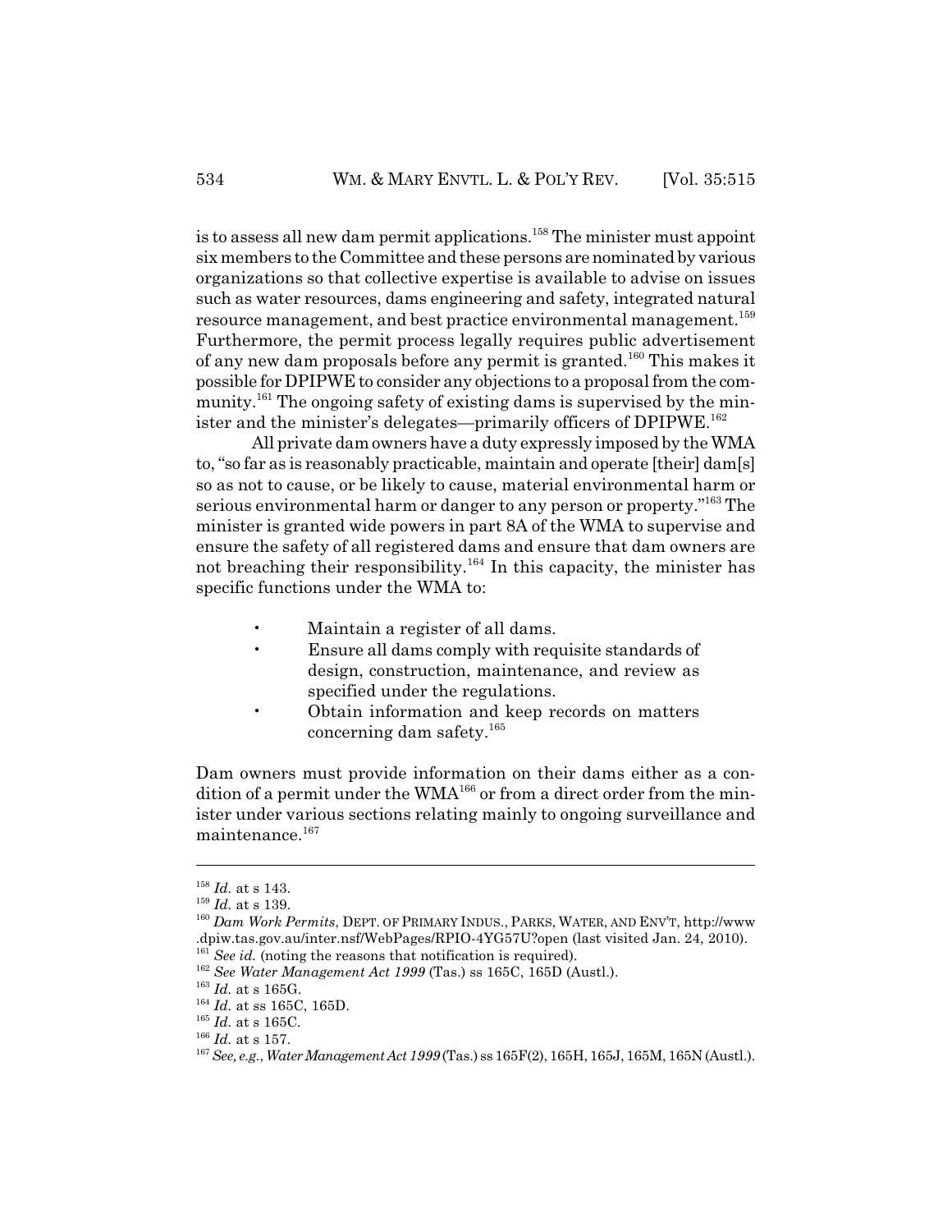is to assess all new dam permit applications.[158] The minister must appoint six members to the Committee and these persons are nominated by various organizations so that collective expertise is available to advise on issues such as water resources, dams engineering and safety, integrated natural resource management, and best practice environmental management.[159] Furthermore, the permit process legally requires public advertisement of any new dam proposals before any permit is granted.[160] This makes it possible for DPIPWE to consider any objections to a proposal from the community.[161] The ongoing safety of existing dams is supervised by the minister and the minister's delegates—primarily officers of DPIPWE.[162]

All private dam owners have a duty expressly imposed by the WMA to, "so far as is reasonably practicable, maintain and operate [their] dam[s] so as not to cause, or be likely to cause, material environmental harm or serious environmental harm or danger to any person or property."[163] The minister is granted wide powers in part 8A of the WMA to supervise and ensure the safety of all registered dams and ensure that dam owners are not breaching their responsibility.[164] In this capacity, the minister has specific functions under the WMA to:

- Maintain a register of all dams.
- Ensure all dams comply with requisite standards of design, construction, maintenance, and review as specified under the regulations.
- Obtain information and keep records on matters concerning dam safety.[165]

Dam owners must provide information on their dams either as a condition of a permit under the WMA[166] or from a direct order from the minister under various sections relating mainly to ongoing surveillance and maintenance.[167]

---

[158] *Id.* at s 143.
[159] *Id.* at s 139.
[160] *Dam Work Permits*, DEPT. OF PRIMARY INDUS., PARKS, WATER, AND ENV'T, http://www.dpiw.tas.gov.au/inter.nsf/WebPages/RPIO-4YG57U?open (last visited Jan. 24, 2010).
[161] *See id.* (noting the reasons that notification is required).
[162] *See Water Management Act 1999* (Tas.) ss 165C, 165D (Austl.).
[163] *Id.* at s 165G.
[164] *Id.* at ss 165C, 165D.
[165] *Id.* at s 165C.
[166] *Id.* at s 157.
[167] *See, e.g.*, *Water Management Act 1999* (Tas.) ss 165F(2), 165H, 165J, 165M, 165N (Austl.).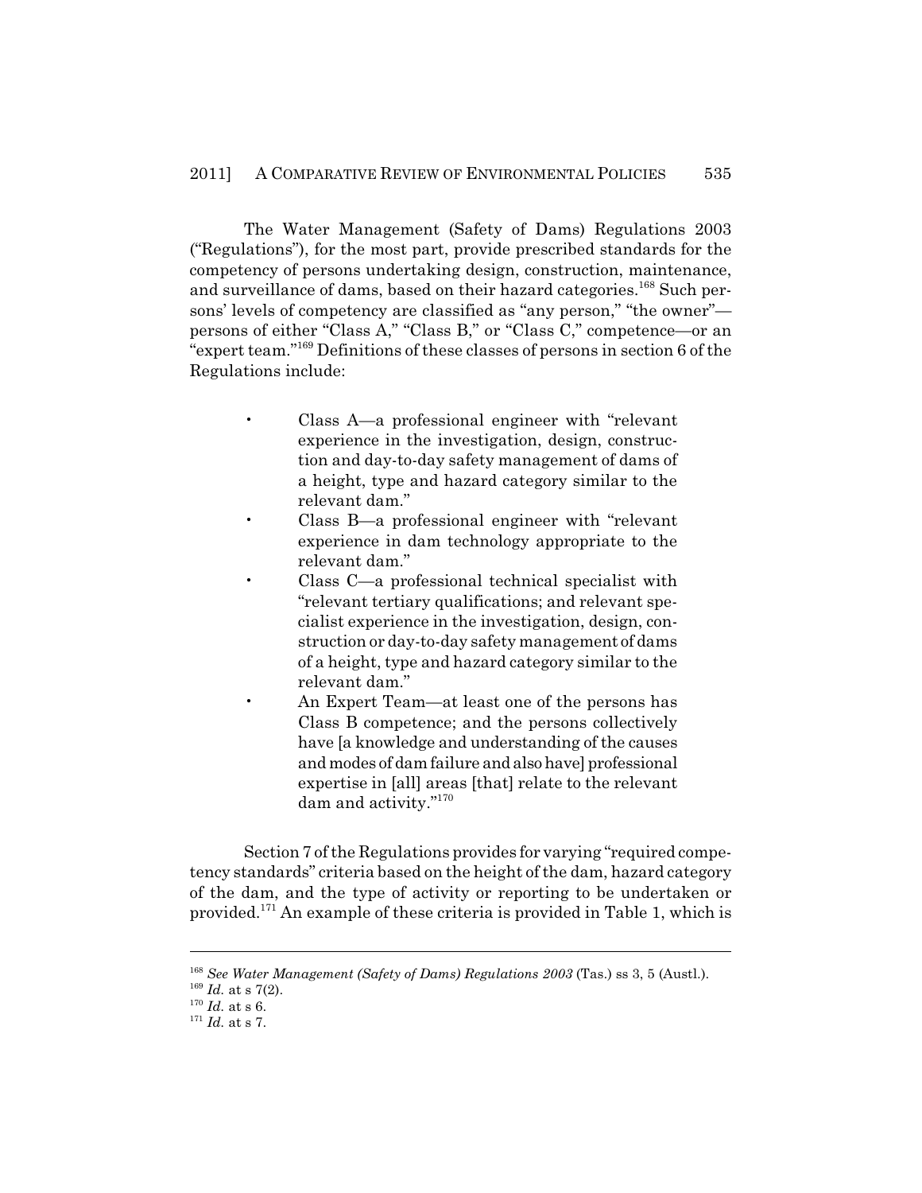The Water Management (Safety of Dams) Regulations 2003 ("Regulations"), for the most part, provide prescribed standards for the competency of persons undertaking design, construction, maintenance, and surveillance of dams, based on their hazard categories.[168] Such persons' levels of competency are classified as "any person," "the owner"—persons of either "Class A," "Class B," or "Class C," competence—or an "expert team."[169] Definitions of these classes of persons in section 6 of the Regulations include:

- Class A—a professional engineer with "relevant experience in the investigation, design, construction and day-to-day safety management of dams of a height, type and hazard category similar to the relevant dam."
- Class B—a professional engineer with "relevant experience in dam technology appropriate to the relevant dam."
- Class C—a professional technical specialist with "relevant tertiary qualifications; and relevant specialist experience in the investigation, design, construction or day-to-day safety management of dams of a height, type and hazard category similar to the relevant dam."
- An Expert Team—at least one of the persons has Class B competence; and the persons collectively have [a knowledge and understanding of the causes and modes of dam failure and also have] professional expertise in [all] areas [that] relate to the relevant dam and activity."[170]

Section 7 of the Regulations provides for varying "required competency standards" criteria based on the height of the dam, hazard category of the dam, and the type of activity or reporting to be undertaken or provided.[171] An example of these criteria is provided in Table 1, which is

---

[168] *See Water Management (Safety of Dams) Regulations 2003* (Tas.) ss 3, 5 (Austl.).

[169] *Id.* at s 7(2).

[170] *Id.* at s 6.

[171] *Id.* at s 7.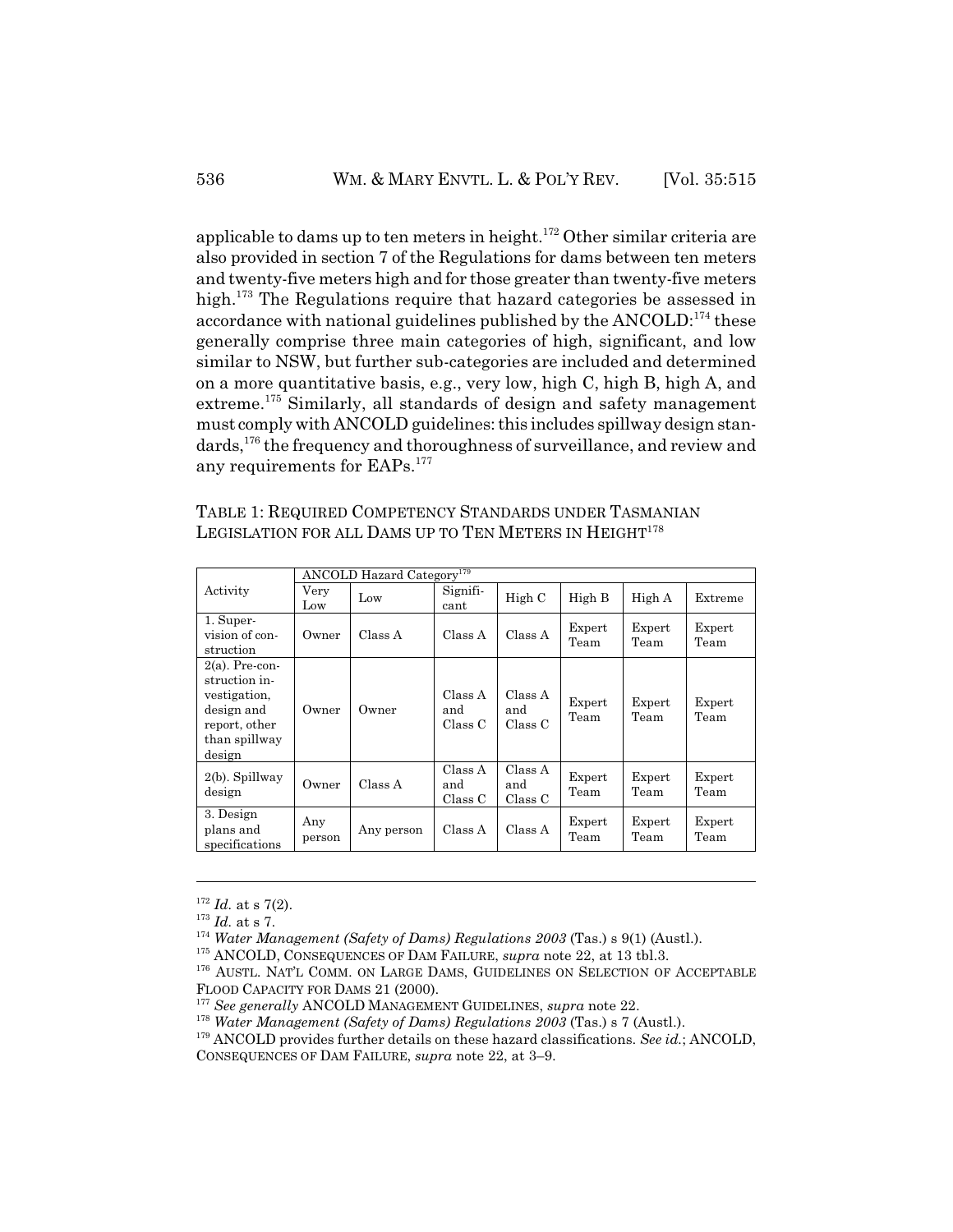applicable to dams up to ten meters in height.[172] Other similar criteria are also provided in section 7 of the Regulations for dams between ten meters and twenty-five meters high and for those greater than twenty-five meters high.[173] The Regulations require that hazard categories be assessed in accordance with national guidelines published by the ANCOLD:[174] these generally comprise three main categories of high, significant, and low similar to NSW, but further sub-categories are included and determined on a more quantitative basis, e.g., very low, high C, high B, high A, and extreme.[175] Similarly, all standards of design and safety management must comply with ANCOLD guidelines: this includes spillway design standards,[176] the frequency and thoroughness of surveillance, and review and any requirements for EAPs.[177]

TABLE 1: REQUIRED COMPETENCY STANDARDS UNDER TASMANIAN LEGISLATION FOR ALL DAMS UP TO TEN METERS IN HEIGHT[178]

| Activity | ANCOLD Hazard Category[179] | | | | | | |
|---|---|---|---|---|---|---|---|
| | Very Low | Low | Significant | High C | High B | High A | Extreme |
| 1. Supervision of construction | Owner | Class A | Class A | Class A | Expert Team | Expert Team | Expert Team |
| 2(a). Pre-construction investigation, design and report, other than spillway design | Owner | Owner | Class A and Class C | Class A and Class C | Expert Team | Expert Team | Expert Team |
| 2(b). Spillway design | Owner | Class A | Class A and Class C | Class A and Class C | Expert Team | Expert Team | Expert Team |
| 3. Design plans and specifications | Any person | Any person | Class A | Class A | Expert Team | Expert Team | Expert Team |

---

[172] *Id.* at s 7(2).

[173] *Id.* at s 7.

[174] *Water Management (Safety of Dams) Regulations 2003* (Tas.) s 9(1) (Austl.).

[175] ANCOLD, CONSEQUENCES OF DAM FAILURE, *supra* note 22, at 13 tbl.3.

[176] AUSTL. NAT'L COMM. ON LARGE DAMS, GUIDELINES ON SELECTION OF ACCEPTABLE FLOOD CAPACITY FOR DAMS 21 (2000).

[177] *See generally* ANCOLD MANAGEMENT GUIDELINES, *supra* note 22.

[178] *Water Management (Safety of Dams) Regulations 2003* (Tas.) s 7 (Austl.).

[179] ANCOLD provides further details on these hazard classifications. *See id.*; ANCOLD, CONSEQUENCES OF DAM FAILURE, *supra* note 22, at 3–9.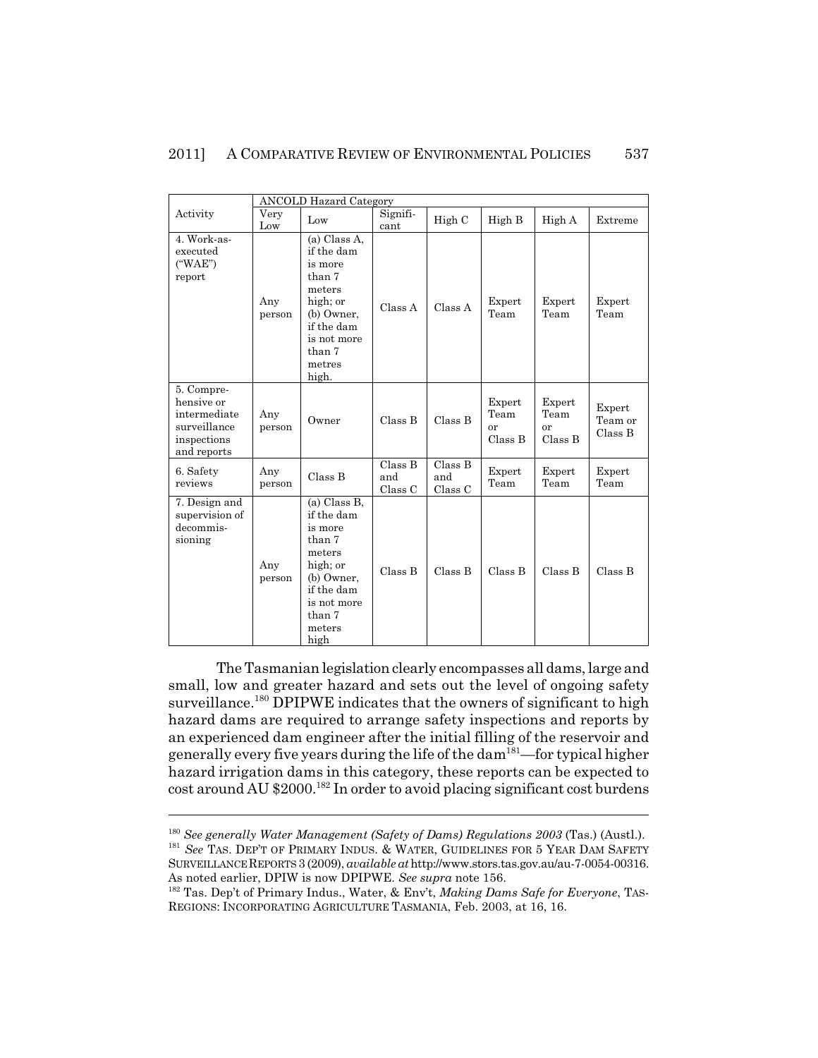| Activity | ANCOLD Hazard Category | | | | | | |
|---|---|---|---|---|---|---|---|
| | Very Low | Low | Significant | High C | High B | High A | Extreme |
| 4. Work-as-executed ("WAE") report | Any person | (a) Class A, if the dam is more than 7 meters high; or (b) Owner, if the dam is not more than 7 metres high. | Class A | Class A | Expert Team | Expert Team | Expert Team |
| 5. Comprehensive or intermediate surveillance inspections and reports | Any person | Owner | Class B | Class B | Expert Team or Class B | Expert Team or Class B | Expert Team or Class B |
| 6. Safety reviews | Any person | Class B | Class B and Class C | Class B and Class C | Expert Team | Expert Team | Expert Team |
| 7. Design and supervision of decommissioning | Any person | (a) Class B, if the dam is more than 7 meters high; or (b) Owner, if the dam is not more than 7 meters high | Class B | Class B | Class B | Class B | Class B |

The Tasmanian legislation clearly encompasses all dams, large and small, low and greater hazard and sets out the level of ongoing safety surveillance.[180] DPIPWE indicates that the owners of significant to high hazard dams are required to arrange safety inspections and reports by an experienced dam engineer after the initial filling of the reservoir and generally every five years during the life of the dam[181]—for typical higher hazard irrigation dams in this category, these reports can be expected to cost around AU $2000.[182] In order to avoid placing significant cost burdens

[180] *See generally Water Management (Safety of Dams) Regulations 2003* (Tas.) (Austl.).

[181] *See* TAS. DEP'T OF PRIMARY INDUS. & WATER, GUIDELINES FOR 5 YEAR DAM SAFETY SURVEILLANCE REPORTS 3 (2009), *available at* http://www.stors.tas.gov.au/au-7-0054-00316. As noted earlier, DPIW is now DPIPWE. *See supra* note 156.

[182] Tas. Dep't of Primary Indus., Water, & Env't, *Making Dams Safe for Everyone*, TAS-REGIONS: INCORPORATING AGRICULTURE TASMANIA, Feb. 2003, at 16, 16.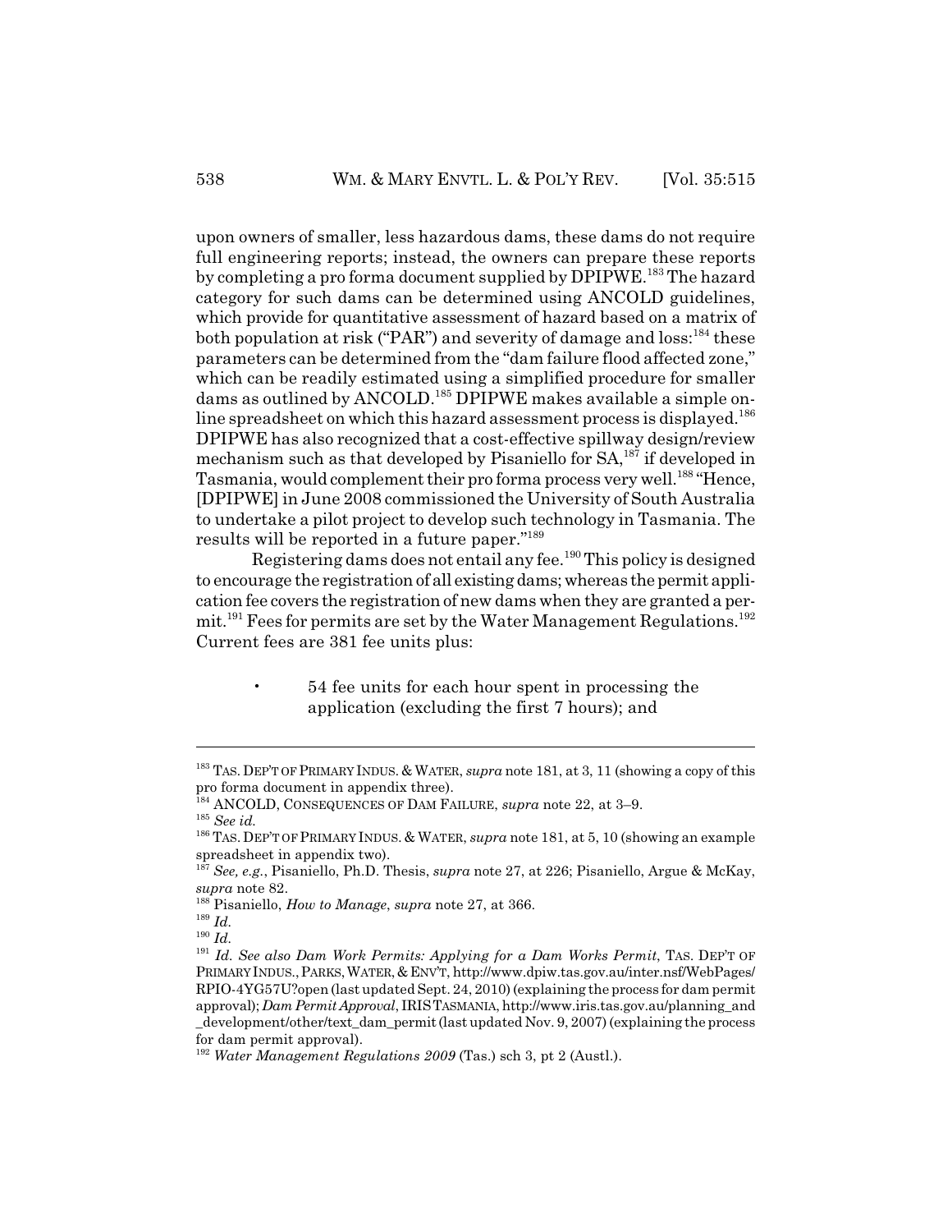upon owners of smaller, less hazardous dams, these dams do not require full engineering reports; instead, the owners can prepare these reports by completing a pro forma document supplied by DPIPWE.[183] The hazard category for such dams can be determined using ANCOLD guidelines, which provide for quantitative assessment of hazard based on a matrix of both population at risk ("PAR") and severity of damage and loss:[184] these parameters can be determined from the "dam failure flood affected zone," which can be readily estimated using a simplified procedure for smaller dams as outlined by ANCOLD.[185] DPIPWE makes available a simple on-line spreadsheet on which this hazard assessment process is displayed.[186] DPIPWE has also recognized that a cost-effective spillway design/review mechanism such as that developed by Pisaniello for SA,[187] if developed in Tasmania, would complement their pro forma process very well.[188] "Hence, [DPIPWE] in June 2008 commissioned the University of South Australia to undertake a pilot project to develop such technology in Tasmania. The results will be reported in a future paper."[189]

Registering dams does not entail any fee.[190] This policy is designed to encourage the registration of all existing dams; whereas the permit application fee covers the registration of new dams when they are granted a permit.[191] Fees for permits are set by the Water Management Regulations.[192] Current fees are 381 fee units plus:

- 54 fee units for each hour spent in processing the application (excluding the first 7 hours); and

---

[183] TAS. DEP'T OF PRIMARY INDUS. & WATER, *supra* note 181, at 3, 11 (showing a copy of this pro forma document in appendix three).

[184] ANCOLD, CONSEQUENCES OF DAM FAILURE, *supra* note 22, at 3–9.

[185] *See id.*

[186] TAS. DEP'T OF PRIMARY INDUS. & WATER, *supra* note 181, at 5, 10 (showing an example spreadsheet in appendix two).

[187] *See, e.g.*, Pisaniello, Ph.D. Thesis, *supra* note 27, at 226; Pisaniello, Argue & McKay, *supra* note 82.

[188] Pisaniello, *How to Manage*, *supra* note 27, at 366.

[189] *Id.*

[190] *Id.*

[191] *Id. See also Dam Work Permits: Applying for a Dam Works Permit*, TAS. DEP'T OF PRIMARY INDUS., PARKS, WATER, & ENV'T, http://www.dpiw.tas.gov.au/inter.nsf/WebPages/RPIO-4YG57U?open (last updated Sept. 24, 2010) (explaining the process for dam permit approval); *Dam Permit Approval*, IRIS TASMANIA, http://www.iris.tas.gov.au/planning_and_development/other/text_dam_permit (last updated Nov. 9, 2007) (explaining the process for dam permit approval).

[192] *Water Management Regulations 2009* (Tas.) sch 3, pt 2 (Austl.).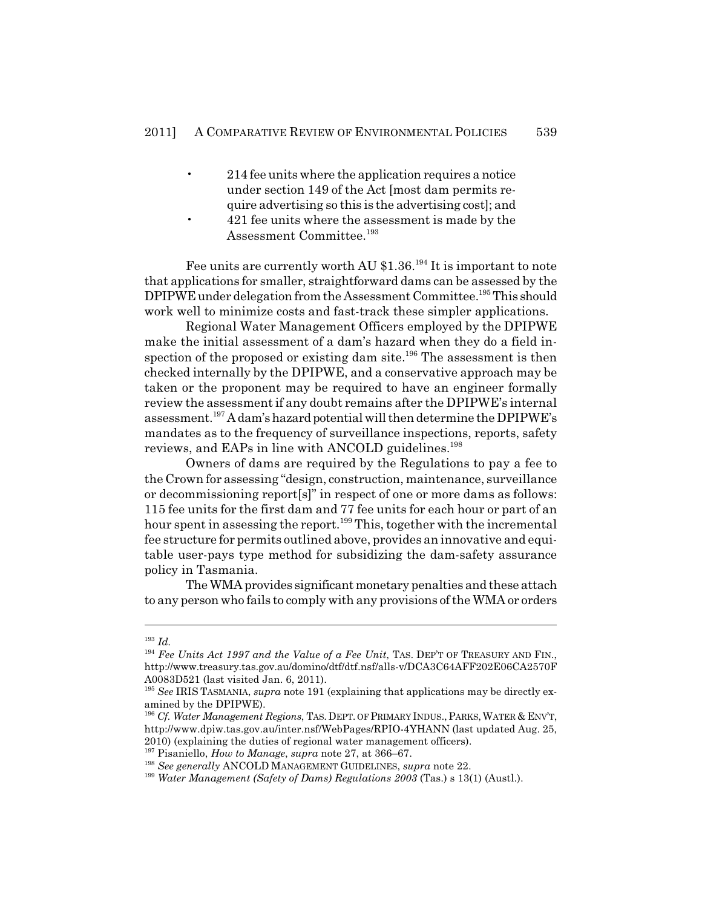- 214 fee units where the application requires a notice under section 149 of the Act [most dam permits require advertising so this is the advertising cost]; and
- 421 fee units where the assessment is made by the Assessment Committee.[193]

Fee units are currently worth AU $1.36.[194] It is important to note that applications for smaller, straightforward dams can be assessed by the DPIPWE under delegation from the Assessment Committee.[195] This should work well to minimize costs and fast-track these simpler applications.

Regional Water Management Officers employed by the DPIPWE make the initial assessment of a dam's hazard when they do a field inspection of the proposed or existing dam site.[196] The assessment is then checked internally by the DPIPWE, and a conservative approach may be taken or the proponent may be required to have an engineer formally review the assessment if any doubt remains after the DPIPWE's internal assessment.[197] A dam's hazard potential will then determine the DPIPWE's mandates as to the frequency of surveillance inspections, reports, safety reviews, and EAPs in line with ANCOLD guidelines.[198]

Owners of dams are required by the Regulations to pay a fee to the Crown for assessing "design, construction, maintenance, surveillance or decommissioning report[s]" in respect of one or more dams as follows: 115 fee units for the first dam and 77 fee units for each hour or part of an hour spent in assessing the report.[199] This, together with the incremental fee structure for permits outlined above, provides an innovative and equitable user-pays type method for subsidizing the dam-safety assurance policy in Tasmania.

The WMA provides significant monetary penalties and these attach to any person who fails to comply with any provisions of the WMA or orders

---

[193] *Id.*

[194] *Fee Units Act 1997 and the Value of a Fee Unit*, TAS. DEP'T OF TREASURY AND FIN., http://www.treasury.tas.gov.au/domino/dtf/dtf.nsf/alls-v/DCA3C64AFF202E06CA2570FA0083D521 (last visited Jan. 6, 2011).

[195] *See* IRIS TASMANIA, *supra* note 191 (explaining that applications may be directly examined by the DPIPWE).

[196] *Cf. Water Management Regions*, TAS. DEPT. OF PRIMARY INDUS., PARKS, WATER & ENV'T, http://www.dpiw.tas.gov.au/inter.nsf/WebPages/RPIO-4YHANN (last updated Aug. 25, 2010) (explaining the duties of regional water management officers).

[197] Pisaniello, *How to Manage*, *supra* note 27, at 366–67.

[198] *See generally* ANCOLD MANAGEMENT GUIDELINES, *supra* note 22.

[199] *Water Management (Safety of Dams) Regulations 2003* (Tas.) s 13(1) (Austl.).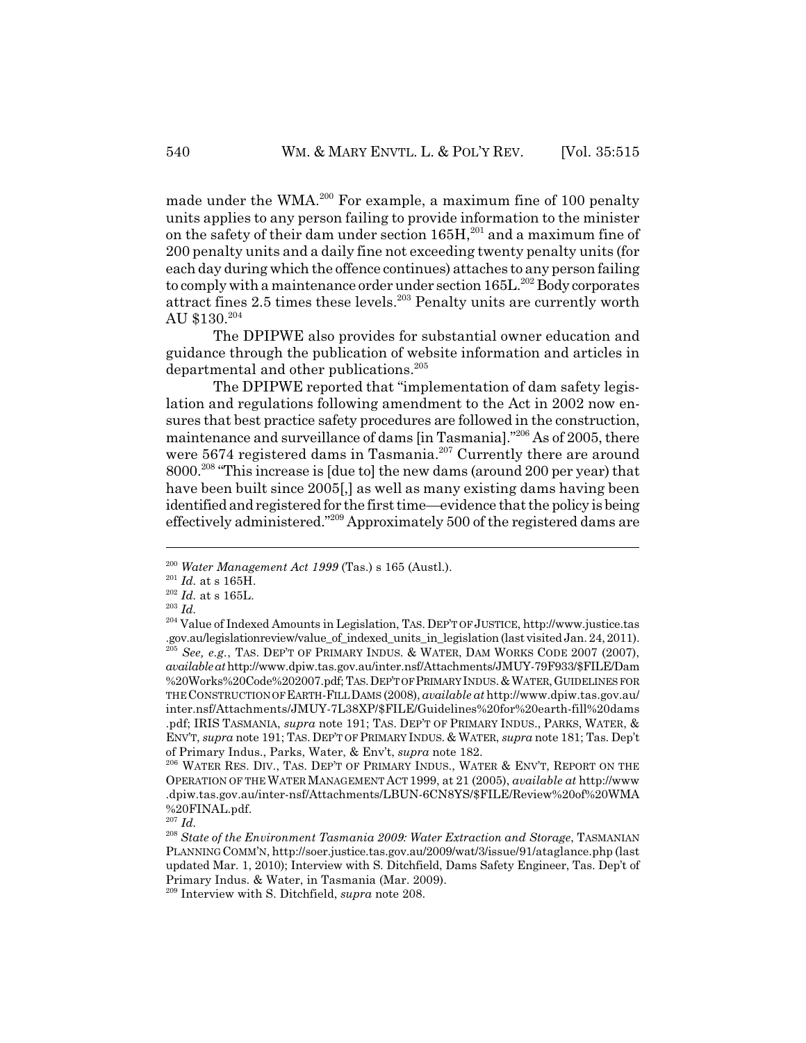made under the WMA.[200] For example, a maximum fine of 100 penalty units applies to any person failing to provide information to the minister on the safety of their dam under section 165H,[201] and a maximum fine of 200 penalty units and a daily fine not exceeding twenty penalty units (for each day during which the offence continues) attaches to any person failing to comply with a maintenance order under section 165L.[202] Body corporates attract fines 2.5 times these levels.[203] Penalty units are currently worth AU $130.[204]

The DPIPWE also provides for substantial owner education and guidance through the publication of website information and articles in departmental and other publications.[205]

The DPIPWE reported that "implementation of dam safety legislation and regulations following amendment to the Act in 2002 now ensures that best practice safety procedures are followed in the construction, maintenance and surveillance of dams [in Tasmania]."[206] As of 2005, there were 5674 registered dams in Tasmania.[207] Currently there are around 8000.[208] "This increase is [due to] the new dams (around 200 per year) that have been built since 2005[,] as well as many existing dams having been identified and registered for the first time—evidence that the policy is being effectively administered."[209] Approximately 500 of the registered dams are

---

[200] *Water Management Act 1999* (Tas.) s 165 (Austl.).

[201] *Id.* at s 165H.

[202] *Id.* at s 165L.

[203] *Id.*

[204] Value of Indexed Amounts in Legislation, TAS. DEP'T OF JUSTICE, http://www.justice.tas.gov.au/legislationreview/value_of_indexed_units_in_legislation (last visited Jan. 24, 2011).

[205] *See, e.g.*, TAS. DEP'T OF PRIMARY INDUS. & WATER, DAM WORKS CODE 2007 (2007), *available at* http://www.dpiw.tas.gov.au/inter.nsf/Attachments/JMUY-79F933/$FILE/Dam%20Works%20Code%202007.pdf; TAS. DEP'T OF PRIMARY INDUS. & WATER, GUIDELINES FOR THE CONSTRUCTION OF EARTH-FILL DAMS (2008), *available at* http://www.dpiw.tas.gov.au/inter.nsf/Attachments/JMUY-7L38XP/$FILE/Guidelines%20for%20earth-fill%20dams.pdf; IRIS TASMANIA, *supra* note 191; TAS. DEP'T OF PRIMARY INDUS., PARKS, WATER, & ENV'T, *supra* note 191; TAS. DEP'T OF PRIMARY INDUS. & WATER, *supra* note 181; Tas. Dep't of Primary Indus., Parks, Water, & Env't, *supra* note 182.

[206] WATER RES. DIV., TAS. DEP'T OF PRIMARY INDUS., WATER & ENV'T, REPORT ON THE OPERATION OF THE WATER MANAGEMENT ACT 1999, at 21 (2005), *available at* http://www.dpiw.tas.gov.au/inter-nsf/Attachments/LBUN-6CN8YS/$FILE/Review%20of%20WMA%20FINAL.pdf.

[207] *Id.*

[208] *State of the Environment Tasmania 2009: Water Extraction and Storage*, TASMANIAN PLANNING COMM'N, http://soer.justice.tas.gov.au/2009/wat/3/issue/91/ataglance.php (last updated Mar. 1, 2010); Interview with S. Ditchfield, Dams Safety Engineer, Tas. Dep't of Primary Indus. & Water, in Tasmania (Mar. 2009).

[209] Interview with S. Ditchfield, *supra* note 208.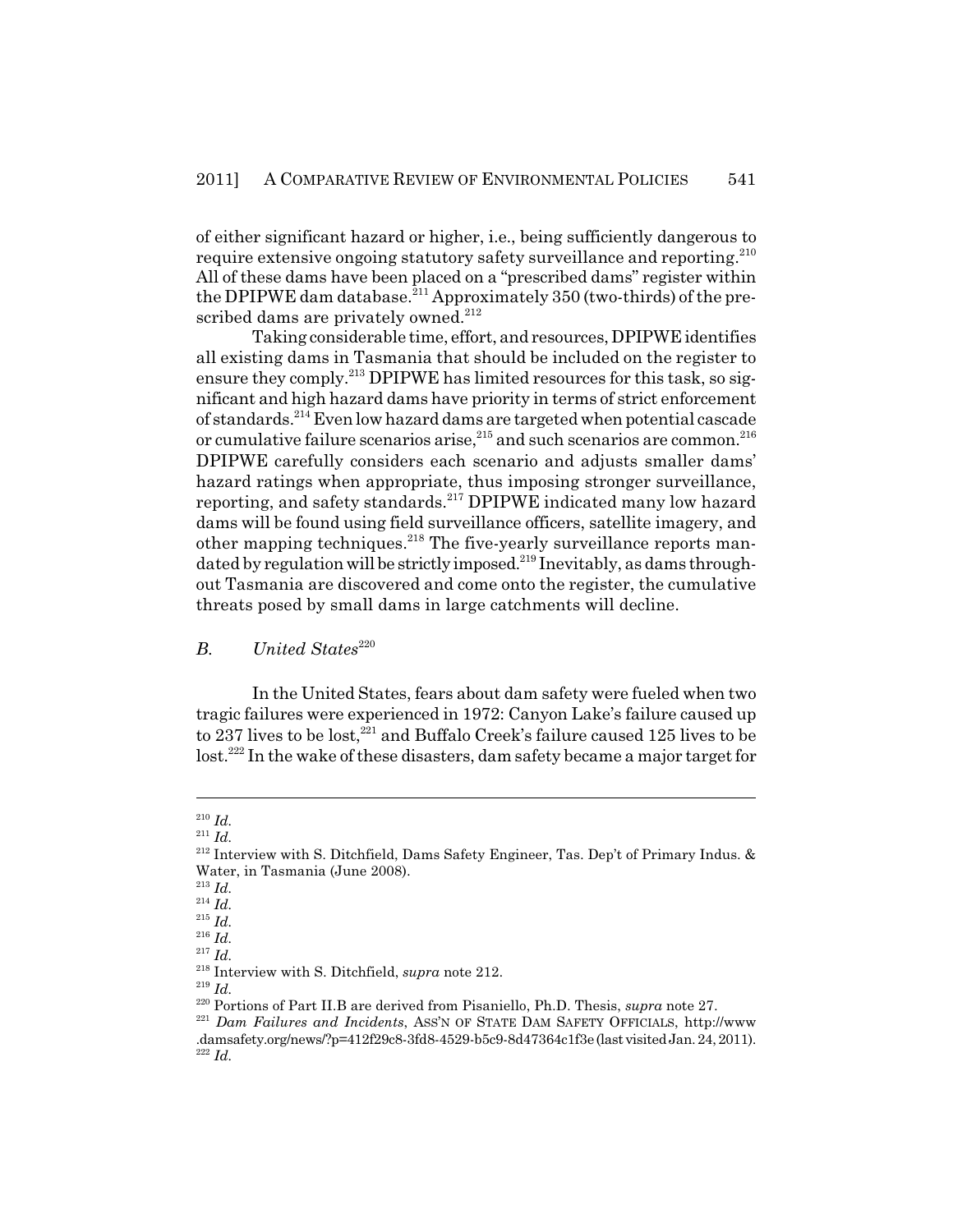of either significant hazard or higher, i.e., being sufficiently dangerous to require extensive ongoing statutory safety surveillance and reporting.[210] All of these dams have been placed on a "prescribed dams" register within the DPIPWE dam database.[211] Approximately 350 (two-thirds) of the prescribed dams are privately owned.[212]

Taking considerable time, effort, and resources, DPIPWE identifies all existing dams in Tasmania that should be included on the register to ensure they comply.[213] DPIPWE has limited resources for this task, so significant and high hazard dams have priority in terms of strict enforcement of standards.[214] Even low hazard dams are targeted when potential cascade or cumulative failure scenarios arise,[215] and such scenarios are common.[216] DPIPWE carefully considers each scenario and adjusts smaller dams' hazard ratings when appropriate, thus imposing stronger surveillance, reporting, and safety standards.[217] DPIPWE indicated many low hazard dams will be found using field surveillance officers, satellite imagery, and other mapping techniques.[218] The five-yearly surveillance reports mandated by regulation will be strictly imposed.[219] Inevitably, as dams throughout Tasmania are discovered and come onto the register, the cumulative threats posed by small dams in large catchments will decline.

### B. *United States*[220]

In the United States, fears about dam safety were fueled when two tragic failures were experienced in 1972: Canyon Lake's failure caused up to 237 lives to be lost,[221] and Buffalo Creek's failure caused 125 lives to be lost.[222] In the wake of these disasters, dam safety became a major target for

---

[210] *Id.*

[211] *Id.*

[212] Interview with S. Ditchfield, Dams Safety Engineer, Tas. Dep't of Primary Indus. & Water, in Tasmania (June 2008).

[213] *Id.*

[214] *Id.*

[215] *Id.*

[216] *Id.*

[217] *Id.*

[218] Interview with S. Ditchfield, *supra* note 212.

[219] *Id.*

[220] Portions of Part II.B are derived from Pisaniello, Ph.D. Thesis, *supra* note 27.

[221] *Dam Failures and Incidents*, ASS'N OF STATE DAM SAFETY OFFICIALS, http://www.damsafety.org/news/?p=412f29c8-3fd8-4529-b5c9-8d47364c1f3e (last visited Jan. 24, 2011).

[222] *Id.*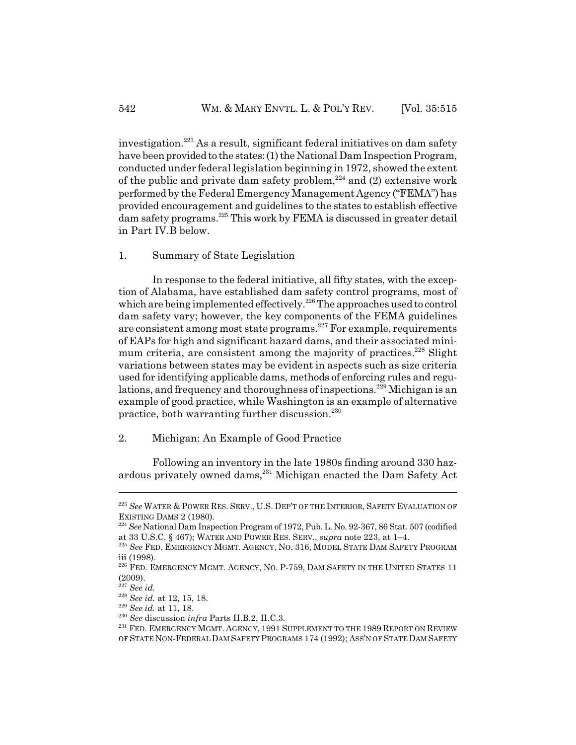investigation.[223] As a result, significant federal initiatives on dam safety have been provided to the states: (1) the National Dam Inspection Program, conducted under federal legislation beginning in 1972, showed the extent of the public and private dam safety problem,[224] and (2) extensive work performed by the Federal Emergency Management Agency ("FEMA") has provided encouragement and guidelines to the states to establish effective dam safety programs.[225] This work by FEMA is discussed in greater detail in Part IV.B below.

### 1. Summary of State Legislation

In response to the federal initiative, all fifty states, with the exception of Alabama, have established dam safety control programs, most of which are being implemented effectively.[226] The approaches used to control dam safety vary; however, the key components of the FEMA guidelines are consistent among most state programs.[227] For example, requirements of EAPs for high and significant hazard dams, and their associated minimum criteria, are consistent among the majority of practices.[228] Slight variations between states may be evident in aspects such as size criteria used for identifying applicable dams, methods of enforcing rules and regulations, and frequency and thoroughness of inspections.[229] Michigan is an example of good practice, while Washington is an example of alternative practice, both warranting further discussion.[230]

### 2. Michigan: An Example of Good Practice

Following an inventory in the late 1980s finding around 330 hazardous privately owned dams,[231] Michigan enacted the Dam Safety Act

---

[223] *See* WATER & POWER RES. SERV., U.S. DEP'T OF THE INTERIOR, SAFETY EVALUATION OF EXISTING DAMS 2 (1980).

[224] *See* National Dam Inspection Program of 1972, Pub. L. No. 92-367, 86 Stat. 507 (codified at 33 U.S.C. § 467); WATER AND POWER RES. SERV., *supra* note 223, at 1–4.

[225] *See* FED. EMERGENCY MGMT. AGENCY, NO. 316, MODEL STATE DAM SAFETY PROGRAM iii (1998).

[226] FED. EMERGENCY MGMT. AGENCY, NO. P-759, DAM SAFETY IN THE UNITED STATES 11 (2009).

[227] *See id.*

[228] *See id.* at 12, 15, 18.

[229] *See id.* at 11, 18.

[230] *See* discussion *infra* Parts II.B.2, II.C.3.

[231] FED. EMERGENCY MGMT. AGENCY, 1991 SUPPLEMENT TO THE 1989 REPORT ON REVIEW OF STATE NON-FEDERAL DAM SAFETY PROGRAMS 174 (1992); ASS'N OF STATE DAM SAFETY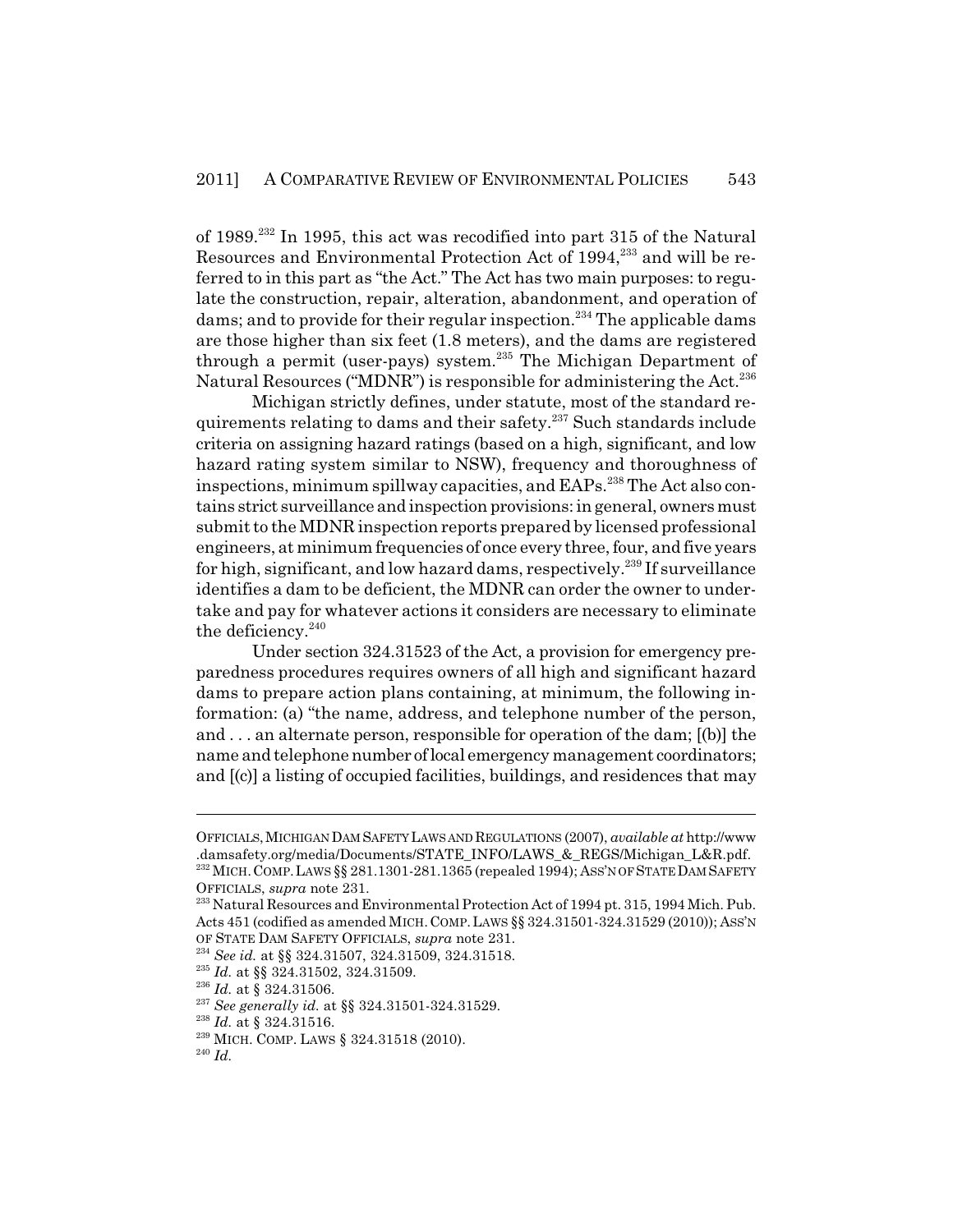of 1989.[232] In 1995, this act was recodified into part 315 of the Natural Resources and Environmental Protection Act of 1994,[233] and will be referred to in this part as "the Act." The Act has two main purposes: to regulate the construction, repair, alteration, abandonment, and operation of dams; and to provide for their regular inspection.[234] The applicable dams are those higher than six feet (1.8 meters), and the dams are registered through a permit (user-pays) system.[235] The Michigan Department of Natural Resources ("MDNR") is responsible for administering the Act.[236]

Michigan strictly defines, under statute, most of the standard requirements relating to dams and their safety.[237] Such standards include criteria on assigning hazard ratings (based on a high, significant, and low hazard rating system similar to NSW), frequency and thoroughness of inspections, minimum spillway capacities, and EAPs.[238] The Act also contains strict surveillance and inspection provisions: in general, owners must submit to the MDNR inspection reports prepared by licensed professional engineers, at minimum frequencies of once every three, four, and five years for high, significant, and low hazard dams, respectively.[239] If surveillance identifies a dam to be deficient, the MDNR can order the owner to undertake and pay for whatever actions it considers are necessary to eliminate the deficiency.[240]

Under section 324.31523 of the Act, a provision for emergency preparedness procedures requires owners of all high and significant hazard dams to prepare action plans containing, at minimum, the following information: (a) "the name, address, and telephone number of the person, and . . . an alternate person, responsible for operation of the dam; [(b)] the name and telephone number of local emergency management coordinators; and [(c)] a listing of occupied facilities, buildings, and residences that may

---

OFFICIALS, MICHIGAN DAM SAFETY LAWS AND REGULATIONS (2007), *available at* http://www.damsafety.org/media/Documents/STATE_INFO/LAWS_&_REGS/Michigan_L&R.pdf.

[232] MICH. COMP. LAWS §§ 281.1301-281.1365 (repealed 1994); ASS'N OF STATE DAM SAFETY OFFICIALS, *supra* note 231.

[233] Natural Resources and Environmental Protection Act of 1994 pt. 315, 1994 Mich. Pub. Acts 451 (codified as amended MICH. COMP. LAWS §§ 324.31501-324.31529 (2010)); ASS'N OF STATE DAM SAFETY OFFICIALS, *supra* note 231.

[234] *See id.* at §§ 324.31507, 324.31509, 324.31518.

[235] *Id.* at §§ 324.31502, 324.31509.

[236] *Id.* at § 324.31506.

[237] *See generally id.* at §§ 324.31501-324.31529.

[238] *Id.* at § 324.31516.

[239] MICH. COMP. LAWS § 324.31518 (2010).

[240] *Id.*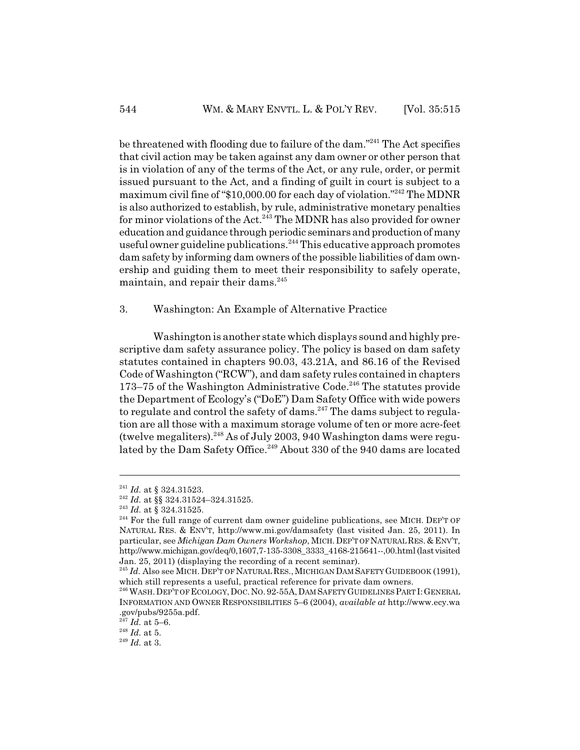be threatened with flooding due to failure of the dam."[241] The Act specifies that civil action may be taken against any dam owner or other person that is in violation of any of the terms of the Act, or any rule, order, or permit issued pursuant to the Act, and a finding of guilt in court is subject to a maximum civil fine of "$10,000.00 for each day of violation."[242] The MDNR is also authorized to establish, by rule, administrative monetary penalties for minor violations of the Act.[243] The MDNR has also provided for owner education and guidance through periodic seminars and production of many useful owner guideline publications.[244] This educative approach promotes dam safety by informing dam owners of the possible liabilities of dam ownership and guiding them to meet their responsibility to safely operate, maintain, and repair their dams.[245]

### 3. Washington: An Example of Alternative Practice

Washington is another state which displays sound and highly prescriptive dam safety assurance policy. The policy is based on dam safety statutes contained in chapters 90.03, 43.21A, and 86.16 of the Revised Code of Washington ("RCW"), and dam safety rules contained in chapters 173–75 of the Washington Administrative Code.[246] The statutes provide the Department of Ecology's ("DoE") Dam Safety Office with wide powers to regulate and control the safety of dams.[247] The dams subject to regulation are all those with a maximum storage volume of ten or more acre-feet (twelve megaliters).[248] As of July 2003, 940 Washington dams were regulated by the Dam Safety Office.[249] About 330 of the 940 dams are located

---

[241] *Id.* at § 324.31523.

[242] *Id.* at §§ 324.31524–324.31525.

[243] *Id.* at § 324.31525.

[244] For the full range of current dam owner guideline publications, see MICH. DEP'T OF NATURAL RES. & ENV'T, http://www.mi.gov/damsafety (last visited Jan. 25, 2011). In particular, see *Michigan Dam Owners Workshop*, MICH. DEP'T OF NATURAL RES. & ENV'T, http://www.michigan.gov/deq/0,1607,7-135-3308_3333_4168-215641--,00.html (last visited Jan. 25, 2011) (displaying the recording of a recent seminar).

[245] *Id.* Also see MICH. DEP'T OF NATURAL RES., MICHIGAN DAM SAFETY GUIDEBOOK (1991), which still represents a useful, practical reference for private dam owners.

[246] WASH. DEP'T OF ECOLOGY, DOC. NO. 92-55A, DAM SAFETY GUIDELINES PART I: GENERAL INFORMATION AND OWNER RESPONSIBILITIES 5–6 (2004), *available at* http://www.ecy.wa.gov/pubs/9255a.pdf.

[247] *Id.* at 5–6.

[248] *Id.* at 5.

[249] *Id.* at 3.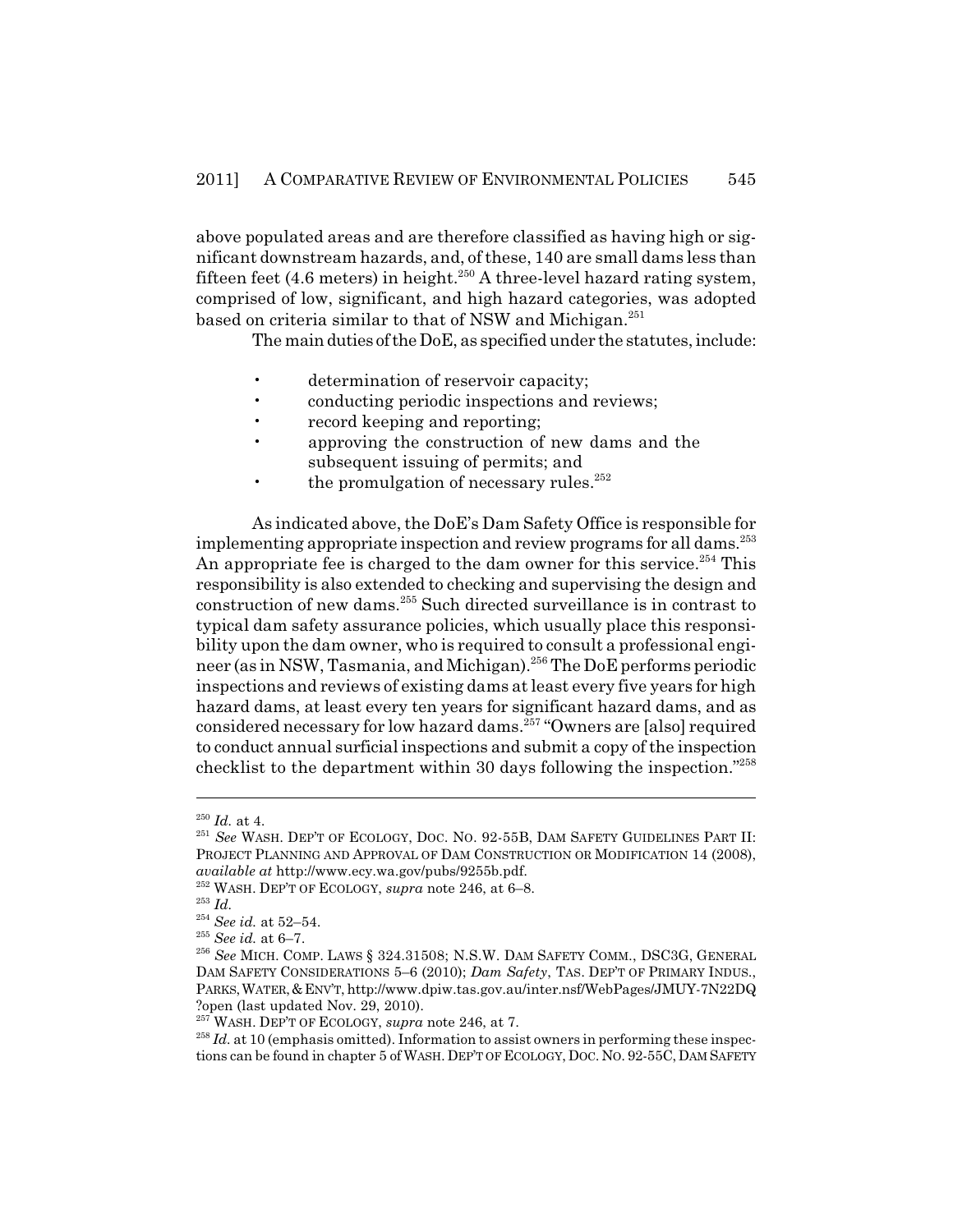above populated areas and are therefore classified as having high or significant downstream hazards, and, of these, 140 are small dams less than fifteen feet (4.6 meters) in height.[250] A three-level hazard rating system, comprised of low, significant, and high hazard categories, was adopted based on criteria similar to that of NSW and Michigan.[251]

The main duties of the DoE, as specified under the statutes, include:

- determination of reservoir capacity;
- conducting periodic inspections and reviews;
- record keeping and reporting;
- approving the construction of new dams and the subsequent issuing of permits; and
- the promulgation of necessary rules.[252]

As indicated above, the DoE's Dam Safety Office is responsible for implementing appropriate inspection and review programs for all dams.[253] An appropriate fee is charged to the dam owner for this service.[254] This responsibility is also extended to checking and supervising the design and construction of new dams.[255] Such directed surveillance is in contrast to typical dam safety assurance policies, which usually place this responsibility upon the dam owner, who is required to consult a professional engineer (as in NSW, Tasmania, and Michigan).[256] The DoE performs periodic inspections and reviews of existing dams at least every five years for high hazard dams, at least every ten years for significant hazard dams, and as considered necessary for low hazard dams.[257] "Owners are [also] required to conduct annual surficial inspections and submit a copy of the inspection checklist to the department within 30 days following the inspection."[258]

---

[250] *Id.* at 4.

[251] *See* WASH. DEP'T OF ECOLOGY, DOC. NO. 92-55B, DAM SAFETY GUIDELINES PART II: PROJECT PLANNING AND APPROVAL OF DAM CONSTRUCTION OR MODIFICATION 14 (2008), *available at* http://www.ecy.wa.gov/pubs/9255b.pdf.

[252] WASH. DEP'T OF ECOLOGY, *supra* note 246, at 6–8.

[253] *Id.*

[254] *See id.* at 52–54.

[255] *See id.* at 6–7.

[256] *See* MICH. COMP. LAWS § 324.31508; N.S.W. DAM SAFETY COMM., DSC3G, GENERAL DAM SAFETY CONSIDERATIONS 5–6 (2010); *Dam Safety*, TAS. DEP'T OF PRIMARY INDUS., PARKS, WATER, & ENV'T, http://www.dpiw.tas.gov.au/inter.nsf/WebPages/JMUY-7N22DQ?open (last updated Nov. 29, 2010).

[257] WASH. DEP'T OF ECOLOGY, *supra* note 246, at 7.

[258] *Id.* at 10 (emphasis omitted). Information to assist owners in performing these inspections can be found in chapter 5 of WASH. DEP'T OF ECOLOGY, DOC. NO. 92-55C, DAM SAFETY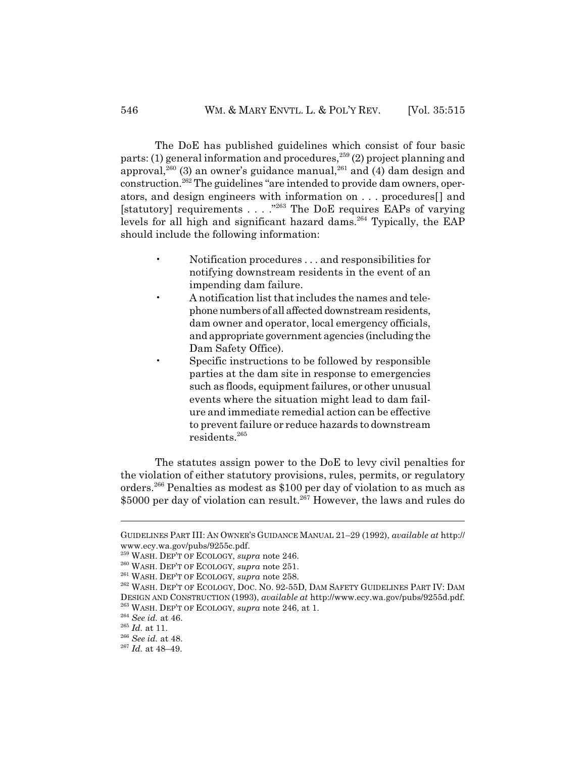The DoE has published guidelines which consist of four basic parts: (1) general information and procedures,[259] (2) project planning and approval,[260] (3) an owner's guidance manual,[261] and (4) dam design and construction.[262] The guidelines "are intended to provide dam owners, operators, and design engineers with information on . . . procedures[] and [statutory] requirements . . . ."[263] The DoE requires EAPs of varying levels for all high and significant hazard dams.[264] Typically, the EAP should include the following information:

> - Notification procedures . . . and responsibilities for notifying downstream residents in the event of an impending dam failure.
> - A notification list that includes the names and telephone numbers of all affected downstream residents, dam owner and operator, local emergency officials, and appropriate government agencies (including the Dam Safety Office).
> - Specific instructions to be followed by responsible parties at the dam site in response to emergencies such as floods, equipment failures, or other unusual events where the situation might lead to dam failure and immediate remedial action can be effective to prevent failure or reduce hazards to downstream residents.[265]

The statutes assign power to the DoE to levy civil penalties for the violation of either statutory provisions, rules, permits, or regulatory orders.[266] Penalties as modest as $100 per day of violation to as much as $5000 per day of violation can result.[267] However, the laws and rules do

---

GUIDELINES PART III: AN OWNER'S GUIDANCE MANUAL 21–29 (1992), *available at* http://www.ecy.wa.gov/pubs/9255c.pdf.

[259] WASH. DEP'T OF ECOLOGY, *supra* note 246.

[260] WASH. DEP'T OF ECOLOGY, *supra* note 251.

[261] WASH. DEP'T OF ECOLOGY, *supra* note 258.

[262] WASH. DEP'T OF ECOLOGY, DOC. NO. 92-55D, DAM SAFETY GUIDELINES PART IV: DAM DESIGN AND CONSTRUCTION (1993), *available at* http://www.ecy.wa.gov/pubs/9255d.pdf.

[263] WASH. DEP'T OF ECOLOGY, *supra* note 246, at 1.

[264] *See id.* at 46.

[265] *Id.* at 11.

[266] *See id.* at 48.

[267] *Id.* at 48–49.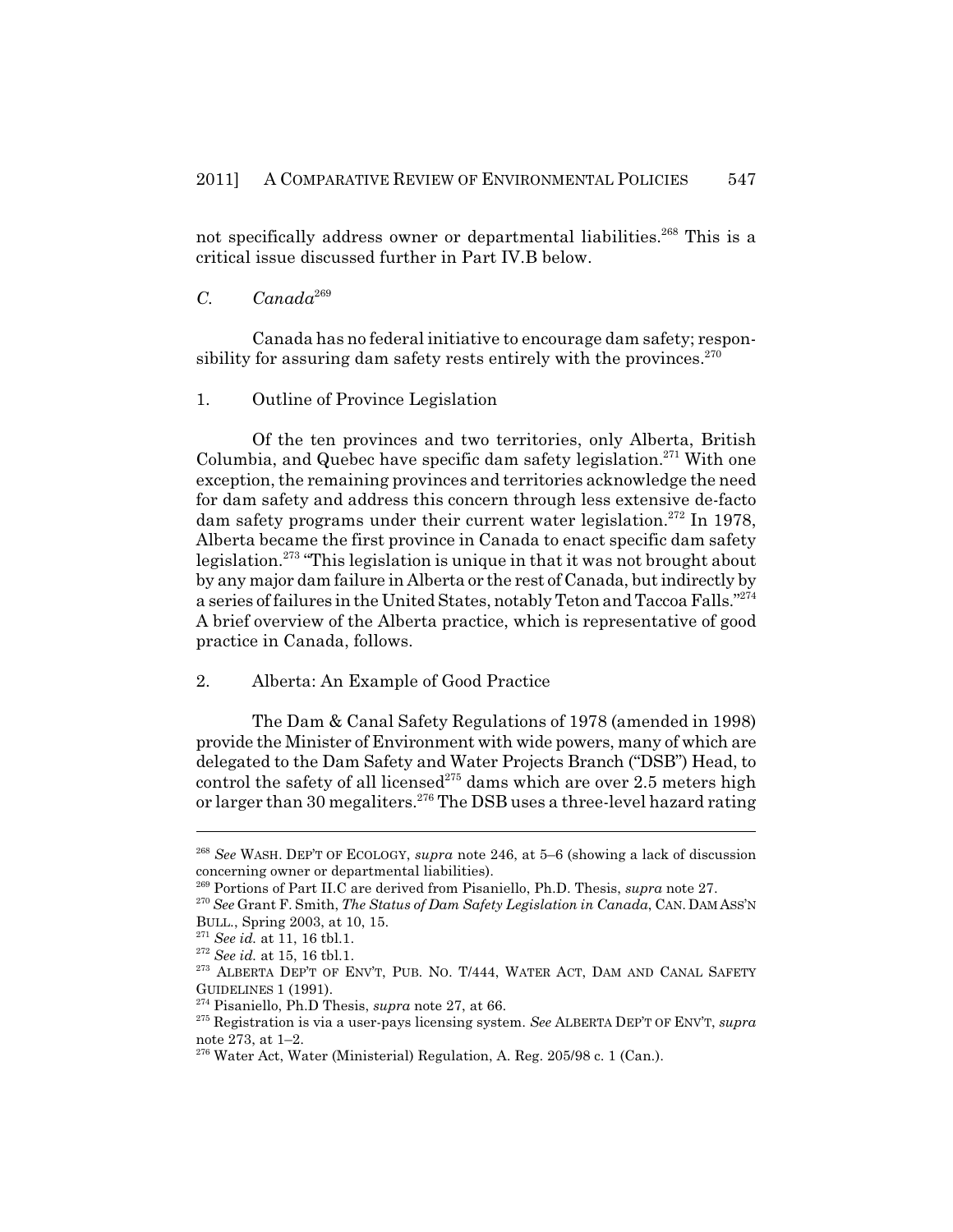not specifically address owner or departmental liabilities.[268] This is a critical issue discussed further in Part IV.B below.

### *C. Canada*[269]

Canada has no federal initiative to encourage dam safety; responsibility for assuring dam safety rests entirely with the provinces.[270]

#### 1. Outline of Province Legislation

Of the ten provinces and two territories, only Alberta, British Columbia, and Quebec have specific dam safety legislation.[271] With one exception, the remaining provinces and territories acknowledge the need for dam safety and address this concern through less extensive de-facto dam safety programs under their current water legislation.[272] In 1978, Alberta became the first province in Canada to enact specific dam safety legislation.[273] "This legislation is unique in that it was not brought about by any major dam failure in Alberta or the rest of Canada, but indirectly by a series of failures in the United States, notably Teton and Taccoa Falls."[274] A brief overview of the Alberta practice, which is representative of good practice in Canada, follows.

#### 2. Alberta: An Example of Good Practice

The Dam & Canal Safety Regulations of 1978 (amended in 1998) provide the Minister of Environment with wide powers, many of which are delegated to the Dam Safety and Water Projects Branch ("DSB") Head, to control the safety of all licensed[275] dams which are over 2.5 meters high or larger than 30 megaliters.[276] The DSB uses a three-level hazard rating

---

[268] *See* WASH. DEP'T OF ECOLOGY, *supra* note 246, at 5–6 (showing a lack of discussion concerning owner or departmental liabilities).

[269] Portions of Part II.C are derived from Pisaniello, Ph.D. Thesis, *supra* note 27.

[270] *See* Grant F. Smith, *The Status of Dam Safety Legislation in Canada*, CAN. DAM ASS'N BULL., Spring 2003, at 10, 15.

[271] *See id.* at 11, 16 tbl.1.

[272] *See id.* at 15, 16 tbl.1.

[273] ALBERTA DEP'T OF ENV'T, PUB. NO. T/444, WATER ACT, DAM AND CANAL SAFETY GUIDELINES 1 (1991).

[274] Pisaniello, Ph.D Thesis, *supra* note 27, at 66.

[275] Registration is via a user-pays licensing system. *See* ALBERTA DEP'T OF ENV'T, *supra* note 273, at 1–2.

[276] Water Act, Water (Ministerial) Regulation, A. Reg. 205/98 c. 1 (Can.).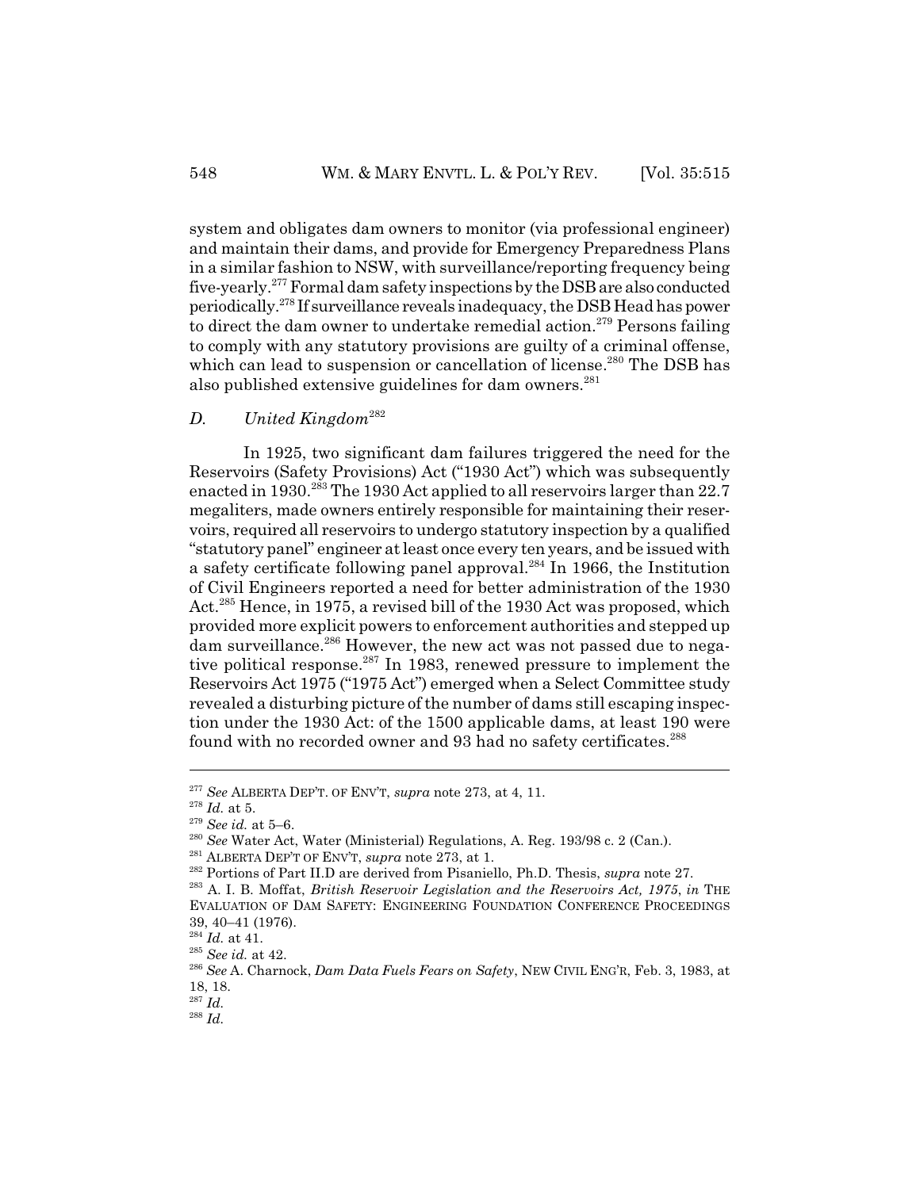system and obligates dam owners to monitor (via professional engineer) and maintain their dams, and provide for Emergency Preparedness Plans in a similar fashion to NSW, with surveillance/reporting frequency being five-yearly.[277] Formal dam safety inspections by the DSB are also conducted periodically.[278] If surveillance reveals inadequacy, the DSB Head has power to direct the dam owner to undertake remedial action.[279] Persons failing to comply with any statutory provisions are guilty of a criminal offense, which can lead to suspension or cancellation of license.[280] The DSB has also published extensive guidelines for dam owners.[281]

### D. *United Kingdom*[282]

In 1925, two significant dam failures triggered the need for the Reservoirs (Safety Provisions) Act ("1930 Act") which was subsequently enacted in 1930.[283] The 1930 Act applied to all reservoirs larger than 22.7 megaliters, made owners entirely responsible for maintaining their reservoirs, required all reservoirs to undergo statutory inspection by a qualified "statutory panel" engineer at least once every ten years, and be issued with a safety certificate following panel approval.[284] In 1966, the Institution of Civil Engineers reported a need for better administration of the 1930 Act.[285] Hence, in 1975, a revised bill of the 1930 Act was proposed, which provided more explicit powers to enforcement authorities and stepped up dam surveillance.[286] However, the new act was not passed due to negative political response.[287] In 1983, renewed pressure to implement the Reservoirs Act 1975 ("1975 Act") emerged when a Select Committee study revealed a disturbing picture of the number of dams still escaping inspection under the 1930 Act: of the 1500 applicable dams, at least 190 were found with no recorded owner and 93 had no safety certificates.[288]

---

[277] *See* ALBERTA DEP'T. OF ENV'T, *supra* note 273, at 4, 11.

[278] *Id.* at 5.

[279] *See id.* at 5–6.

[280] *See* Water Act, Water (Ministerial) Regulations, A. Reg. 193/98 c. 2 (Can.).

[281] ALBERTA DEP'T OF ENV'T, *supra* note 273, at 1.

[282] Portions of Part II.D are derived from Pisaniello, Ph.D. Thesis, *supra* note 27.

[283] A. I. B. Moffat, *British Reservoir Legislation and the Reservoirs Act, 1975*, *in* THE EVALUATION OF DAM SAFETY: ENGINEERING FOUNDATION CONFERENCE PROCEEDINGS 39, 40–41 (1976).

[284] *Id.* at 41.

[285] *See id.* at 42.

[286] *See* A. Charnock, *Dam Data Fuels Fears on Safety*, NEW CIVIL ENG'R, Feb. 3, 1983, at 18, 18.

[287] *Id.*

[288] *Id.*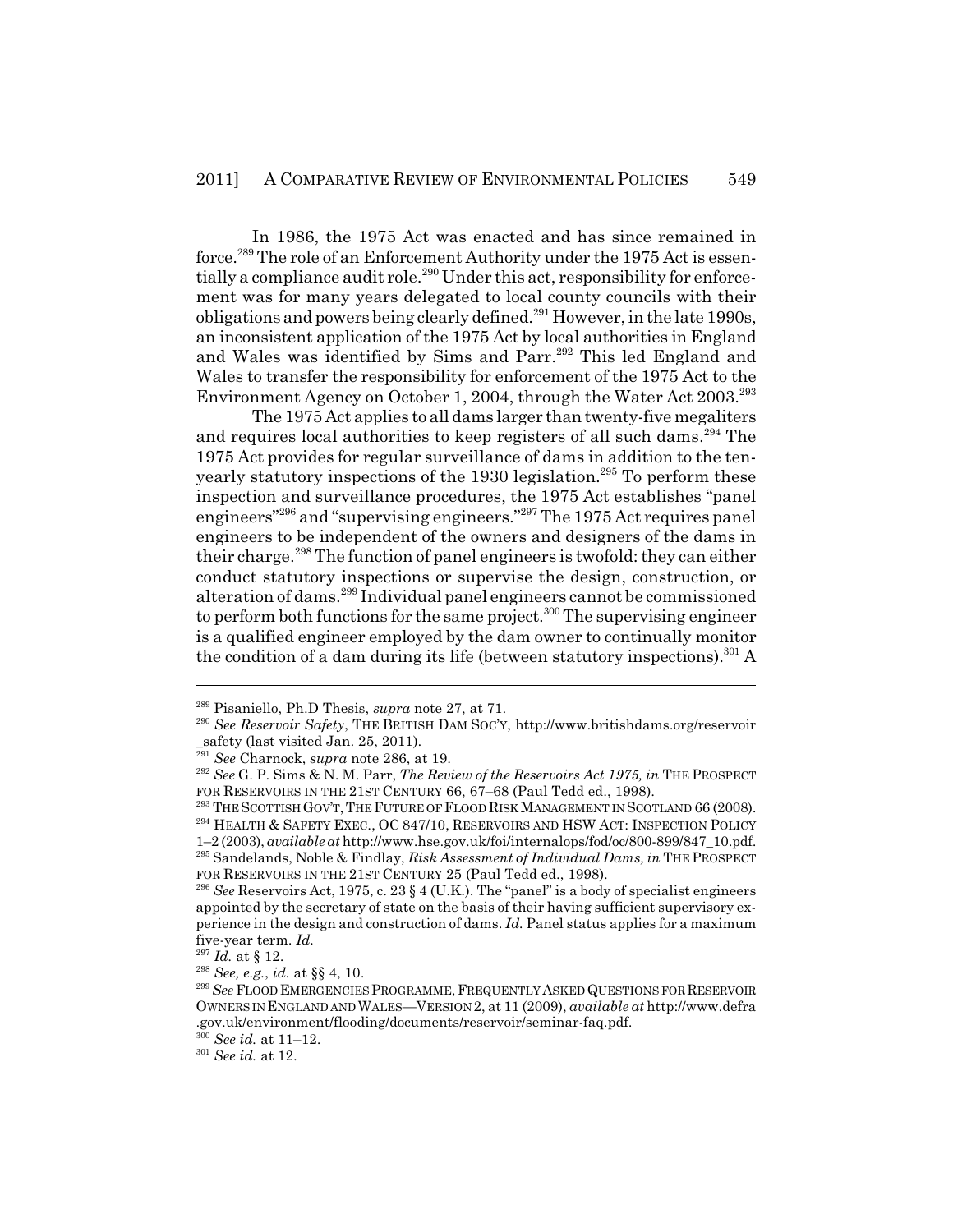In 1986, the 1975 Act was enacted and has since remained in force.[289] The role of an Enforcement Authority under the 1975 Act is essentially a compliance audit role.[290] Under this act, responsibility for enforcement was for many years delegated to local county councils with their obligations and powers being clearly defined.[291] However, in the late 1990s, an inconsistent application of the 1975 Act by local authorities in England and Wales was identified by Sims and Parr.[292] This led England and Wales to transfer the responsibility for enforcement of the 1975 Act to the Environment Agency on October 1, 2004, through the Water Act 2003.[293]

The 1975 Act applies to all dams larger than twenty-five megaliters and requires local authorities to keep registers of all such dams.[294] The 1975 Act provides for regular surveillance of dams in addition to the ten-yearly statutory inspections of the 1930 legislation.[295] To perform these inspection and surveillance procedures, the 1975 Act establishes "panel engineers"[296] and "supervising engineers."[297] The 1975 Act requires panel engineers to be independent of the owners and designers of the dams in their charge.[298] The function of panel engineers is twofold: they can either conduct statutory inspections or supervise the design, construction, or alteration of dams.[299] Individual panel engineers cannot be commissioned to perform both functions for the same project.[300] The supervising engineer is a qualified engineer employed by the dam owner to continually monitor the condition of a dam during its life (between statutory inspections).[301] A

---

[289] Pisaniello, Ph.D Thesis, *supra* note 27, at 71.

[290] *See Reservoir Safety*, THE BRITISH DAM SOC'Y, http://www.britishdams.org/reservoir_safety (last visited Jan. 25, 2011).

[291] *See* Charnock, *supra* note 286, at 19.

[292] *See* G. P. Sims & N. M. Parr, *The Review of the Reservoirs Act 1975, in* THE PROSPECT FOR RESERVOIRS IN THE 21ST CENTURY 66, 67–68 (Paul Tedd ed., 1998).

[293] THE SCOTTISH GOV'T, THE FUTURE OF FLOOD RISK MANAGEMENT IN SCOTLAND 66 (2008).

[294] HEALTH & SAFETY EXEC., OC 847/10, RESERVOIRS AND HSW ACT: INSPECTION POLICY 1–2 (2003), *available at* http://www.hse.gov.uk/foi/internalops/fod/oc/800-899/847_10.pdf.

[295] Sandelands, Noble & Findlay, *Risk Assessment of Individual Dams, in* THE PROSPECT FOR RESERVOIRS IN THE 21ST CENTURY 25 (Paul Tedd ed., 1998).

[296] *See* Reservoirs Act, 1975, c. 23 § 4 (U.K.). The "panel" is a body of specialist engineers appointed by the secretary of state on the basis of their having sufficient supervisory experience in the design and construction of dams. *Id.* Panel status applies for a maximum five-year term. *Id.*

[297] *Id.* at § 12.

[298] *See, e.g.*, *id.* at §§ 4, 10.

[299] *See* FLOOD EMERGENCIES PROGRAMME, FREQUENTLY ASKED QUESTIONS FOR RESERVOIR OWNERS IN ENGLAND AND WALES—VERSION 2, at 11 (2009), *available at* http://www.defra.gov.uk/environment/flooding/documents/reservoir/seminar-faq.pdf.

[300] *See id.* at 11–12.

[301] *See id.* at 12.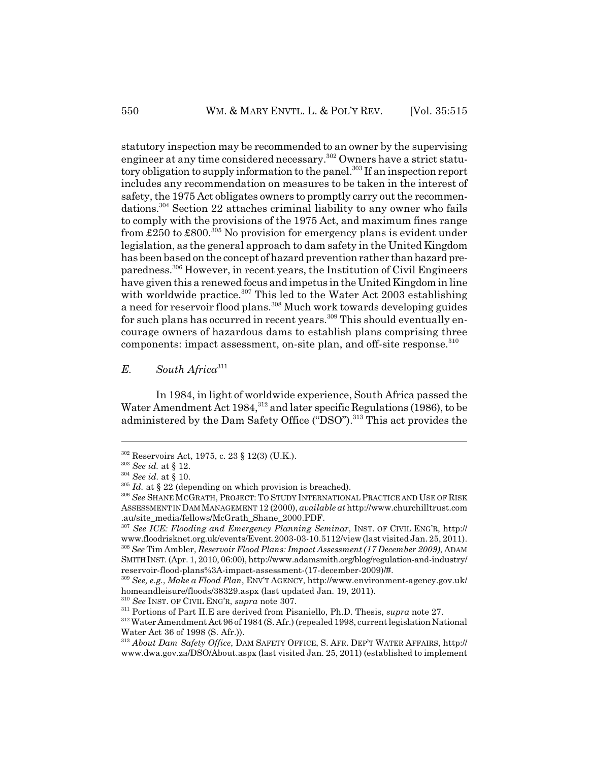statutory inspection may be recommended to an owner by the supervising engineer at any time considered necessary.[302] Owners have a strict statutory obligation to supply information to the panel.[303] If an inspection report includes any recommendation on measures to be taken in the interest of safety, the 1975 Act obligates owners to promptly carry out the recommendations.[304] Section 22 attaches criminal liability to any owner who fails to comply with the provisions of the 1975 Act, and maximum fines range from £250 to £800.[305] No provision for emergency plans is evident under legislation, as the general approach to dam safety in the United Kingdom has been based on the concept of hazard prevention rather than hazard preparedness.[306] However, in recent years, the Institution of Civil Engineers have given this a renewed focus and impetus in the United Kingdom in line with worldwide practice.[307] This led to the Water Act 2003 establishing a need for reservoir flood plans.[308] Much work towards developing guides for such plans has occurred in recent years.[309] This should eventually encourage owners of hazardous dams to establish plans comprising three components: impact assessment, on-site plan, and off-site response.[310]

### *E. South Africa*[311]

In 1984, in light of worldwide experience, South Africa passed the Water Amendment Act 1984,[312] and later specific Regulations (1986), to be administered by the Dam Safety Office ("DSO").[313] This act provides the

---

[302] Reservoirs Act, 1975, c. 23 § 12(3) (U.K.).

[303] *See id.* at § 12.

[304] *See id.* at § 10.

[305] *Id.* at § 22 (depending on which provision is breached).

[306] *See* SHANE MCGRATH, PROJECT: TO STUDY INTERNATIONAL PRACTICE AND USE OF RISK ASSESSMENT IN DAM MANAGEMENT 12 (2000), *available at* http://www.churchilltrust.com.au/site_media/fellows/McGrath_Shane_2000.PDF.

[307] *See ICE: Flooding and Emergency Planning Seminar*, INST. OF CIVIL ENG'R, http://www.floodrisknet.org.uk/events/Event.2003-03-10.5112/view (last visited Jan. 25, 2011).

[308] *See* Tim Ambler, *Reservoir Flood Plans: Impact Assessment (17 December 2009)*, ADAM SMITH INST. (Apr. 1, 2010, 06:00), http://www.adamsmith.org/blog/regulation-and-industry/reservoir-flood-plans%3A-impact-assessment-(17-december-2009)/#.

[309] *See, e.g.*, *Make a Flood Plan*, ENV'T AGENCY, http://www.environment-agency.gov.uk/homeandleisure/floods/38329.aspx (last updated Jan. 19, 2011).

[310] *See* INST. OF CIVIL ENG'R, *supra* note 307.

[311] Portions of Part II.E are derived from Pisaniello, Ph.D. Thesis, *supra* note 27.

[312] Water Amendment Act 96 of 1984 (S. Afr.) (repealed 1998, current legislation National Water Act 36 of 1998 (S. Afr.)).

[313] *About Dam Safety Office*, DAM SAFETY OFFICE, S. AFR. DEP'T WATER AFFAIRS, http://www.dwa.gov.za/DSO/About.aspx (last visited Jan. 25, 2011) (established to implement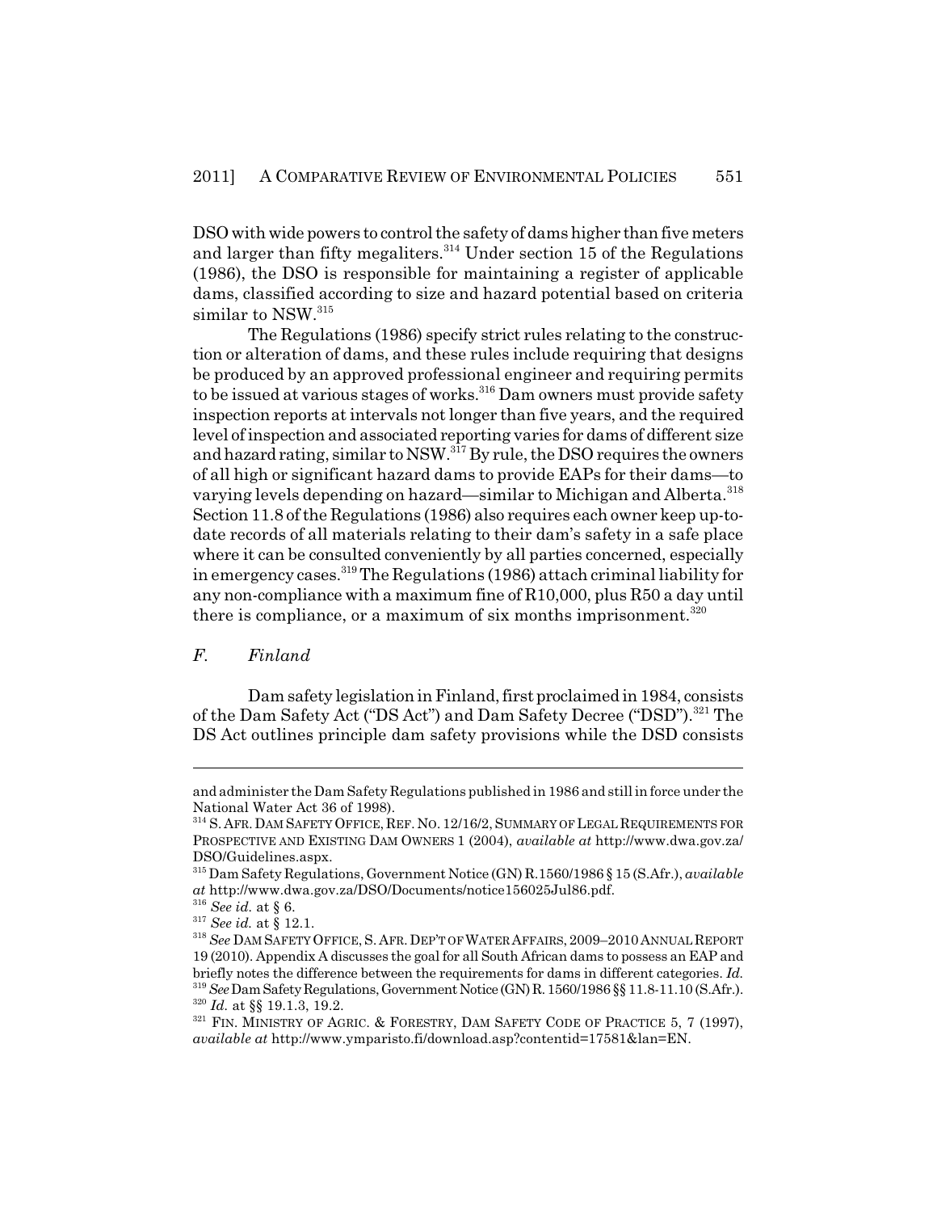DSO with wide powers to control the safety of dams higher than five meters and larger than fifty megaliters.[314] Under section 15 of the Regulations (1986), the DSO is responsible for maintaining a register of applicable dams, classified according to size and hazard potential based on criteria similar to NSW.[315]

The Regulations (1986) specify strict rules relating to the construction or alteration of dams, and these rules include requiring that designs be produced by an approved professional engineer and requiring permits to be issued at various stages of works.[316] Dam owners must provide safety inspection reports at intervals not longer than five years, and the required level of inspection and associated reporting varies for dams of different size and hazard rating, similar to NSW.[317] By rule, the DSO requires the owners of all high or significant hazard dams to provide EAPs for their dams—to varying levels depending on hazard—similar to Michigan and Alberta.[318] Section 11.8 of the Regulations (1986) also requires each owner keep up-to-date records of all materials relating to their dam's safety in a safe place where it can be consulted conveniently by all parties concerned, especially in emergency cases.[319] The Regulations (1986) attach criminal liability for any non-compliance with a maximum fine of R10,000, plus R50 a day until there is compliance, or a maximum of six months imprisonment.[320]

### *F. Finland*

Dam safety legislation in Finland, first proclaimed in 1984, consists of the Dam Safety Act ("DS Act") and Dam Safety Decree ("DSD").[321] The DS Act outlines principle dam safety provisions while the DSD consists

---

and administer the Dam Safety Regulations published in 1986 and still in force under the National Water Act 36 of 1998).

[314] S. AFR. DAM SAFETY OFFICE, REF. NO. 12/16/2, SUMMARY OF LEGAL REQUIREMENTS FOR PROSPECTIVE AND EXISTING DAM OWNERS 1 (2004), *available at* http://www.dwa.gov.za/DSO/Guidelines.aspx.

[315] Dam Safety Regulations, Government Notice (GN) R.1560/1986 § 15 (S.Afr.), *available at* http://www.dwa.gov.za/DSO/Documents/notice156025Jul86.pdf.

[316] *See id.* at § 6.

[317] *See id.* at § 12.1.

[318] *See* DAM SAFETY OFFICE, S. AFR. DEP'T OF WATER AFFAIRS, 2009–2010 ANNUAL REPORT 19 (2010). Appendix A discusses the goal for all South African dams to possess an EAP and briefly notes the difference between the requirements for dams in different categories. *Id.*

[319] *See* Dam Safety Regulations, Government Notice (GN) R. 1560/1986 §§ 11.8-11.10 (S.Afr.).

[320] *Id.* at §§ 19.1.3, 19.2.

[321] FIN. MINISTRY OF AGRIC. & FORESTRY, DAM SAFETY CODE OF PRACTICE 5, 7 (1997), *available at* http://www.ymparisto.fi/download.asp?contentid=17581&lan=EN.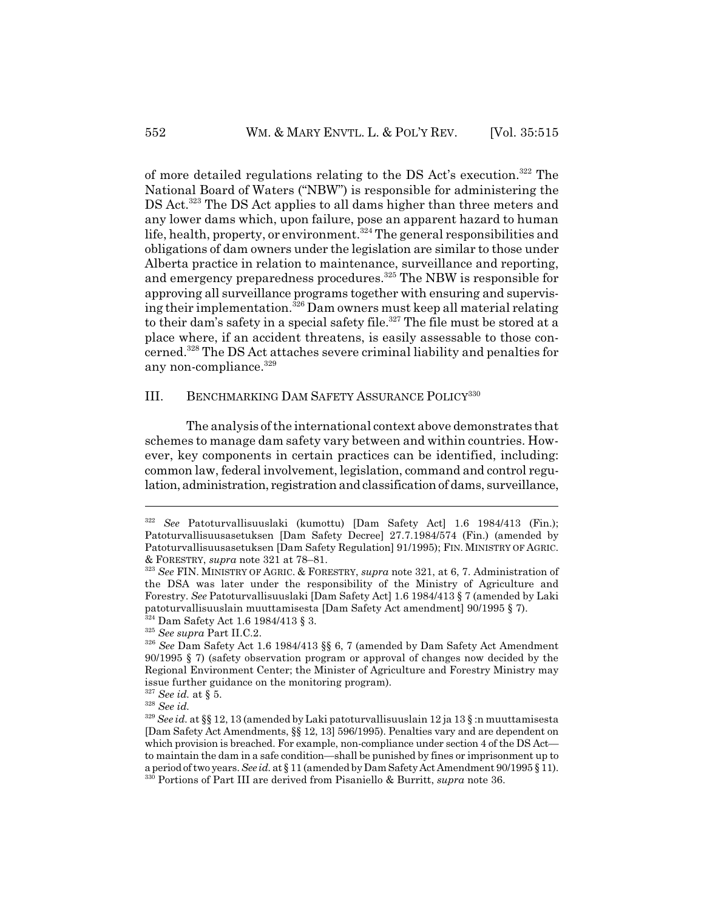of more detailed regulations relating to the DS Act's execution.[322] The National Board of Waters ("NBW") is responsible for administering the DS Act.[323] The DS Act applies to all dams higher than three meters and any lower dams which, upon failure, pose an apparent hazard to human life, health, property, or environment.[324] The general responsibilities and obligations of dam owners under the legislation are similar to those under Alberta practice in relation to maintenance, surveillance and reporting, and emergency preparedness procedures.[325] The NBW is responsible for approving all surveillance programs together with ensuring and supervising their implementation.[326] Dam owners must keep all material relating to their dam's safety in a special safety file.[327] The file must be stored at a place where, if an accident threatens, is easily assessable to those concerned.[328] The DS Act attaches severe criminal liability and penalties for any non-compliance.[329]

## III. BENCHMARKING DAM SAFETY ASSURANCE POLICY[330]

The analysis of the international context above demonstrates that schemes to manage dam safety vary between and within countries. However, key components in certain practices can be identified, including: common law, federal involvement, legislation, command and control regulation, administration, registration and classification of dams, surveillance,

---

[322] *See* Patoturvallisuuslaki (kumottu) [Dam Safety Act] 1.6 1984/413 (Fin.); Patoturvallisuusasetuksen [Dam Safety Decree] 27.7.1984/574 (Fin.) (amended by Patoturvallisuusasetuksen [Dam Safety Regulation] 91/1995); FIN. MINISTRY OF AGRIC. & FORESTRY, *supra* note 321 at 78–81.

[323] *See* FIN. MINISTRY OF AGRIC. & FORESTRY, *supra* note 321, at 6, 7. Administration of the DSA was later under the responsibility of the Ministry of Agriculture and Forestry. *See* Patoturvallisuuslaki [Dam Safety Act] 1.6 1984/413 § 7 (amended by Laki patoturvallisuuslain muuttamisesta [Dam Safety Act amendment] 90/1995 § 7).

[324] Dam Safety Act 1.6 1984/413 § 3.

[325] *See supra* Part II.C.2.

[326] *See* Dam Safety Act 1.6 1984/413 §§ 6, 7 (amended by Dam Safety Act Amendment 90/1995 § 7) (safety observation program or approval of changes now decided by the Regional Environment Center; the Minister of Agriculture and Forestry Ministry may issue further guidance on the monitoring program).

[327] *See id.* at § 5.

[328] *See id.*

[329] *See id.* at §§ 12, 13 (amended by Laki patoturvallisuuslain 12 ja 13 § :n muuttamisesta [Dam Safety Act Amendments, §§ 12, 13] 596/1995). Penalties vary and are dependent on which provision is breached. For example, non-compliance under section 4 of the DS Act—to maintain the dam in a safe condition—shall be punished by fines or imprisonment up to a period of two years. *See id.* at § 11 (amended by Dam Safety Act Amendment 90/1995 § 11).

[330] Portions of Part III are derived from Pisaniello & Burritt, *supra* note 36.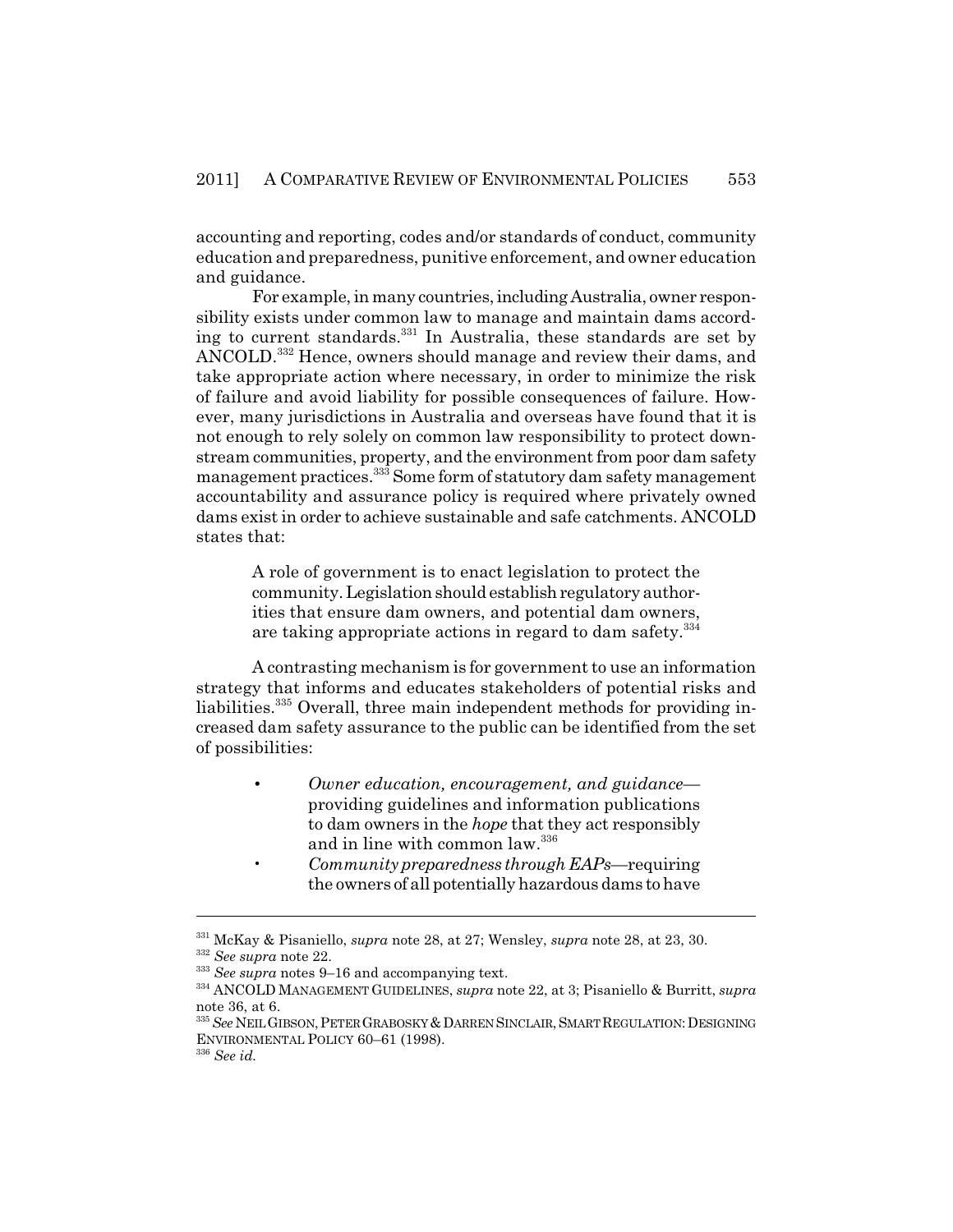accounting and reporting, codes and/or standards of conduct, community education and preparedness, punitive enforcement, and owner education and guidance.

For example, in many countries, including Australia, owner responsibility exists under common law to manage and maintain dams according to current standards.[331] In Australia, these standards are set by ANCOLD.[332] Hence, owners should manage and review their dams, and take appropriate action where necessary, in order to minimize the risk of failure and avoid liability for possible consequences of failure. However, many jurisdictions in Australia and overseas have found that it is not enough to rely solely on common law responsibility to protect downstream communities, property, and the environment from poor dam safety management practices.[333] Some form of statutory dam safety management accountability and assurance policy is required where privately owned dams exist in order to achieve sustainable and safe catchments. ANCOLD states that:

> A role of government is to enact legislation to protect the community. Legislation should establish regulatory authorities that ensure dam owners, and potential dam owners, are taking appropriate actions in regard to dam safety.[334]

A contrasting mechanism is for government to use an information strategy that informs and educates stakeholders of potential risks and liabilities.[335] Overall, three main independent methods for providing increased dam safety assurance to the public can be identified from the set of possibilities:

- *Owner education, encouragement, and guidance*—providing guidelines and information publications to dam owners in the *hope* that they act responsibly and in line with common law.[336]
- *Community preparedness through EAPs*—requiring the owners of all potentially hazardous dams to have

---

[331] McKay & Pisaniello, *supra* note 28, at 27; Wensley, *supra* note 28, at 23, 30.

[332] *See supra* note 22.

[333] *See supra* notes 9–16 and accompanying text.

[334] ANCOLD MANAGEMENT GUIDELINES, *supra* note 22, at 3; Pisaniello & Burritt, *supra* note 36, at 6.

[335] *See* NEIL GIBSON, PETER GRABOSKY & DARREN SINCLAIR, SMART REGULATION: DESIGNING ENVIRONMENTAL POLICY 60–61 (1998).

[336] *See id.*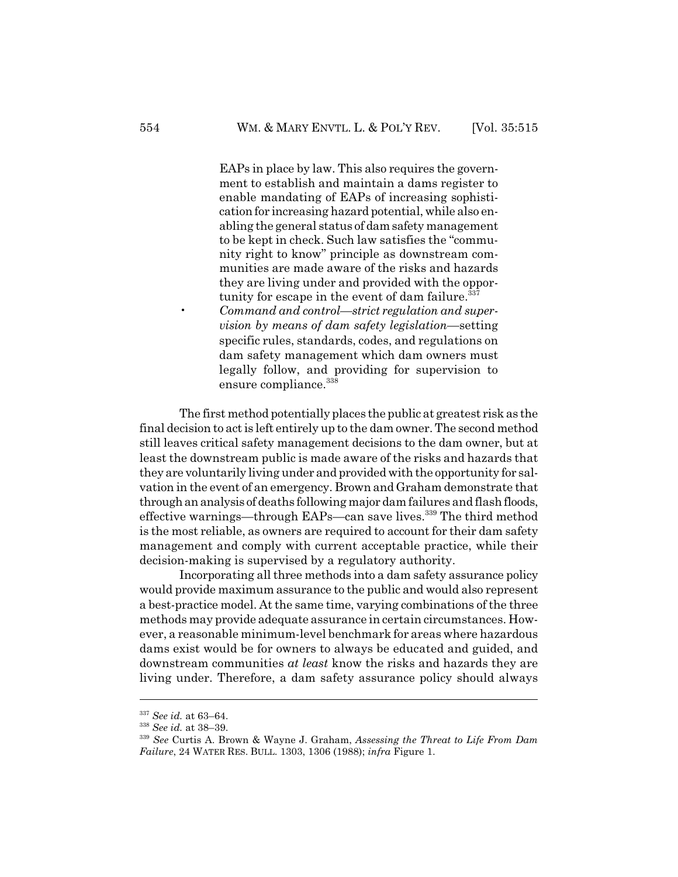EAPs in place by law. This also requires the government to establish and maintain a dams register to enable mandating of EAPs of increasing sophistication for increasing hazard potential, while also enabling the general status of dam safety management to be kept in check. Such law satisfies the "community right to know" principle as downstream communities are made aware of the risks and hazards they are living under and provided with the opportunity for escape in the event of dam failure.[337]

- *Command and control—strict regulation and supervision by means of dam safety legislation*—setting specific rules, standards, codes, and regulations on dam safety management which dam owners must legally follow, and providing for supervision to ensure compliance.[338]

The first method potentially places the public at greatest risk as the final decision to act is left entirely up to the dam owner. The second method still leaves critical safety management decisions to the dam owner, but at least the downstream public is made aware of the risks and hazards that they are voluntarily living under and provided with the opportunity for salvation in the event of an emergency. Brown and Graham demonstrate that through an analysis of deaths following major dam failures and flash floods, effective warnings—through EAPs—can save lives.[339] The third method is the most reliable, as owners are required to account for their dam safety management and comply with current acceptable practice, while their decision-making is supervised by a regulatory authority.

Incorporating all three methods into a dam safety assurance policy would provide maximum assurance to the public and would also represent a best-practice model. At the same time, varying combinations of the three methods may provide adequate assurance in certain circumstances. However, a reasonable minimum-level benchmark for areas where hazardous dams exist would be for owners to always be educated and guided, and downstream communities *at least* know the risks and hazards they are living under. Therefore, a dam safety assurance policy should always

---

[337] *See id.* at 63–64.

[338] *See id.* at 38–39.

[339] *See* Curtis A. Brown & Wayne J. Graham, *Assessing the Threat to Life From Dam Failure*, 24 WATER RES. BULL. 1303, 1306 (1988); *infra* Figure 1.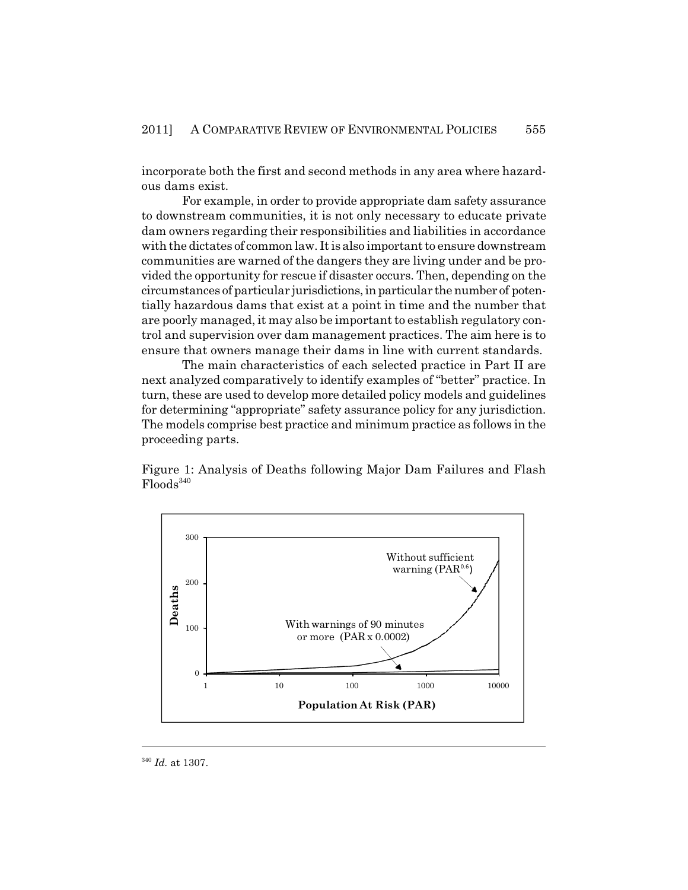incorporate both the first and second methods in any area where hazardous dams exist.

For example, in order to provide appropriate dam safety assurance to downstream communities, it is not only necessary to educate private dam owners regarding their responsibilities and liabilities in accordance with the dictates of common law. It is also important to ensure downstream communities are warned of the dangers they are living under and be provided the opportunity for rescue if disaster occurs. Then, depending on the circumstances of particular jurisdictions, in particular the number of potentially hazardous dams that exist at a point in time and the number that are poorly managed, it may also be important to establish regulatory control and supervision over dam management practices. The aim here is to ensure that owners manage their dams in line with current standards.

The main characteristics of each selected practice in Part II are next analyzed comparatively to identify examples of "better" practice. In turn, these are used to develop more detailed policy models and guidelines for determining "appropriate" safety assurance policy for any jurisdiction. The models comprise best practice and minimum practice as follows in the proceeding parts.

Figure 1: Analysis of Deaths following Major Dam Failures and Flash Floods[340]

---

[340] *Id.* at 1307.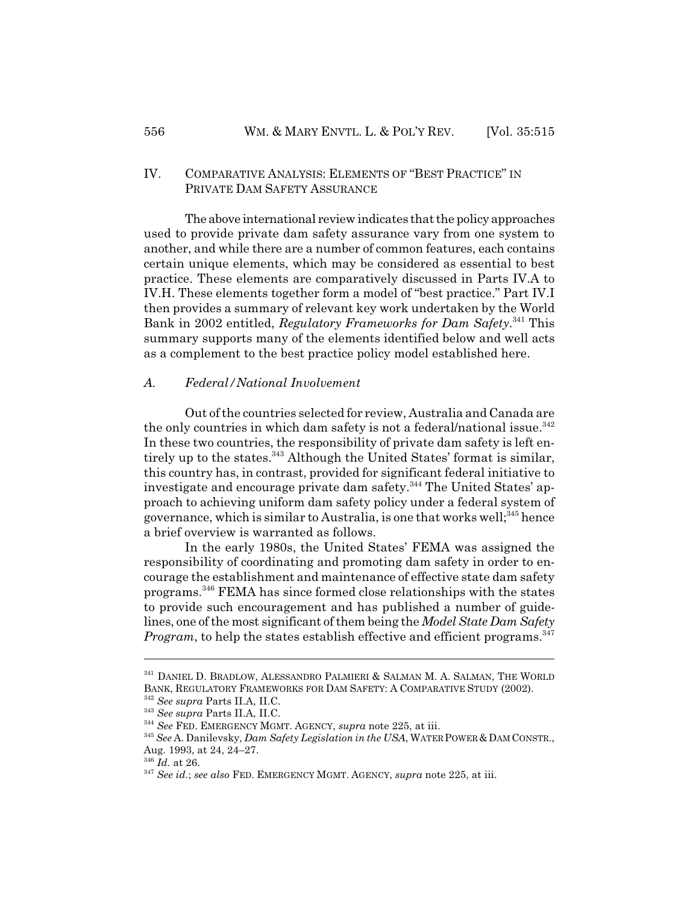## IV. Comparative Analysis: Elements of "Best Practice" in Private Dam Safety Assurance

The above international review indicates that the policy approaches used to provide private dam safety assurance vary from one system to another, and while there are a number of common features, each contains certain unique elements, which may be considered as essential to best practice. These elements are comparatively discussed in Parts IV.A to IV.H. These elements together form a model of "best practice." Part IV.I then provides a summary of relevant key work undertaken by the World Bank in 2002 entitled, *Regulatory Frameworks for Dam Safety*.[341] This summary supports many of the elements identified below and well acts as a complement to the best practice policy model established here.

### *A. Federal/National Involvement*

Out of the countries selected for review, Australia and Canada are the only countries in which dam safety is not a federal/national issue.[342] In these two countries, the responsibility of private dam safety is left entirely up to the states.[343] Although the United States' format is similar, this country has, in contrast, provided for significant federal initiative to investigate and encourage private dam safety.[344] The United States' approach to achieving uniform dam safety policy under a federal system of governance, which is similar to Australia, is one that works well;[345] hence a brief overview is warranted as follows.

In the early 1980s, the United States' FEMA was assigned the responsibility of coordinating and promoting dam safety in order to encourage the establishment and maintenance of effective state dam safety programs.[346] FEMA has since formed close relationships with the states to provide such encouragement and has published a number of guidelines, one of the most significant of them being the *Model State Dam Safety Program*, to help the states establish effective and efficient programs.[347]

---

[341] DANIEL D. BRADLOW, ALESSANDRO PALMIERI & SALMAN M. A. SALMAN, THE WORLD BANK, REGULATORY FRAMEWORKS FOR DAM SAFETY: A COMPARATIVE STUDY (2002).

[342] *See supra* Parts II.A, II.C.

[343] *See supra* Parts II.A, II.C.

[344] *See* FED. EMERGENCY MGMT. AGENCY, *supra* note 225, at iii.

[345] *See* A. Danilevsky, *Dam Safety Legislation in the USA*, WATER POWER & DAM CONSTR., Aug. 1993, at 24, 24–27.

[346] *Id.* at 26.

[347] *See id.*; *see also* FED. EMERGENCY MGMT. AGENCY, *supra* note 225, at iii.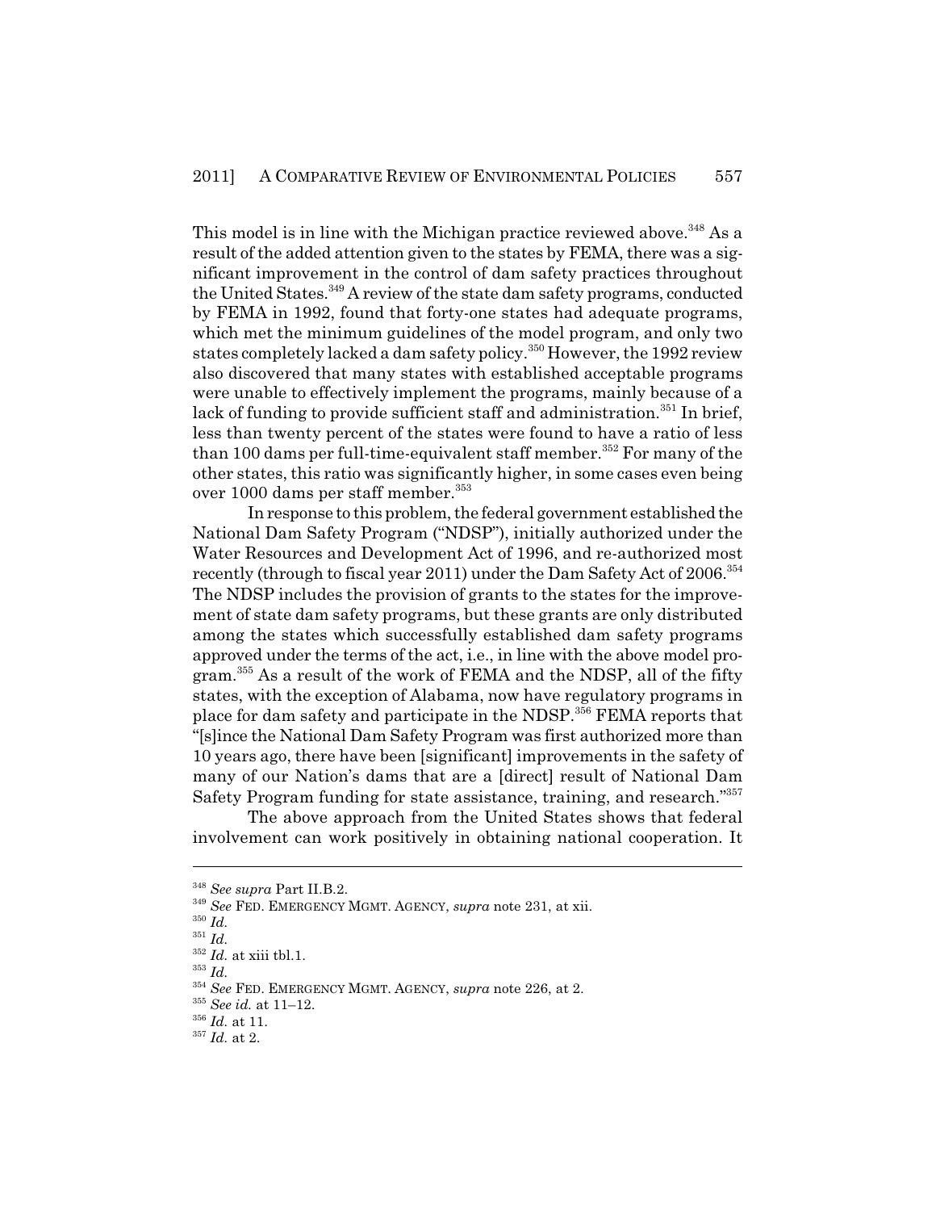This model is in line with the Michigan practice reviewed above.[348] As a result of the added attention given to the states by FEMA, there was a significant improvement in the control of dam safety practices throughout the United States.[349] A review of the state dam safety programs, conducted by FEMA in 1992, found that forty-one states had adequate programs, which met the minimum guidelines of the model program, and only two states completely lacked a dam safety policy.[350] However, the 1992 review also discovered that many states with established acceptable programs were unable to effectively implement the programs, mainly because of a lack of funding to provide sufficient staff and administration.[351] In brief, less than twenty percent of the states were found to have a ratio of less than 100 dams per full-time-equivalent staff member.[352] For many of the other states, this ratio was significantly higher, in some cases even being over 1000 dams per staff member.[353]

In response to this problem, the federal government established the National Dam Safety Program ("NDSP"), initially authorized under the Water Resources and Development Act of 1996, and re-authorized most recently (through to fiscal year 2011) under the Dam Safety Act of 2006.[354] The NDSP includes the provision of grants to the states for the improvement of state dam safety programs, but these grants are only distributed among the states which successfully established dam safety programs approved under the terms of the act, i.e., in line with the above model program.[355] As a result of the work of FEMA and the NDSP, all of the fifty states, with the exception of Alabama, now have regulatory programs in place for dam safety and participate in the NDSP.[356] FEMA reports that "[s]ince the National Dam Safety Program was first authorized more than 10 years ago, there have been [significant] improvements in the safety of many of our Nation's dams that are a [direct] result of National Dam Safety Program funding for state assistance, training, and research."[357]

The above approach from the United States shows that federal involvement can work positively in obtaining national cooperation. It

---

[348] *See supra* Part II.B.2.

[349] *See* FED. EMERGENCY MGMT. AGENCY, *supra* note 231, at xii.

[350] *Id.*

[351] *Id.*

[352] *Id.* at xiii tbl.1.

[353] *Id.*

[354] *See* FED. EMERGENCY MGMT. AGENCY, *supra* note 226, at 2.

[355] *See id.* at 11–12.

[356] *Id.* at 11.

[357] *Id.* at 2.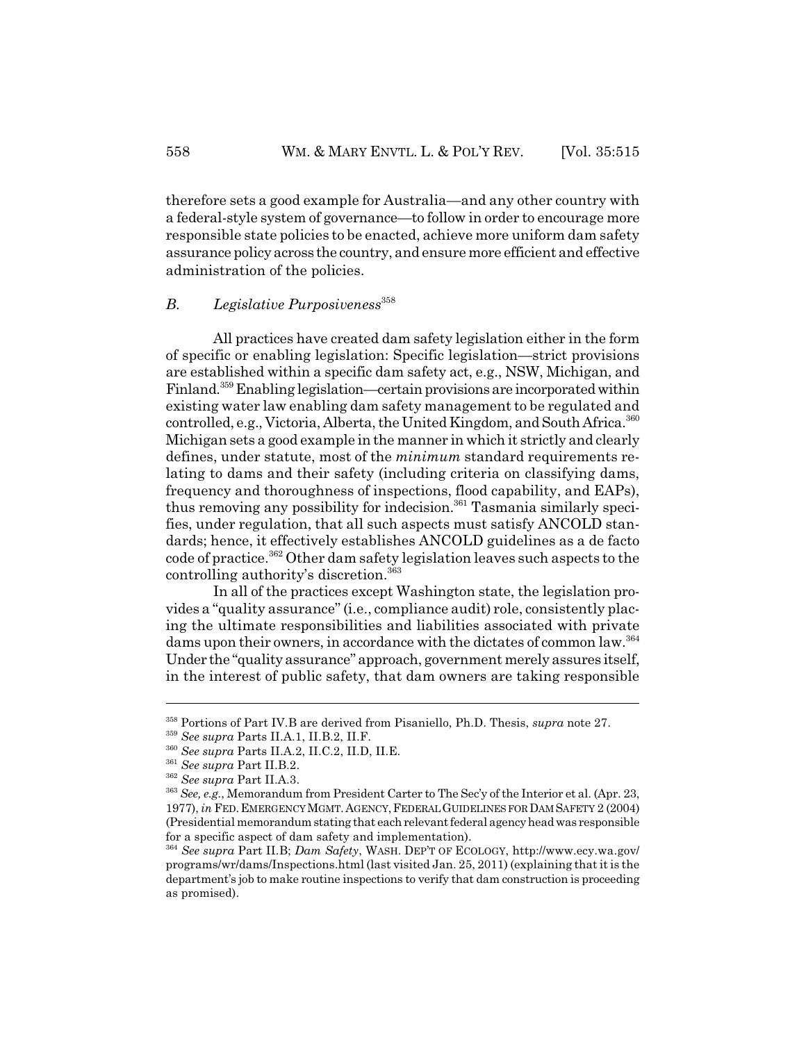therefore sets a good example for Australia—and any other country with a federal-style system of governance—to follow in order to encourage more responsible state policies to be enacted, achieve more uniform dam safety assurance policy across the country, and ensure more efficient and effective administration of the policies.

### B. *Legislative Purposiveness*[358]

All practices have created dam safety legislation either in the form of specific or enabling legislation: Specific legislation—strict provisions are established within a specific dam safety act, e.g., NSW, Michigan, and Finland.[359] Enabling legislation—certain provisions are incorporated within existing water law enabling dam safety management to be regulated and controlled, e.g., Victoria, Alberta, the United Kingdom, and South Africa.[360] Michigan sets a good example in the manner in which it strictly and clearly defines, under statute, most of the *minimum* standard requirements relating to dams and their safety (including criteria on classifying dams, frequency and thoroughness of inspections, flood capability, and EAPs), thus removing any possibility for indecision.[361] Tasmania similarly specifies, under regulation, that all such aspects must satisfy ANCOLD standards; hence, it effectively establishes ANCOLD guidelines as a de facto code of practice.[362] Other dam safety legislation leaves such aspects to the controlling authority's discretion.[363]

In all of the practices except Washington state, the legislation provides a "quality assurance" (i.e., compliance audit) role, consistently placing the ultimate responsibilities and liabilities associated with private dams upon their owners, in accordance with the dictates of common law.[364] Under the "quality assurance" approach, government merely assures itself, in the interest of public safety, that dam owners are taking responsible

---

[358] Portions of Part IV.B are derived from Pisaniello, Ph.D. Thesis, *supra* note 27.

[359] *See supra* Parts II.A.1, II.B.2, II.F.

[360] *See supra* Parts II.A.2, II.C.2, II.D, II.E.

[361] *See supra* Part II.B.2.

[362] *See supra* Part II.A.3.

[363] *See, e.g.*, Memorandum from President Carter to The Sec'y of the Interior et al. (Apr. 23, 1977), *in* FED. EMERGENCY MGMT. AGENCY, FEDERAL GUIDELINES FOR DAM SAFETY 2 (2004) (Presidential memorandum stating that each relevant federal agency head was responsible for a specific aspect of dam safety and implementation).

[364] *See supra* Part II.B; *Dam Safety*, WASH. DEP'T OF ECOLOGY, http://www.ecy.wa.gov/programs/wr/dams/Inspections.html (last visited Jan. 25, 2011) (explaining that it is the department's job to make routine inspections to verify that dam construction is proceeding as promised).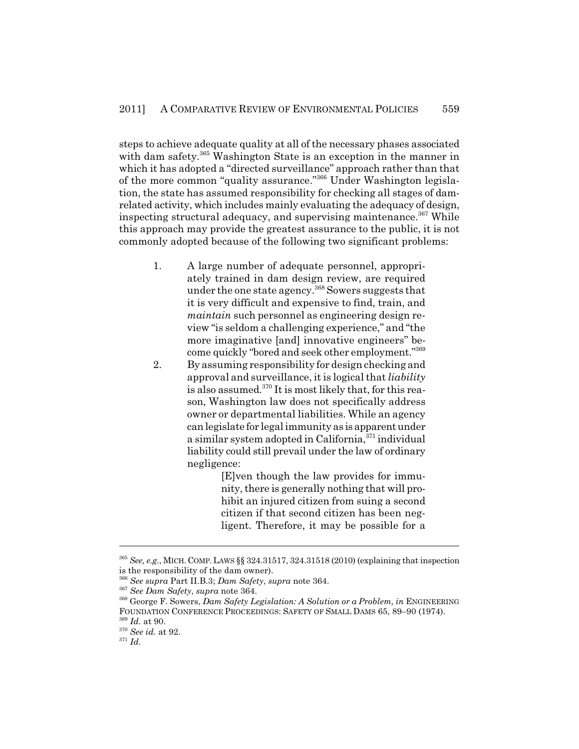steps to achieve adequate quality at all of the necessary phases associated with dam safety.[365] Washington State is an exception in the manner in which it has adopted a "directed surveillance" approach rather than that of the more common "quality assurance."[366] Under Washington legislation, the state has assumed responsibility for checking all stages of dam-related activity, which includes mainly evaluating the adequacy of design, inspecting structural adequacy, and supervising maintenance.[367] While this approach may provide the greatest assurance to the public, it is not commonly adopted because of the following two significant problems:

1. A large number of adequate personnel, appropriately trained in dam design review, are required under the one state agency.[368] Sowers suggests that it is very difficult and expensive to find, train, and *maintain* such personnel as engineering design review "is seldom a challenging experience," and "the more imaginative [and] innovative engineers" become quickly "bored and seek other employment."[369]
2. By assuming responsibility for design checking and approval and surveillance, it is logical that *liability* is also assumed.[370] It is most likely that, for this reason, Washington law does not specifically address owner or departmental liabilities. While an agency can legislate for legal immunity as is apparent under a similar system adopted in California,[371] individual liability could still prevail under the law of ordinary negligence:

   > [E]ven though the law provides for immunity, there is generally nothing that will prohibit an injured citizen from suing a second citizen if that second citizen has been negligent. Therefore, it may be possible for a

---

[365] *See, e.g.*, MICH. COMP. LAWS §§ 324.31517, 324.31518 (2010) (explaining that inspection is the responsibility of the dam owner).

[366] *See supra* Part II.B.3; *Dam Safety*, *supra* note 364.

[367] *See Dam Safety*, *supra* note 364.

[368] George F. Sowers, *Dam Safety Legislation: A Solution or a Problem, in* ENGINEERING FOUNDATION CONFERENCE PROCEEDINGS: SAFETY OF SMALL DAMS 65, 89–90 (1974).

[369] *Id.* at 90.

[370] *See id.* at 92.

[371] *Id.*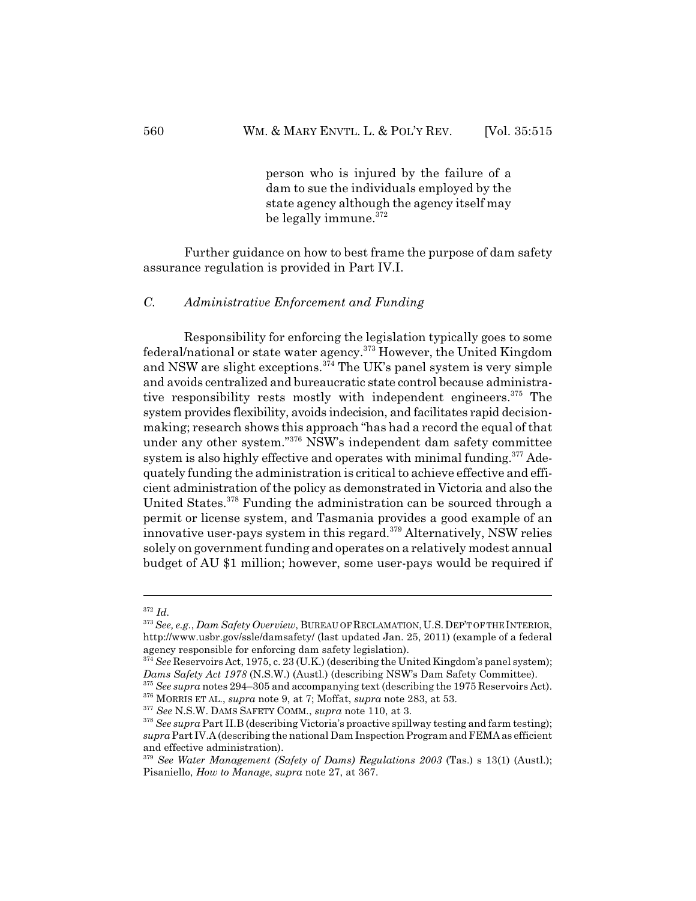> person who is injured by the failure of a dam to sue the individuals employed by the state agency although the agency itself may be legally immune.[372]

Further guidance on how to best frame the purpose of dam safety assurance regulation is provided in Part IV.I.

### *C. Administrative Enforcement and Funding*

Responsibility for enforcing the legislation typically goes to some federal/national or state water agency.[373] However, the United Kingdom and NSW are slight exceptions.[374] The UK's panel system is very simple and avoids centralized and bureaucratic state control because administrative responsibility rests mostly with independent engineers.[375] The system provides flexibility, avoids indecision, and facilitates rapid decision-making; research shows this approach "has had a record the equal of that under any other system."[376] NSW's independent dam safety committee system is also highly effective and operates with minimal funding.[377] Adequately funding the administration is critical to achieve effective and efficient administration of the policy as demonstrated in Victoria and also the United States.[378] Funding the administration can be sourced through a permit or license system, and Tasmania provides a good example of an innovative user-pays system in this regard.[379] Alternatively, NSW relies solely on government funding and operates on a relatively modest annual budget of AU $1 million; however, some user-pays would be required if

---

[372] *Id.*

[373] *See, e.g.*, *Dam Safety Overview*, BUREAU OF RECLAMATION, U.S. DEP'T OF THE INTERIOR, http://www.usbr.gov/ssle/damsafety/ (last updated Jan. 25, 2011) (example of a federal agency responsible for enforcing dam safety legislation).

[374] *See* Reservoirs Act, 1975, c. 23 (U.K.) (describing the United Kingdom's panel system); *Dams Safety Act 1978* (N.S.W.) (Austl.) (describing NSW's Dam Safety Committee).

[375] *See supra* notes 294–305 and accompanying text (describing the 1975 Reservoirs Act).

[376] MORRIS ET AL., *supra* note 9, at 7; Moffat, *supra* note 283, at 53.

[377] *See* N.S.W. DAMS SAFETY COMM., *supra* note 110, at 3.

[378] *See supra* Part II.B (describing Victoria's proactive spillway testing and farm testing); *supra* Part IV.A (describing the national Dam Inspection Program and FEMA as efficient and effective administration).

[379] *See Water Management (Safety of Dams) Regulations 2003* (Tas.) s 13(1) (Austl.); Pisaniello, *How to Manage*, *supra* note 27, at 367.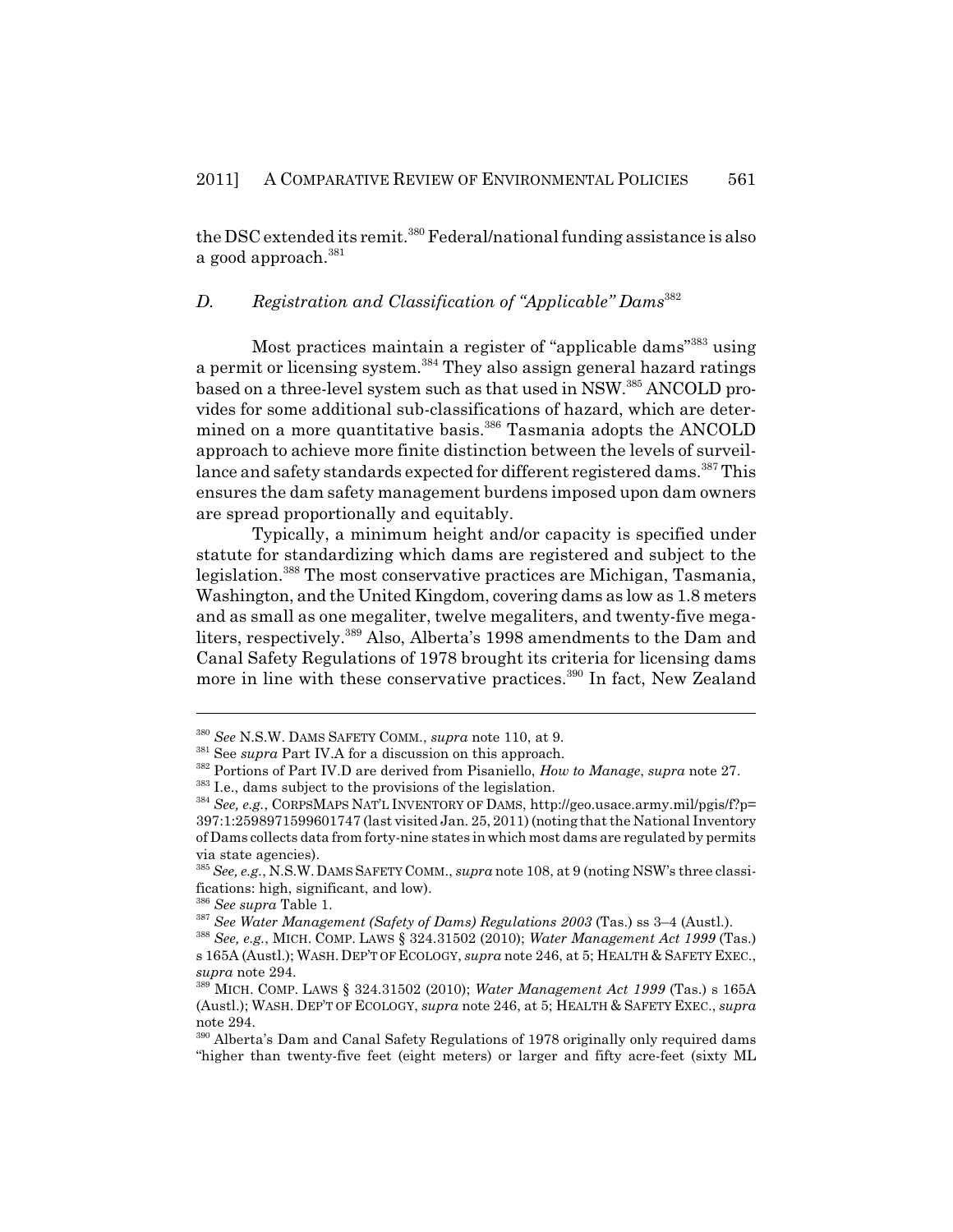the DSC extended its remit.[380] Federal/national funding assistance is also a good approach.[381]

### *D. Registration and Classification of "Applicable" Dams*[382]

Most practices maintain a register of "applicable dams"[383] using a permit or licensing system.[384] They also assign general hazard ratings based on a three-level system such as that used in NSW.[385] ANCOLD provides for some additional sub-classifications of hazard, which are determined on a more quantitative basis.[386] Tasmania adopts the ANCOLD approach to achieve more finite distinction between the levels of surveillance and safety standards expected for different registered dams.[387] This ensures the dam safety management burdens imposed upon dam owners are spread proportionally and equitably.

Typically, a minimum height and/or capacity is specified under statute for standardizing which dams are registered and subject to the legislation.[388] The most conservative practices are Michigan, Tasmania, Washington, and the United Kingdom, covering dams as low as 1.8 meters and as small as one megaliter, twelve megaliters, and twenty-five megaliters, respectively.[389] Also, Alberta's 1998 amendments to the Dam and Canal Safety Regulations of 1978 brought its criteria for licensing dams more in line with these conservative practices.[390] In fact, New Zealand

---

[380] *See* N.S.W. DAMS SAFETY COMM., *supra* note 110, at 9.

[381] See *supra* Part IV.A for a discussion on this approach.

[382] Portions of Part IV.D are derived from Pisaniello, *How to Manage*, *supra* note 27.

[383] I.e., dams subject to the provisions of the legislation.

[384] *See, e.g.*, CORPSMAPS NAT'L INVENTORY OF DAMS, http://geo.usace.army.mil/pgis/f?p=397:1:2598971599601747 (last visited Jan. 25, 2011) (noting that the National Inventory of Dams collects data from forty-nine states in which most dams are regulated by permits via state agencies).

[385] *See, e.g.*, N.S.W. DAMS SAFETY COMM., *supra* note 108, at 9 (noting NSW's three classifications: high, significant, and low).

[386] *See supra* Table 1.

[387] *See Water Management (Safety of Dams) Regulations 2003* (Tas.) ss 3–4 (Austl.).

[388] *See, e.g.*, MICH. COMP. LAWS § 324.31502 (2010); *Water Management Act 1999* (Tas.) s 165A (Austl.); WASH. DEP'T OF ECOLOGY, *supra* note 246, at 5; HEALTH & SAFETY EXEC., *supra* note 294.

[389] MICH. COMP. LAWS § 324.31502 (2010); *Water Management Act 1999* (Tas.) s 165A (Austl.); WASH. DEP'T OF ECOLOGY, *supra* note 246, at 5; HEALTH & SAFETY EXEC., *supra* note 294.

[390] Alberta's Dam and Canal Safety Regulations of 1978 originally only required dams "higher than twenty-five feet (eight meters) or larger and fifty acre-feet (sixty ML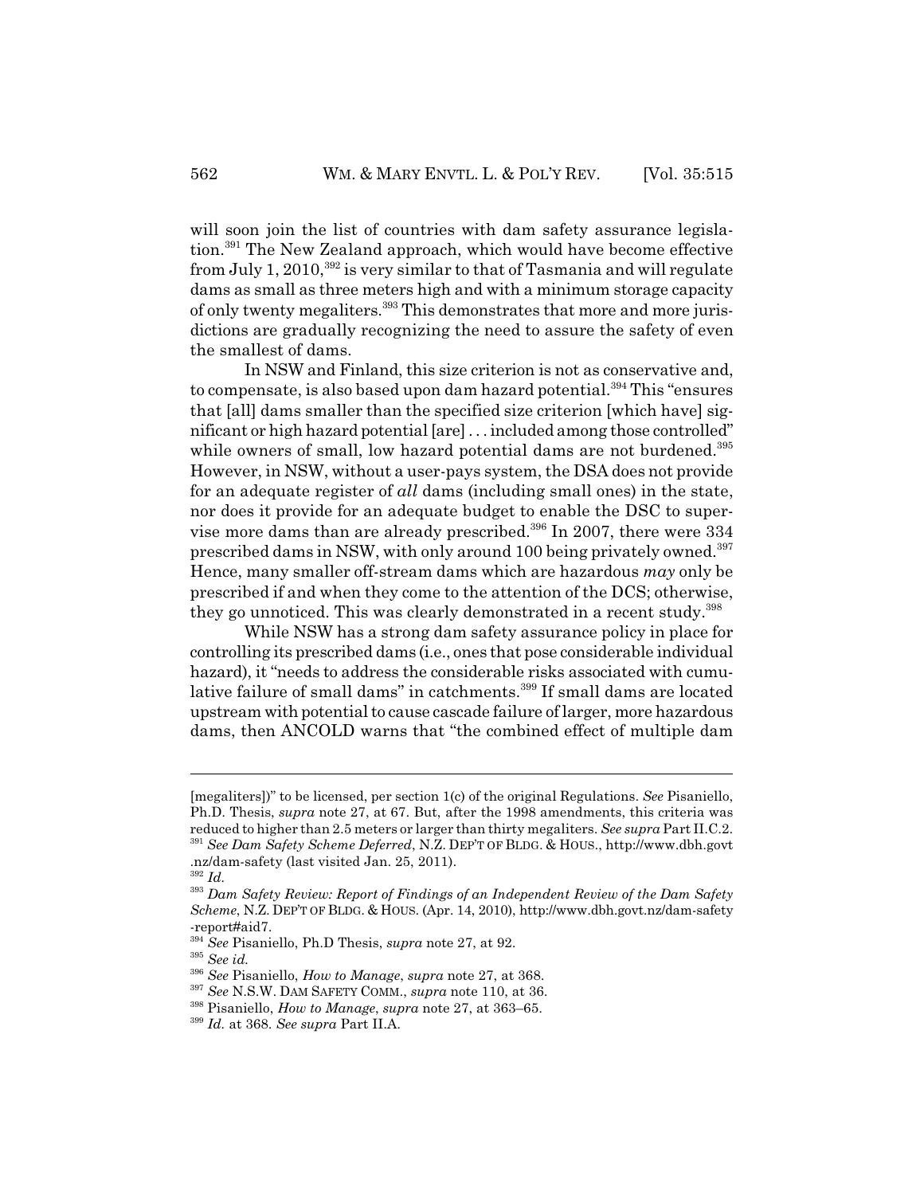will soon join the list of countries with dam safety assurance legislation.[391] The New Zealand approach, which would have become effective from July 1, 2010,[392] is very similar to that of Tasmania and will regulate dams as small as three meters high and with a minimum storage capacity of only twenty megaliters.[393] This demonstrates that more and more jurisdictions are gradually recognizing the need to assure the safety of even the smallest of dams.

In NSW and Finland, this size criterion is not as conservative and, to compensate, is also based upon dam hazard potential.[394] This "ensures that [all] dams smaller than the specified size criterion [which have] significant or high hazard potential [are] . . . included among those controlled" while owners of small, low hazard potential dams are not burdened.[395] However, in NSW, without a user-pays system, the DSA does not provide for an adequate register of *all* dams (including small ones) in the state, nor does it provide for an adequate budget to enable the DSC to supervise more dams than are already prescribed.[396] In 2007, there were 334 prescribed dams in NSW, with only around 100 being privately owned.[397] Hence, many smaller off-stream dams which are hazardous *may* only be prescribed if and when they come to the attention of the DCS; otherwise, they go unnoticed. This was clearly demonstrated in a recent study.[398]

While NSW has a strong dam safety assurance policy in place for controlling its prescribed dams (i.e., ones that pose considerable individual hazard), it "needs to address the considerable risks associated with cumulative failure of small dams" in catchments.[399] If small dams are located upstream with potential to cause cascade failure of larger, more hazardous dams, then ANCOLD warns that "the combined effect of multiple dam

---

[megaliters])" to be licensed, per section 1(c) of the original Regulations. *See* Pisaniello, Ph.D. Thesis, *supra* note 27, at 67. But, after the 1998 amendments, this criteria was reduced to higher than 2.5 meters or larger than thirty megaliters. *See supra* Part II.C.2.

[391] *See Dam Safety Scheme Deferred*, N.Z. DEP'T OF BLDG. & HOUS., http://www.dbh.govt.nz/dam-safety (last visited Jan. 25, 2011).

[392] *Id.*

[393] *Dam Safety Review: Report of Findings of an Independent Review of the Dam Safety Scheme*, N.Z. DEP'T OF BLDG. & HOUS. (Apr. 14, 2010), http://www.dbh.govt.nz/dam-safety-report#aid7.

[394] *See* Pisaniello, Ph.D Thesis, *supra* note 27, at 92.

[395] *See id.*

[396] *See* Pisaniello, *How to Manage*, *supra* note 27, at 368.

[397] *See* N.S.W. DAM SAFETY COMM., *supra* note 110, at 36.

[398] Pisaniello, *How to Manage*, *supra* note 27, at 363–65.

[399] *Id.* at 368. *See supra* Part II.A.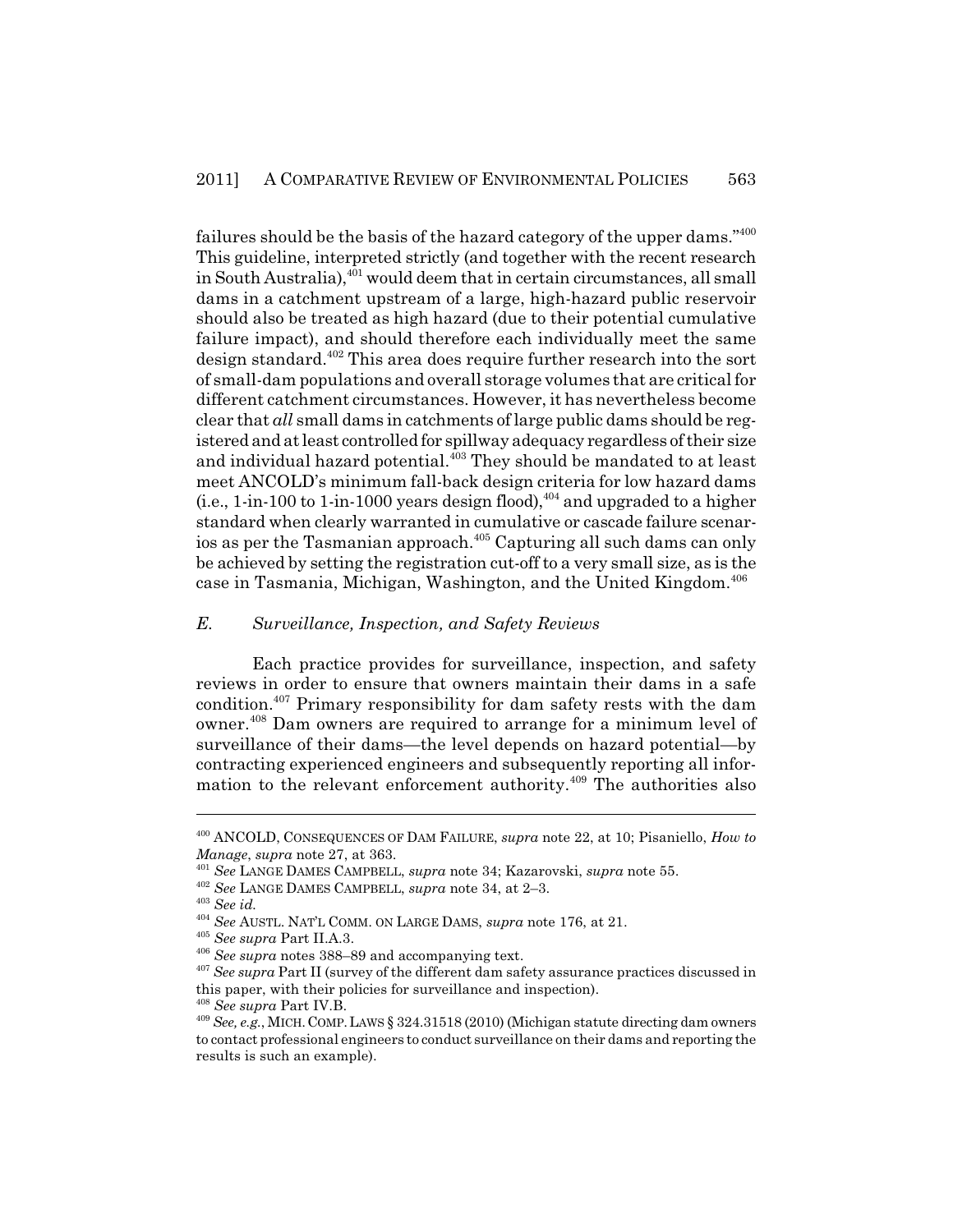failures should be the basis of the hazard category of the upper dams."[400] This guideline, interpreted strictly (and together with the recent research in South Australia),[401] would deem that in certain circumstances, all small dams in a catchment upstream of a large, high-hazard public reservoir should also be treated as high hazard (due to their potential cumulative failure impact), and should therefore each individually meet the same design standard.[402] This area does require further research into the sort of small-dam populations and overall storage volumes that are critical for different catchment circumstances. However, it has nevertheless become clear that *all* small dams in catchments of large public dams should be registered and at least controlled for spillway adequacy regardless of their size and individual hazard potential.[403] They should be mandated to at least meet ANCOLD's minimum fall-back design criteria for low hazard dams (i.e., 1-in-100 to 1-in-1000 years design flood),[404] and upgraded to a higher standard when clearly warranted in cumulative or cascade failure scenarios as per the Tasmanian approach.[405] Capturing all such dams can only be achieved by setting the registration cut-off to a very small size, as is the case in Tasmania, Michigan, Washington, and the United Kingdom.[406]

### *E. Surveillance, Inspection, and Safety Reviews*

Each practice provides for surveillance, inspection, and safety reviews in order to ensure that owners maintain their dams in a safe condition.[407] Primary responsibility for dam safety rests with the dam owner.[408] Dam owners are required to arrange for a minimum level of surveillance of their dams—the level depends on hazard potential—by contracting experienced engineers and subsequently reporting all information to the relevant enforcement authority.[409] The authorities also

---

[400] ANCOLD, CONSEQUENCES OF DAM FAILURE, *supra* note 22, at 10; Pisaniello, *How to Manage*, *supra* note 27, at 363.

[401] *See* LANGE DAMES CAMPBELL, *supra* note 34; Kazarovski, *supra* note 55.

[402] *See* LANGE DAMES CAMPBELL, *supra* note 34, at 2–3.

[403] *See id.*

[404] *See* AUSTL. NAT'L COMM. ON LARGE DAMS, *supra* note 176, at 21.

[405] *See supra* Part II.A.3.

[406] *See supra* notes 388–89 and accompanying text.

[407] *See supra* Part II (survey of the different dam safety assurance practices discussed in this paper, with their policies for surveillance and inspection).

[408] *See supra* Part IV.B.

[409] *See, e.g.*, MICH. COMP. LAWS § 324.31518 (2010) (Michigan statute directing dam owners to contact professional engineers to conduct surveillance on their dams and reporting the results is such an example).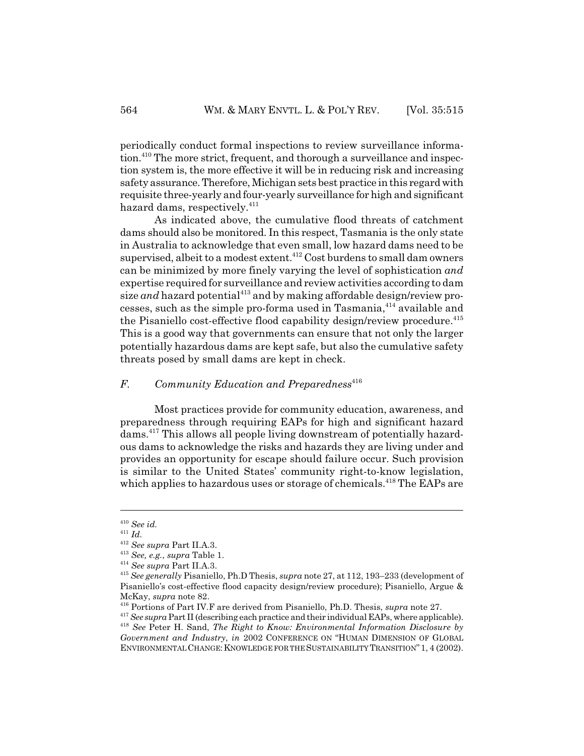periodically conduct formal inspections to review surveillance information.[410] The more strict, frequent, and thorough a surveillance and inspection system is, the more effective it will be in reducing risk and increasing safety assurance. Therefore, Michigan sets best practice in this regard with requisite three-yearly and four-yearly surveillance for high and significant hazard dams, respectively.[411]

As indicated above, the cumulative flood threats of catchment dams should also be monitored. In this respect, Tasmania is the only state in Australia to acknowledge that even small, low hazard dams need to be supervised, albeit to a modest extent.[412] Cost burdens to small dam owners can be minimized by more finely varying the level of sophistication *and* expertise required for surveillance and review activities according to dam size *and* hazard potential[413] and by making affordable design/review processes, such as the simple pro-forma used in Tasmania,[414] available and the Pisaniello cost-effective flood capability design/review procedure.[415] This is a good way that governments can ensure that not only the larger potentially hazardous dams are kept safe, but also the cumulative safety threats posed by small dams are kept in check.

### *F. Community Education and Preparedness*[416]

Most practices provide for community education, awareness, and preparedness through requiring EAPs for high and significant hazard dams.[417] This allows all people living downstream of potentially hazardous dams to acknowledge the risks and hazards they are living under and provides an opportunity for escape should failure occur. Such provision is similar to the United States' community right-to-know legislation, which applies to hazardous uses or storage of chemicals.[418] The EAPs are

---

[410] *See id.*

[411] *Id.*

[412] *See supra* Part II.A.3.

[413] *See, e.g.*, *supra* Table 1.

[414] *See supra* Part II.A.3.

[415] *See generally* Pisaniello, Ph.D Thesis, *supra* note 27, at 112, 193–233 (development of Pisaniello's cost-effective flood capacity design/review procedure); Pisaniello, Argue & McKay, *supra* note 82.

[416] Portions of Part IV.F are derived from Pisaniello, Ph.D. Thesis, *supra* note 27.

[417] *See supra* Part II (describing each practice and their individual EAPs, where applicable).

[418] *See* Peter H. Sand, *The Right to Know: Environmental Information Disclosure by Government and Industry*, *in* 2002 CONFERENCE ON "HUMAN DIMENSION OF GLOBAL ENVIRONMENTAL CHANGE: KNOWLEDGE FOR THE SUSTAINABILITY TRANSITION" 1, 4 (2002).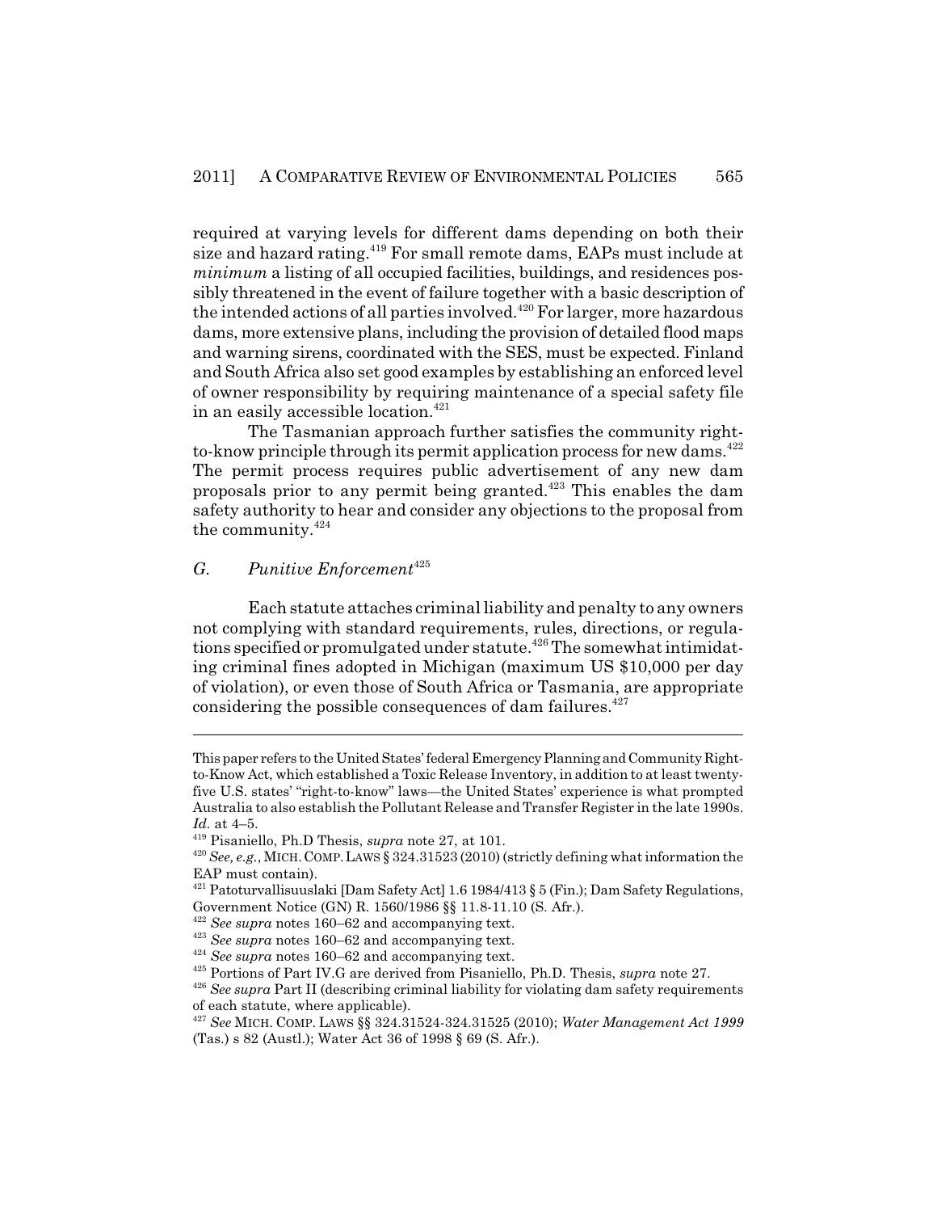required at varying levels for different dams depending on both their size and hazard rating.[419] For small remote dams, EAPs must include at *minimum* a listing of all occupied facilities, buildings, and residences possibly threatened in the event of failure together with a basic description of the intended actions of all parties involved.[420] For larger, more hazardous dams, more extensive plans, including the provision of detailed flood maps and warning sirens, coordinated with the SES, must be expected. Finland and South Africa also set good examples by establishing an enforced level of owner responsibility by requiring maintenance of a special safety file in an easily accessible location.[421]

The Tasmanian approach further satisfies the community right-to-know principle through its permit application process for new dams.[422] The permit process requires public advertisement of any new dam proposals prior to any permit being granted.[423] This enables the dam safety authority to hear and consider any objections to the proposal from the community.[424]

### G. *Punitive Enforcement*[425]

Each statute attaches criminal liability and penalty to any owners not complying with standard requirements, rules, directions, or regulations specified or promulgated under statute.[426] The somewhat intimidating criminal fines adopted in Michigan (maximum US $10,000 per day of violation), or even those of South Africa or Tasmania, are appropriate considering the possible consequences of dam failures.[427]

---

This paper refers to the United States' federal Emergency Planning and Community Right-to-Know Act, which established a Toxic Release Inventory, in addition to at least twenty-five U.S. states' "right-to-know" laws—the United States' experience is what prompted Australia to also establish the Pollutant Release and Transfer Register in the late 1990s. *Id.* at 4–5.

[419] Pisaniello, Ph.D Thesis, *supra* note 27, at 101.

[420] *See, e.g.*, MICH. COMP. LAWS § 324.31523 (2010) (strictly defining what information the EAP must contain).

[421] Patoturvallisuuslaki [Dam Safety Act] 1.6 1984/413 § 5 (Fin.); Dam Safety Regulations, Government Notice (GN) R. 1560/1986 §§ 11.8-11.10 (S. Afr.).

[422] *See supra* notes 160–62 and accompanying text.

[423] *See supra* notes 160–62 and accompanying text.

[424] *See supra* notes 160–62 and accompanying text.

[425] Portions of Part IV.G are derived from Pisaniello, Ph.D. Thesis, *supra* note 27.

[426] *See supra* Part II (describing criminal liability for violating dam safety requirements of each statute, where applicable).

[427] *See* MICH. COMP. LAWS §§ 324.31524-324.31525 (2010); *Water Management Act 1999* (Tas.) s 82 (Austl.); Water Act 36 of 1998 § 69 (S. Afr.).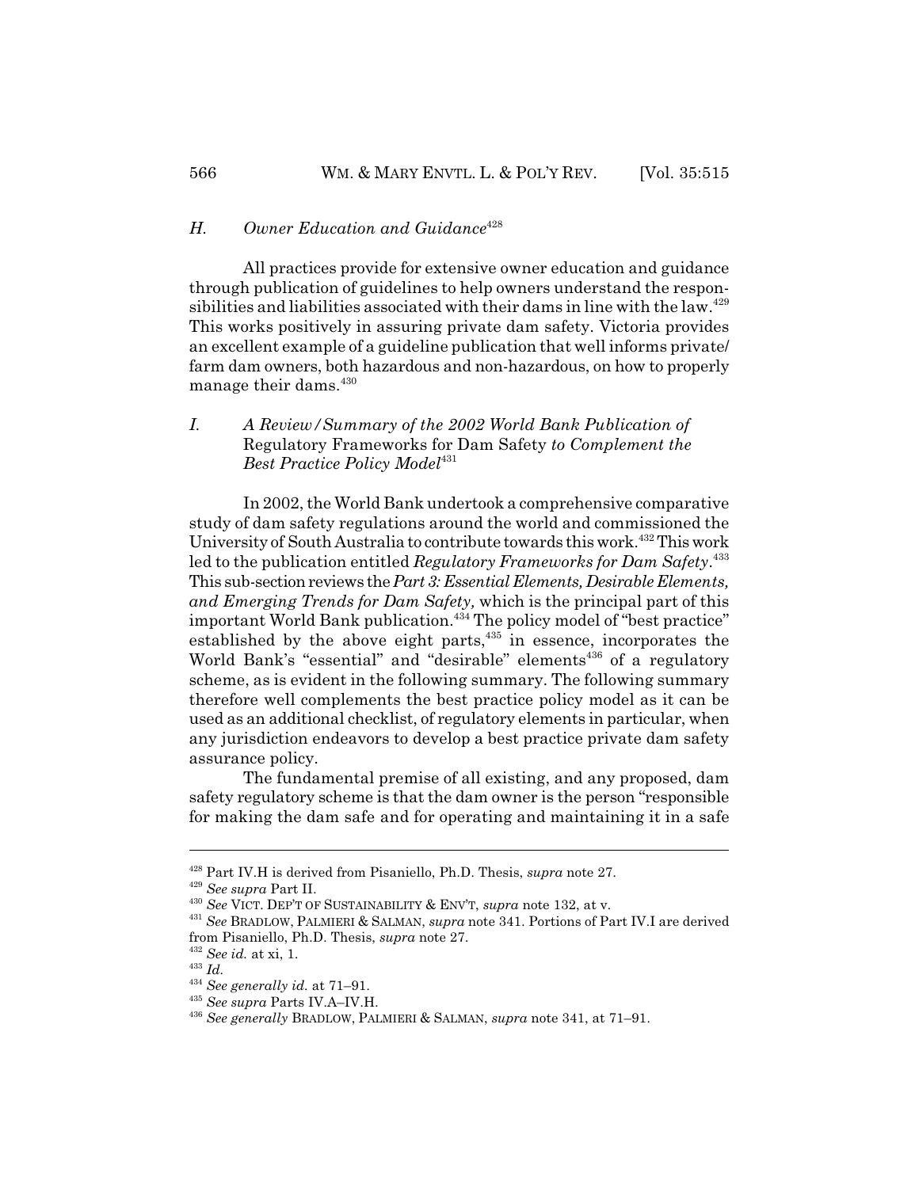### H. *Owner Education and Guidance*[428]

All practices provide for extensive owner education and guidance through publication of guidelines to help owners understand the responsibilities and liabilities associated with their dams in line with the law.[429] This works positively in assuring private dam safety. Victoria provides an excellent example of a guideline publication that well informs private/farm dam owners, both hazardous and non-hazardous, on how to properly manage their dams.[430]

### I. *A Review/Summary of the 2002 World Bank Publication of* Regulatory Frameworks for Dam Safety *to Complement the Best Practice Policy Model*[431]

In 2002, the World Bank undertook a comprehensive comparative study of dam safety regulations around the world and commissioned the University of South Australia to contribute towards this work.[432] This work led to the publication entitled *Regulatory Frameworks for Dam Safety*.[433] This sub-section reviews the *Part 3: Essential Elements, Desirable Elements, and Emerging Trends for Dam Safety,* which is the principal part of this important World Bank publication.[434] The policy model of "best practice" established by the above eight parts,[435] in essence, incorporates the World Bank's "essential" and "desirable" elements[436] of a regulatory scheme, as is evident in the following summary. The following summary therefore well complements the best practice policy model as it can be used as an additional checklist, of regulatory elements in particular, when any jurisdiction endeavors to develop a best practice private dam safety assurance policy.

The fundamental premise of all existing, and any proposed, dam safety regulatory scheme is that the dam owner is the person "responsible for making the dam safe and for operating and maintaining it in a safe

---

[428] Part IV.H is derived from Pisaniello, Ph.D. Thesis, *supra* note 27.

[429] *See supra* Part II.

[430] *See* VICT. DEP'T OF SUSTAINABILITY & ENV'T, *supra* note 132, at v.

[431] *See* BRADLOW, PALMIERI & SALMAN, *supra* note 341. Portions of Part IV.I are derived from Pisaniello, Ph.D. Thesis, *supra* note 27.

[432] *See id.* at xi, 1.

[433] *Id.*

[434] *See generally id.* at 71–91.

[435] *See supra* Parts IV.A–IV.H.

[436] *See generally* BRADLOW, PALMIERI & SALMAN, *supra* note 341, at 71–91.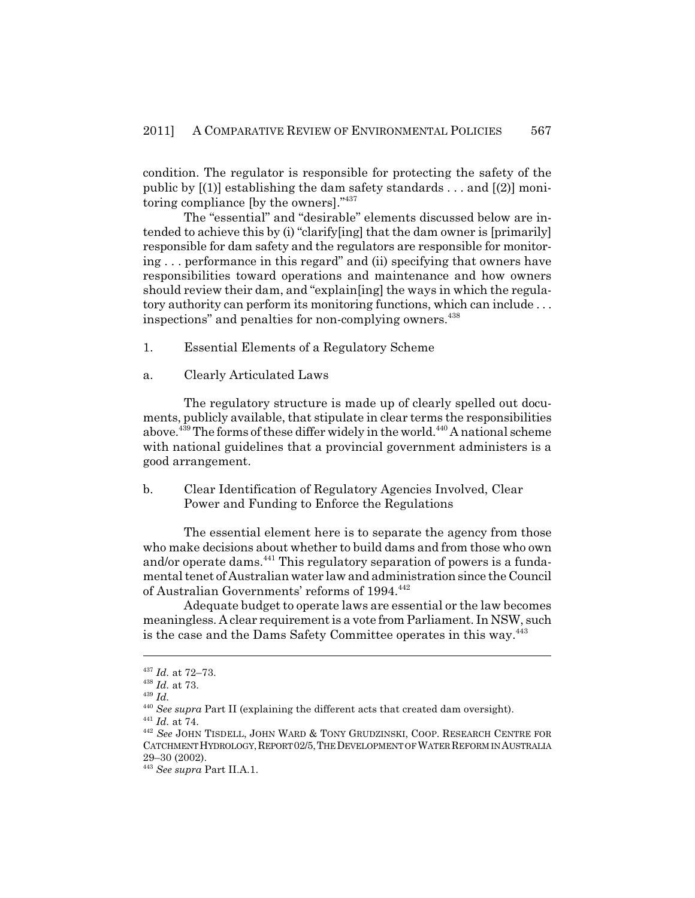condition. The regulator is responsible for protecting the safety of the public by [(1)] establishing the dam safety standards . . . and [(2)] monitoring compliance [by the owners]."[437]

The "essential" and "desirable" elements discussed below are intended to achieve this by (i) "clarify[ing] that the dam owner is [primarily] responsible for dam safety and the regulators are responsible for monitoring . . . performance in this regard" and (ii) specifying that owners have responsibilities toward operations and maintenance and how owners should review their dam, and "explain[ing] the ways in which the regulatory authority can perform its monitoring functions, which can include . . . inspections" and penalties for non-complying owners.[438]

1. Essential Elements of a Regulatory Scheme

a. Clearly Articulated Laws

The regulatory structure is made up of clearly spelled out documents, publicly available, that stipulate in clear terms the responsibilities above.[439] The forms of these differ widely in the world.[440] A national scheme with national guidelines that a provincial government administers is a good arrangement.

b. Clear Identification of Regulatory Agencies Involved, Clear Power and Funding to Enforce the Regulations

The essential element here is to separate the agency from those who make decisions about whether to build dams and from those who own and/or operate dams.[441] This regulatory separation of powers is a fundamental tenet of Australian water law and administration since the Council of Australian Governments' reforms of 1994.[442]

Adequate budget to operate laws are essential or the law becomes meaningless. A clear requirement is a vote from Parliament. In NSW, such is the case and the Dams Safety Committee operates in this way.[443]

---

[437] *Id.* at 72–73.

[438] *Id.* at 73.

[439] *Id.*

[440] *See supra* Part II (explaining the different acts that created dam oversight).

[441] *Id.* at 74.

[442] *See* JOHN TISDELL, JOHN WARD & TONY GRUDZINSKI, COOP. RESEARCH CENTRE FOR CATCHMENT HYDROLOGY, REPORT 02/5, THE DEVELOPMENT OF WATER REFORM IN AUSTRALIA 29–30 (2002).

[443] *See supra* Part II.A.1.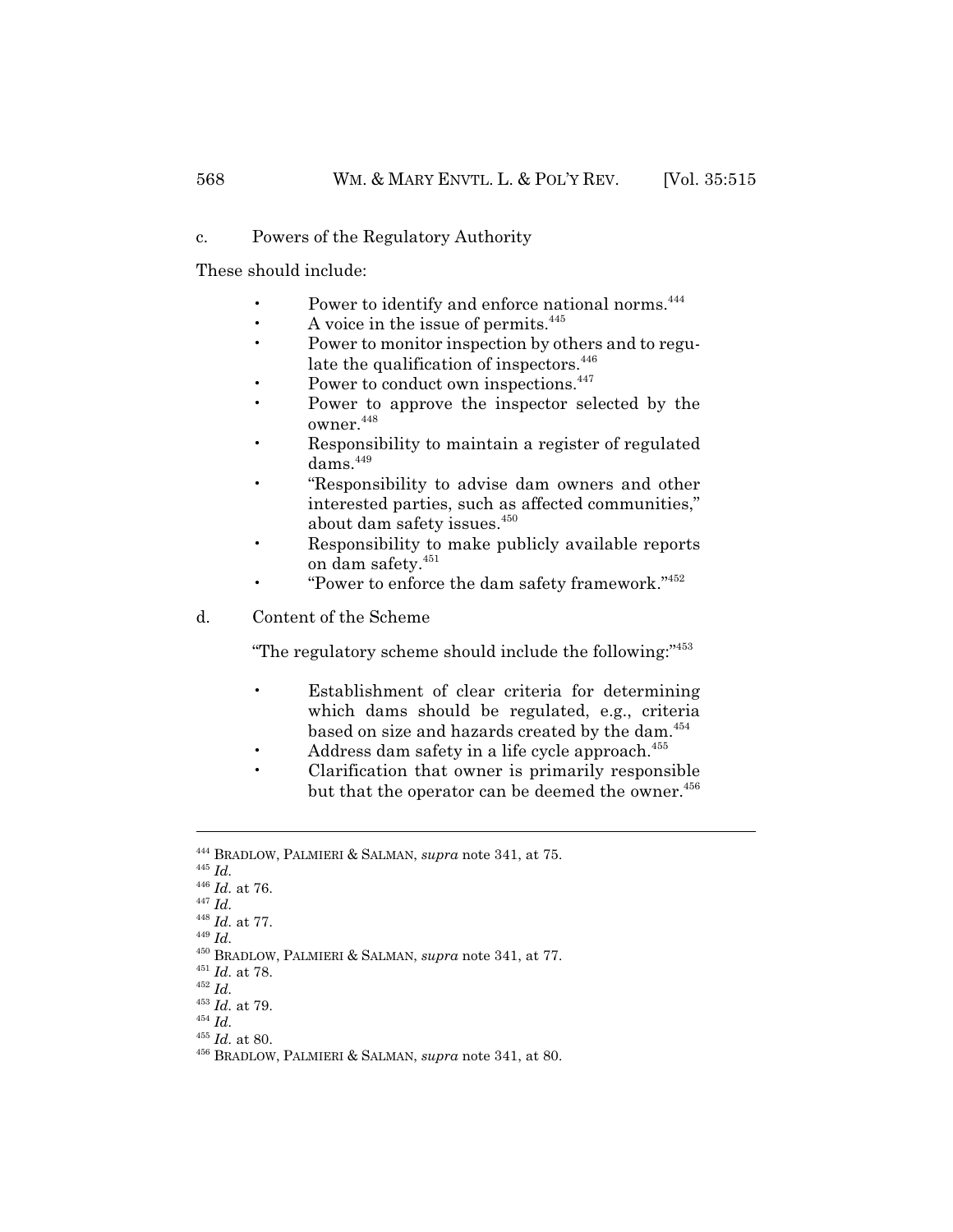c. Powers of the Regulatory Authority

These should include:

- Power to identify and enforce national norms.[444]
- A voice in the issue of permits.[445]
- Power to monitor inspection by others and to regulate the qualification of inspectors.[446]
- Power to conduct own inspections.[447]
- Power to approve the inspector selected by the owner.[448]
- Responsibility to maintain a register of regulated dams.[449]
- "Responsibility to advise dam owners and other interested parties, such as affected communities," about dam safety issues.[450]
- Responsibility to make publicly available reports on dam safety.[451]
- "Power to enforce the dam safety framework."[452]

d. Content of the Scheme

"The regulatory scheme should include the following:"[453]

- Establishment of clear criteria for determining which dams should be regulated, e.g., criteria based on size and hazards created by the dam.[454]
- Address dam safety in a life cycle approach.[455]
- Clarification that owner is primarily responsible but that the operator can be deemed the owner.[456]

---

[444] BRADLOW, PALMIERI & SALMAN, *supra* note 341, at 75.
[445] *Id.*
[446] *Id.* at 76.
[447] *Id.*
[448] *Id.* at 77.
[449] *Id.*
[450] BRADLOW, PALMIERI & SALMAN, *supra* note 341, at 77.
[451] *Id.* at 78.
[452] *Id.*
[453] *Id.* at 79.
[454] *Id.*
[455] *Id.* at 80.
[456] BRADLOW, PALMIERI & SALMAN, *supra* note 341, at 80.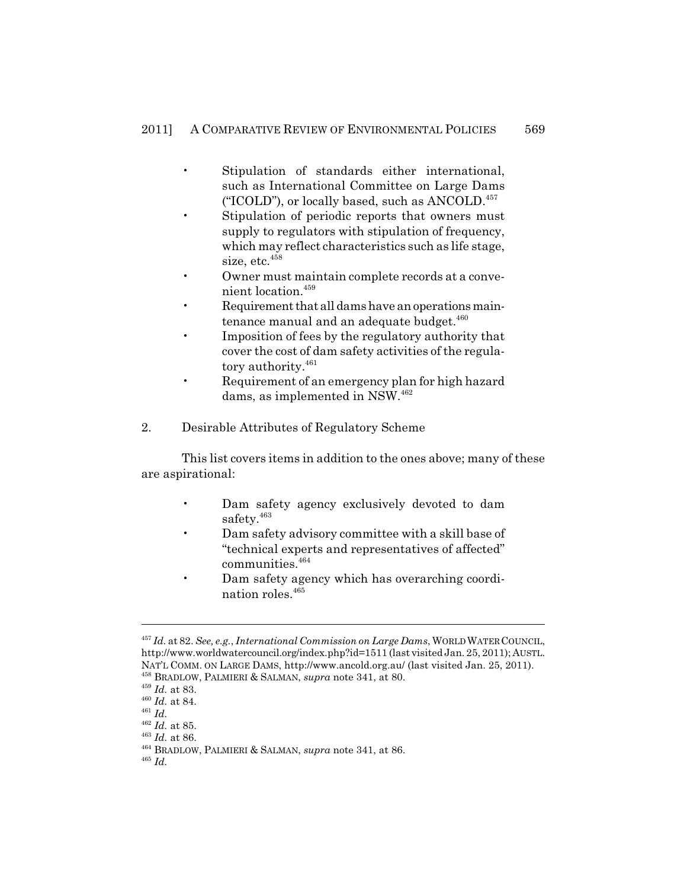- Stipulation of standards either international, such as International Committee on Large Dams ("ICOLD"), or locally based, such as ANCOLD.[457]
- Stipulation of periodic reports that owners must supply to regulators with stipulation of frequency, which may reflect characteristics such as life stage, size, etc.[458]
- Owner must maintain complete records at a convenient location.[459]
- Requirement that all dams have an operations maintenance manual and an adequate budget.[460]
- Imposition of fees by the regulatory authority that cover the cost of dam safety activities of the regulatory authority.[461]
- Requirement of an emergency plan for high hazard dams, as implemented in NSW.[462]

2. Desirable Attributes of Regulatory Scheme

This list covers items in addition to the ones above; many of these are aspirational:

- Dam safety agency exclusively devoted to dam safety.[463]
- Dam safety advisory committee with a skill base of "technical experts and representatives of affected" communities.[464]
- Dam safety agency which has overarching coordination roles.[465]

---

[457] *Id.* at 82. *See, e.g.*, *International Commission on Large Dams*, WORLD WATER COUNCIL, http://www.worldwatercouncil.org/index.php?id=1511 (last visited Jan. 25, 2011); AUSTL. NAT'L COMM. ON LARGE DAMS, http://www.ancold.org.au/ (last visited Jan. 25, 2011).

[458] BRADLOW, PALMIERI & SALMAN, *supra* note 341, at 80.

[459] *Id.* at 83.

[460] *Id.* at 84.

[461] *Id.*

[462] *Id.* at 85.

[463] *Id.* at 86.

[464] BRADLOW, PALMIERI & SALMAN, *supra* note 341, at 86.

[465] *Id.*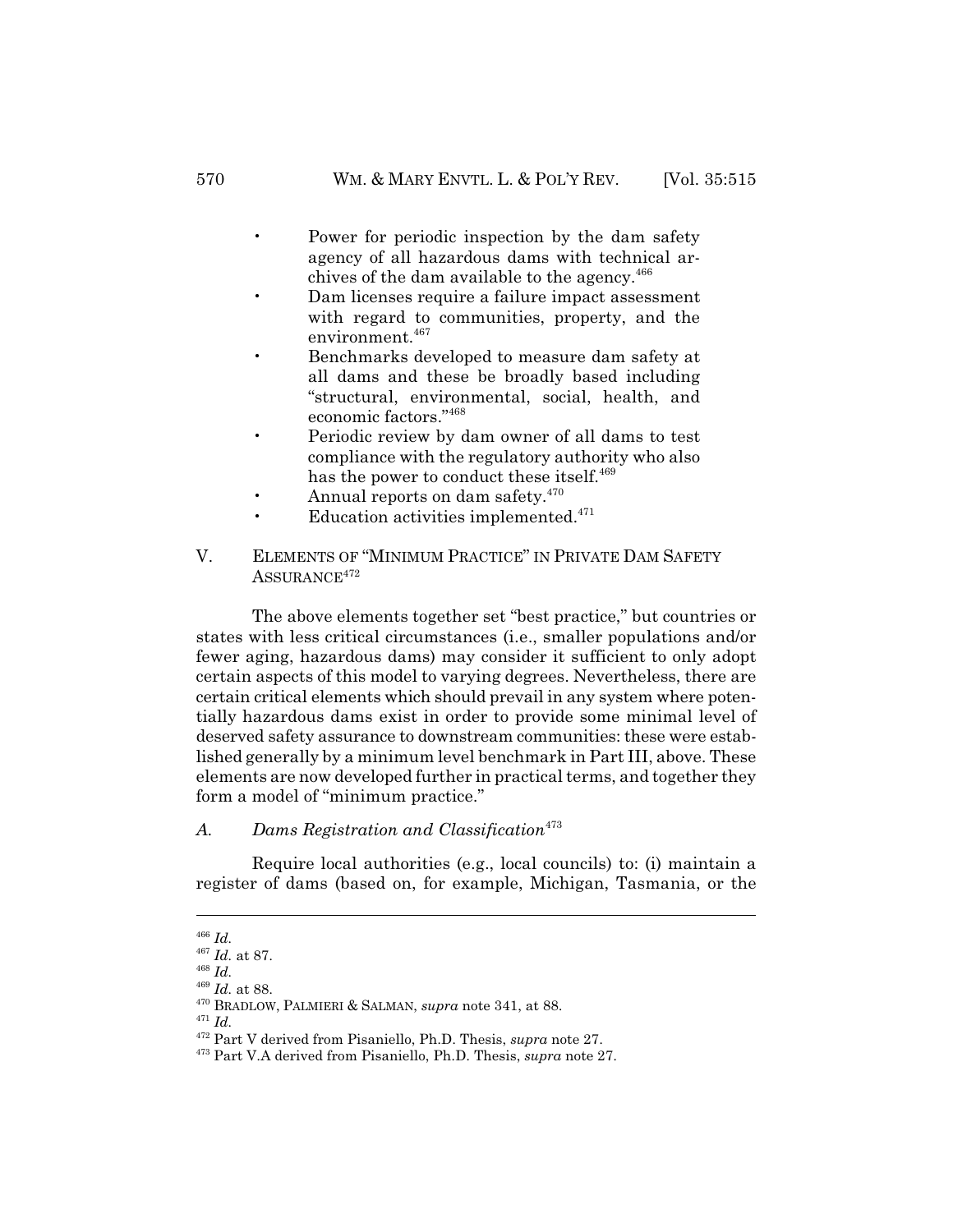- Power for periodic inspection by the dam safety agency of all hazardous dams with technical archives of the dam available to the agency.[466]
- Dam licenses require a failure impact assessment with regard to communities, property, and the environment.[467]
- Benchmarks developed to measure dam safety at all dams and these be broadly based including "structural, environmental, social, health, and economic factors."[468]
- Periodic review by dam owner of all dams to test compliance with the regulatory authority who also has the power to conduct these itself.[469]
- Annual reports on dam safety.[470]
- Education activities implemented.[471]

## V. ELEMENTS OF "MINIMUM PRACTICE" IN PRIVATE DAM SAFETY ASSURANCE[472]

The above elements together set "best practice," but countries or states with less critical circumstances (i.e., smaller populations and/or fewer aging, hazardous dams) may consider it sufficient to only adopt certain aspects of this model to varying degrees. Nevertheless, there are certain critical elements which should prevail in any system where potentially hazardous dams exist in order to provide some minimal level of deserved safety assurance to downstream communities: these were established generally by a minimum level benchmark in Part III, above. These elements are now developed further in practical terms, and together they form a model of "minimum practice."

### A. *Dams Registration and Classification*[473]

Require local authorities (e.g., local councils) to: (i) maintain a register of dams (based on, for example, Michigan, Tasmania, or the

---

[466] *Id.*
[467] *Id.* at 87.
[468] *Id.*
[469] *Id.* at 88.
[470] BRADLOW, PALMIERI & SALMAN, *supra* note 341, at 88.
[471] *Id.*
[472] Part V derived from Pisaniello, Ph.D. Thesis, *supra* note 27.
[473] Part V.A derived from Pisaniello, Ph.D. Thesis, *supra* note 27.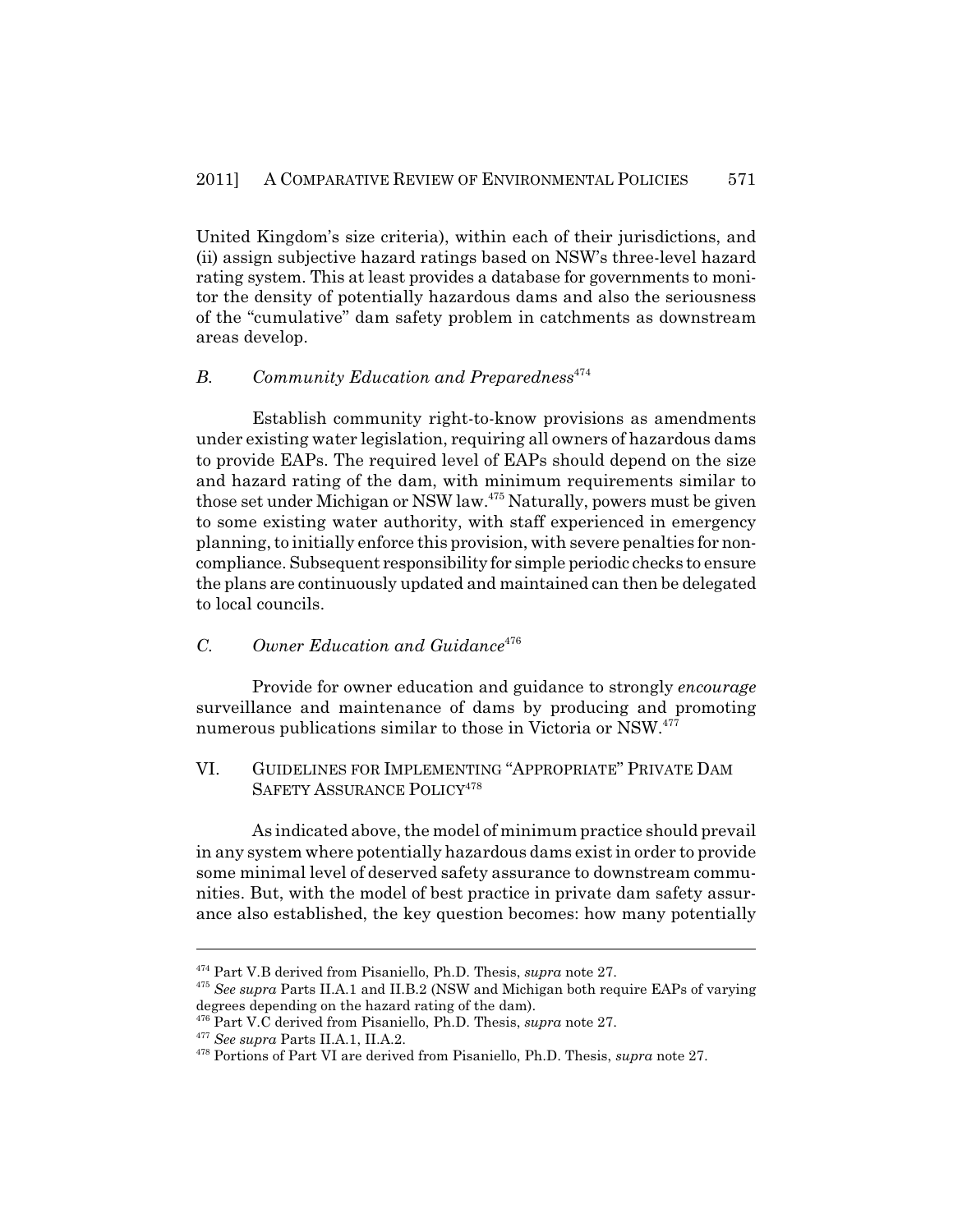United Kingdom's size criteria), within each of their jurisdictions, and (ii) assign subjective hazard ratings based on NSW's three-level hazard rating system. This at least provides a database for governments to monitor the density of potentially hazardous dams and also the seriousness of the "cumulative" dam safety problem in catchments as downstream areas develop.

### B. *Community Education and Preparedness*[474]

Establish community right-to-know provisions as amendments under existing water legislation, requiring all owners of hazardous dams to provide EAPs. The required level of EAPs should depend on the size and hazard rating of the dam, with minimum requirements similar to those set under Michigan or NSW law.[475] Naturally, powers must be given to some existing water authority, with staff experienced in emergency planning, to initially enforce this provision, with severe penalties for noncompliance. Subsequent responsibility for simple periodic checks to ensure the plans are continuously updated and maintained can then be delegated to local councils.

### C. *Owner Education and Guidance*[476]

Provide for owner education and guidance to strongly *encourage* surveillance and maintenance of dams by producing and promoting numerous publications similar to those in Victoria or NSW.[477]

## VI. Guidelines for Implementing "Appropriate" Private Dam Safety Assurance Policy[478]

As indicated above, the model of minimum practice should prevail in any system where potentially hazardous dams exist in order to provide some minimal level of deserved safety assurance to downstream communities. But, with the model of best practice in private dam safety assurance also established, the key question becomes: how many potentially

---

[474] Part V.B derived from Pisaniello, Ph.D. Thesis, *supra* note 27.

[475] *See supra* Parts II.A.1 and II.B.2 (NSW and Michigan both require EAPs of varying degrees depending on the hazard rating of the dam).

[476] Part V.C derived from Pisaniello, Ph.D. Thesis, *supra* note 27.

[477] *See supra* Parts II.A.1, II.A.2.

[478] Portions of Part VI are derived from Pisaniello, Ph.D. Thesis, *supra* note 27.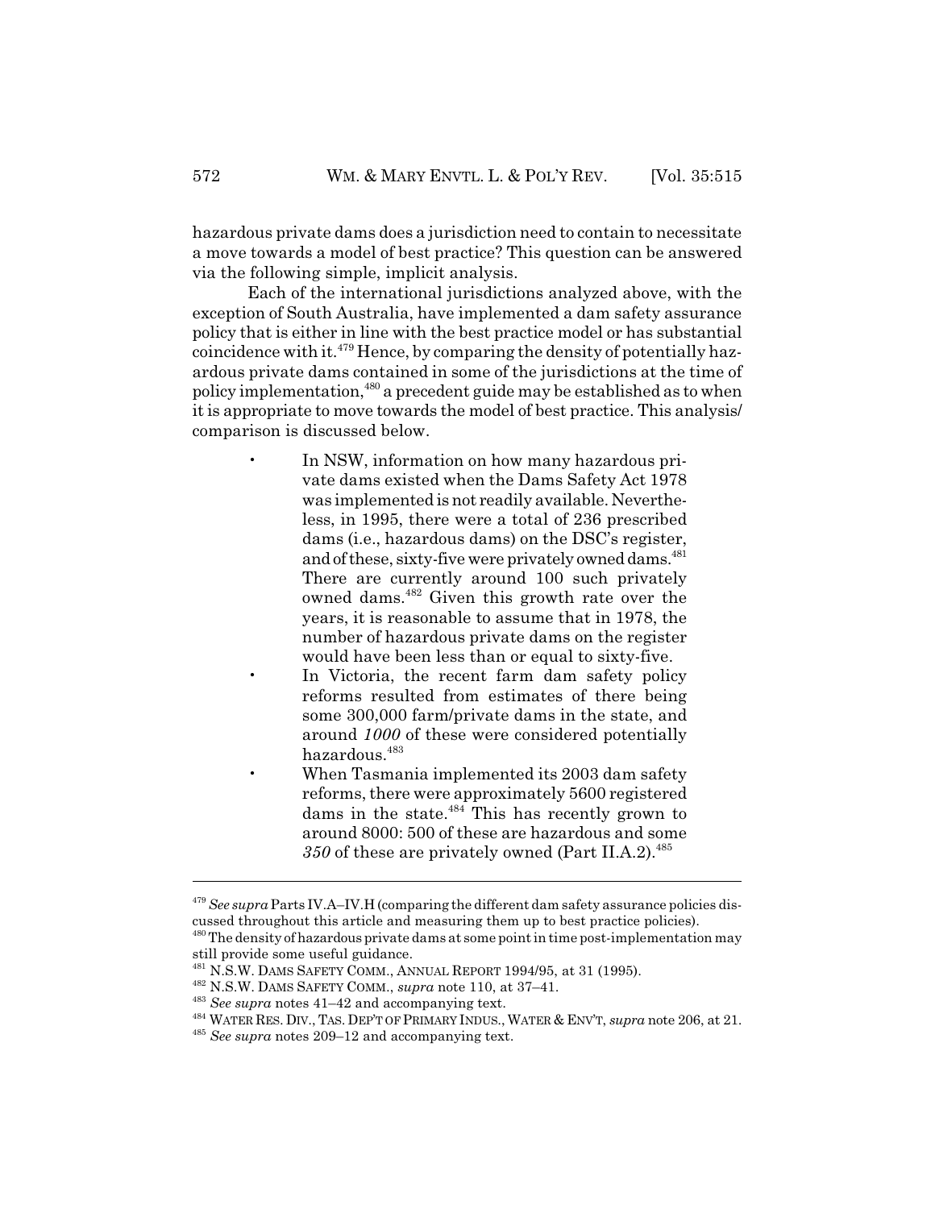hazardous private dams does a jurisdiction need to contain to necessitate a move towards a model of best practice? This question can be answered via the following simple, implicit analysis.

Each of the international jurisdictions analyzed above, with the exception of South Australia, have implemented a dam safety assurance policy that is either in line with the best practice model or has substantial coincidence with it.[479] Hence, by comparing the density of potentially hazardous private dams contained in some of the jurisdictions at the time of policy implementation,[480] a precedent guide may be established as to when it is appropriate to move towards the model of best practice. This analysis/comparison is discussed below.

- In NSW, information on how many hazardous private dams existed when the Dams Safety Act 1978 was implemented is not readily available. Nevertheless, in 1995, there were a total of 236 prescribed dams (i.e., hazardous dams) on the DSC's register, and of these, sixty-five were privately owned dams.[481] There are currently around 100 such privately owned dams.[482] Given this growth rate over the years, it is reasonable to assume that in 1978, the number of hazardous private dams on the register would have been less than or equal to sixty-five.
- In Victoria, the recent farm dam safety policy reforms resulted from estimates of there being some 300,000 farm/private dams in the state, and around *1000* of these were considered potentially hazardous.[483]
- When Tasmania implemented its 2003 dam safety reforms, there were approximately 5600 registered dams in the state.[484] This has recently grown to around 8000: 500 of these are hazardous and some *350* of these are privately owned (Part II.A.2).[485]

---

[479] *See supra* Parts IV.A–IV.H (comparing the different dam safety assurance policies discussed throughout this article and measuring them up to best practice policies).

[480] The density of hazardous private dams at some point in time post-implementation may still provide some useful guidance.

[481] N.S.W. DAMS SAFETY COMM., ANNUAL REPORT 1994/95, at 31 (1995).

[482] N.S.W. DAMS SAFETY COMM., *supra* note 110, at 37–41.

[483] *See supra* notes 41–42 and accompanying text.

[484] WATER RES. DIV., TAS. DEP'T OF PRIMARY INDUS., WATER & ENV'T, *supra* note 206, at 21.

[485] *See supra* notes 209–12 and accompanying text.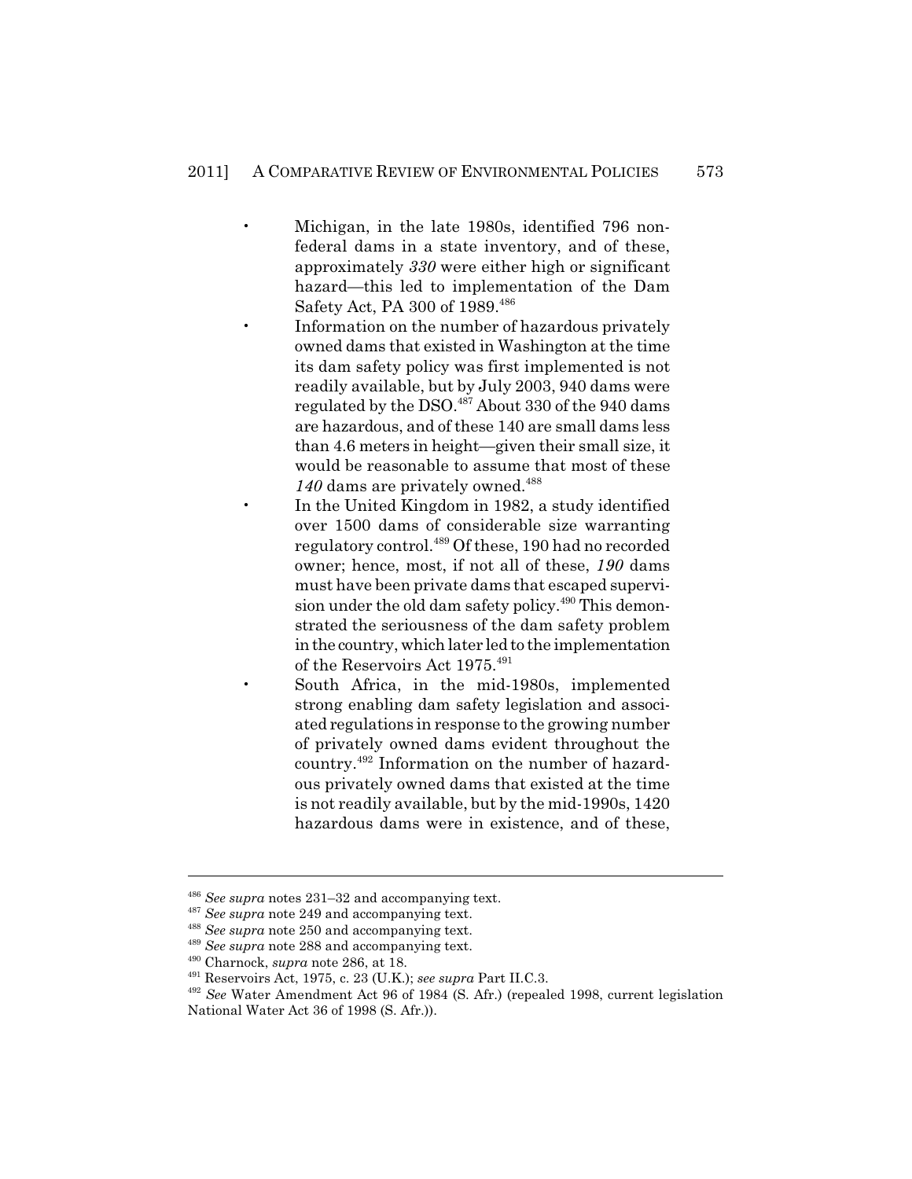- Michigan, in the late 1980s, identified 796 non-federal dams in a state inventory, and of these, approximately *330* were either high or significant hazard—this led to implementation of the Dam Safety Act, PA 300 of 1989.[486]
- Information on the number of hazardous privately owned dams that existed in Washington at the time its dam safety policy was first implemented is not readily available, but by July 2003, 940 dams were regulated by the DSO.[487] About 330 of the 940 dams are hazardous, and of these 140 are small dams less than 4.6 meters in height—given their small size, it would be reasonable to assume that most of these *140* dams are privately owned.[488]
- In the United Kingdom in 1982, a study identified over 1500 dams of considerable size warranting regulatory control.[489] Of these, 190 had no recorded owner; hence, most, if not all of these, *190* dams must have been private dams that escaped supervision under the old dam safety policy.[490] This demonstrated the seriousness of the dam safety problem in the country, which later led to the implementation of the Reservoirs Act 1975.[491]
- South Africa, in the mid-1980s, implemented strong enabling dam safety legislation and associated regulations in response to the growing number of privately owned dams evident throughout the country.[492] Information on the number of hazardous privately owned dams that existed at the time is not readily available, but by the mid-1990s, 1420 hazardous dams were in existence, and of these,

---

[486] *See supra* notes 231–32 and accompanying text.

[487] *See supra* note 249 and accompanying text.

[488] *See supra* note 250 and accompanying text.

[489] *See supra* note 288 and accompanying text.

[490] Charnock, *supra* note 286, at 18.

[491] Reservoirs Act, 1975, c. 23 (U.K.); *see supra* Part II.C.3.

[492] *See* Water Amendment Act 96 of 1984 (S. Afr.) (repealed 1998, current legislation National Water Act 36 of 1998 (S. Afr.)).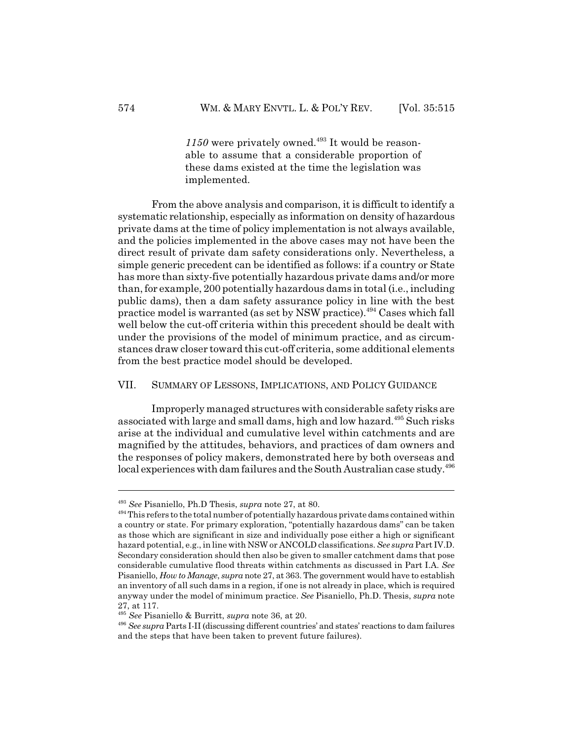*1150* were privately owned.[493] It would be reasonable to assume that a considerable proportion of these dams existed at the time the legislation was implemented.

From the above analysis and comparison, it is difficult to identify a systematic relationship, especially as information on density of hazardous private dams at the time of policy implementation is not always available, and the policies implemented in the above cases may not have been the direct result of private dam safety considerations only. Nevertheless, a simple generic precedent can be identified as follows: if a country or State has more than sixty-five potentially hazardous private dams and/or more than, for example, 200 potentially hazardous dams in total (i.e., including public dams), then a dam safety assurance policy in line with the best practice model is warranted (as set by NSW practice).[494] Cases which fall well below the cut-off criteria within this precedent should be dealt with under the provisions of the model of minimum practice, and as circumstances draw closer toward this cut-off criteria, some additional elements from the best practice model should be developed.

## VII. Summary of Lessons, Implications, and Policy Guidance

Improperly managed structures with considerable safety risks are associated with large and small dams, high and low hazard.[495] Such risks arise at the individual and cumulative level within catchments and are magnified by the attitudes, behaviors, and practices of dam owners and the responses of policy makers, demonstrated here by both overseas and local experiences with dam failures and the South Australian case study.[496]

---

[493] *See* Pisaniello, Ph.D Thesis, *supra* note 27, at 80.

[494] This refers to the total number of potentially hazardous private dams contained within a country or state. For primary exploration, "potentially hazardous dams" can be taken as those which are significant in size and individually pose either a high or significant hazard potential, e.g., in line with NSW or ANCOLD classifications. *See supra* Part IV.D. Secondary consideration should then also be given to smaller catchment dams that pose considerable cumulative flood threats within catchments as discussed in Part I.A. *See* Pisaniello, *How to Manage*, *supra* note 27, at 363. The government would have to establish an inventory of all such dams in a region, if one is not already in place, which is required anyway under the model of minimum practice. *See* Pisaniello, Ph.D. Thesis, *supra* note 27, at 117.

[495] *See* Pisaniello & Burritt, *supra* note 36, at 20.

[496] *See supra* Parts I-II (discussing different countries' and states' reactions to dam failures and the steps that have been taken to prevent future failures).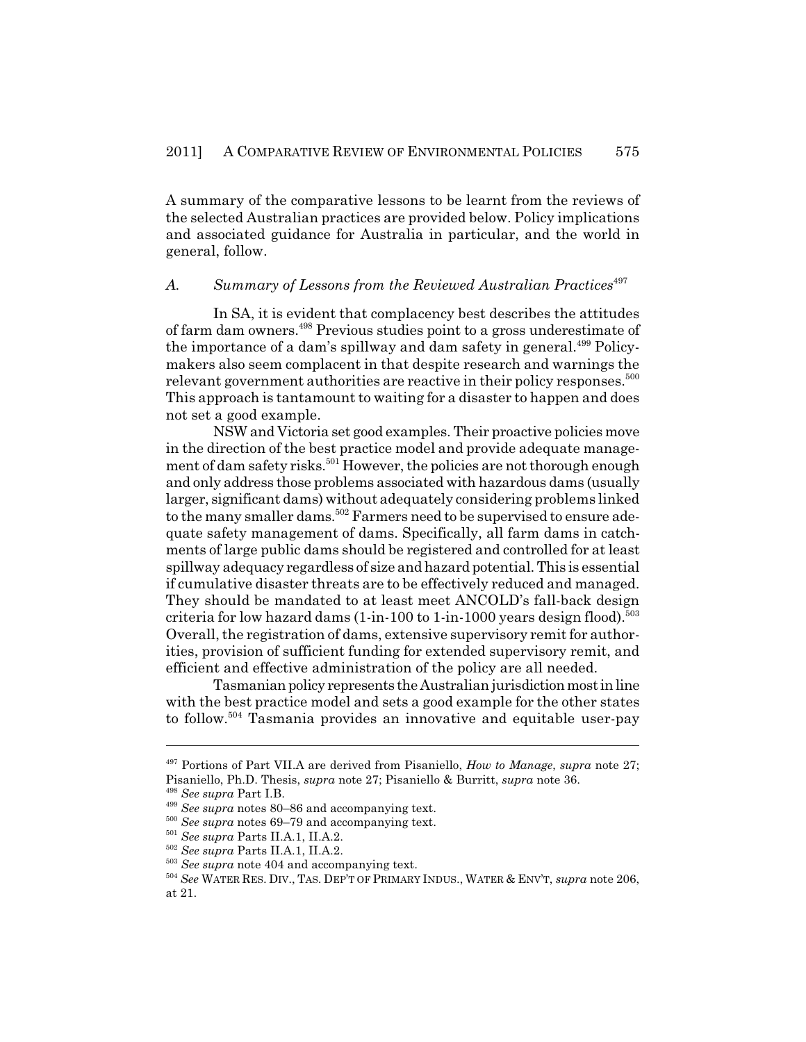A summary of the comparative lessons to be learnt from the reviews of the selected Australian practices are provided below. Policy implications and associated guidance for Australia in particular, and the world in general, follow.

### A. *Summary of Lessons from the Reviewed Australian Practices*[497]

In SA, it is evident that complacency best describes the attitudes of farm dam owners.[498] Previous studies point to a gross underestimate of the importance of a dam's spillway and dam safety in general.[499] Policy-makers also seem complacent in that despite research and warnings the relevant government authorities are reactive in their policy responses.[500] This approach is tantamount to waiting for a disaster to happen and does not set a good example.

NSW and Victoria set good examples. Their proactive policies move in the direction of the best practice model and provide adequate management of dam safety risks.[501] However, the policies are not thorough enough and only address those problems associated with hazardous dams (usually larger, significant dams) without adequately considering problems linked to the many smaller dams.[502] Farmers need to be supervised to ensure adequate safety management of dams. Specifically, all farm dams in catchments of large public dams should be registered and controlled for at least spillway adequacy regardless of size and hazard potential. This is essential if cumulative disaster threats are to be effectively reduced and managed. They should be mandated to at least meet ANCOLD's fall-back design criteria for low hazard dams (1-in-100 to 1-in-1000 years design flood).[503] Overall, the registration of dams, extensive supervisory remit for authorities, provision of sufficient funding for extended supervisory remit, and efficient and effective administration of the policy are all needed.

Tasmanian policy represents the Australian jurisdiction most in line with the best practice model and sets a good example for the other states to follow.[504] Tasmania provides an innovative and equitable user-pay

---

[497] Portions of Part VII.A are derived from Pisaniello, *How to Manage*, *supra* note 27; Pisaniello, Ph.D. Thesis, *supra* note 27; Pisaniello & Burritt, *supra* note 36.

[498] *See supra* Part I.B.

[499] *See supra* notes 80–86 and accompanying text.

[500] *See supra* notes 69–79 and accompanying text.

[501] *See supra* Parts II.A.1, II.A.2.

[502] *See supra* Parts II.A.1, II.A.2.

[503] *See supra* note 404 and accompanying text.

[504] *See* WATER RES. DIV., TAS. DEP'T OF PRIMARY INDUS., WATER & ENV'T, *supra* note 206, at 21.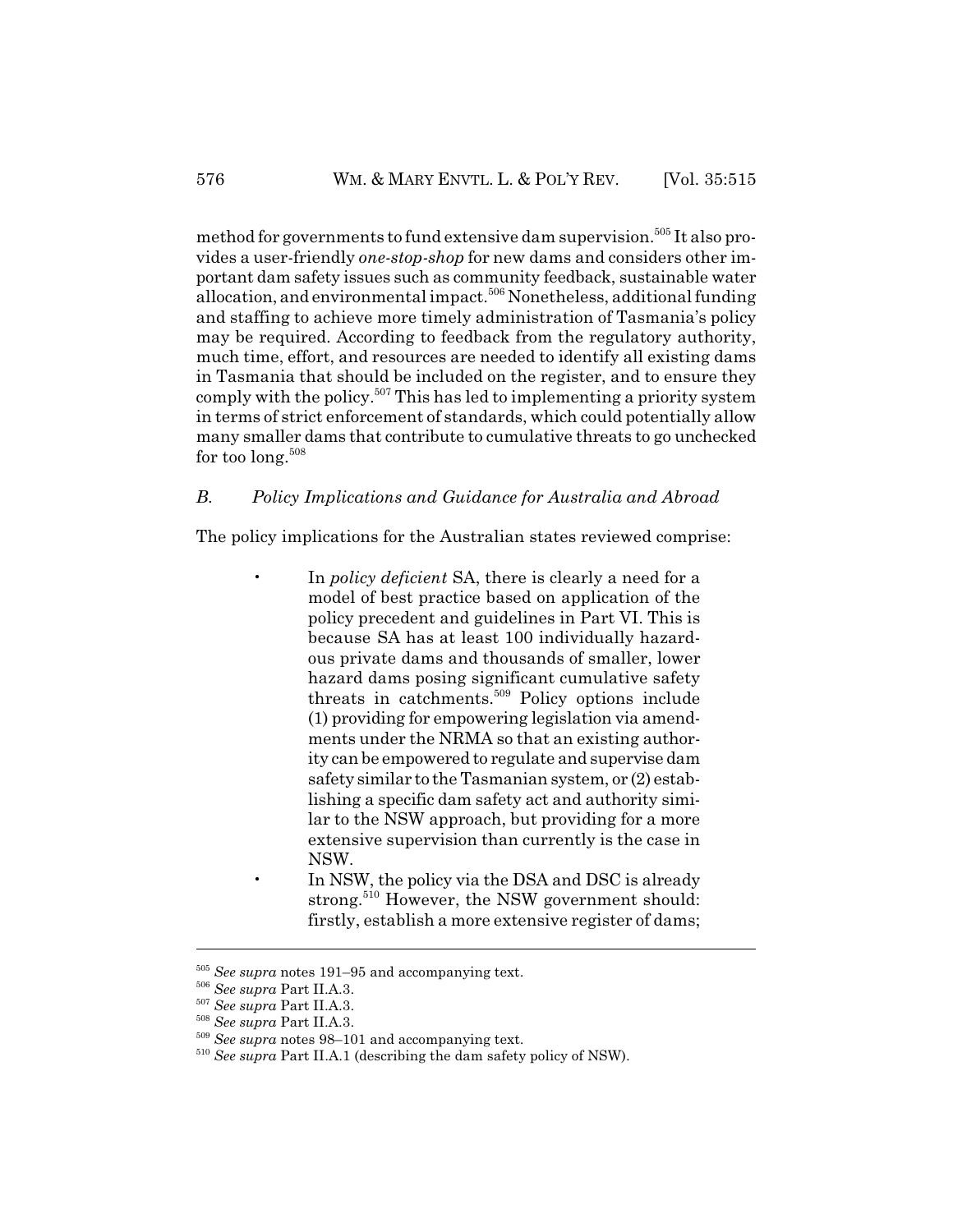method for governments to fund extensive dam supervision.[505] It also provides a user-friendly *one-stop-shop* for new dams and considers other important dam safety issues such as community feedback, sustainable water allocation, and environmental impact.[506] Nonetheless, additional funding and staffing to achieve more timely administration of Tasmania's policy may be required. According to feedback from the regulatory authority, much time, effort, and resources are needed to identify all existing dams in Tasmania that should be included on the register, and to ensure they comply with the policy.[507] This has led to implementing a priority system in terms of strict enforcement of standards, which could potentially allow many smaller dams that contribute to cumulative threats to go unchecked for too long.[508]

### *B. Policy Implications and Guidance for Australia and Abroad*

The policy implications for the Australian states reviewed comprise:

- In *policy deficient* SA, there is clearly a need for a model of best practice based on application of the policy precedent and guidelines in Part VI. This is because SA has at least 100 individually hazardous private dams and thousands of smaller, lower hazard dams posing significant cumulative safety threats in catchments.[509] Policy options include (1) providing for empowering legislation via amendments under the NRMA so that an existing authority can be empowered to regulate and supervise dam safety similar to the Tasmanian system, or (2) establishing a specific dam safety act and authority similar to the NSW approach, but providing for a more extensive supervision than currently is the case in NSW.
- In NSW, the policy via the DSA and DSC is already strong.[510] However, the NSW government should: firstly, establish a more extensive register of dams;

---

[505] *See supra* notes 191–95 and accompanying text.
[506] *See supra* Part II.A.3.
[507] *See supra* Part II.A.3.
[508] *See supra* Part II.A.3.
[509] *See supra* notes 98–101 and accompanying text.
[510] *See supra* Part II.A.1 (describing the dam safety policy of NSW).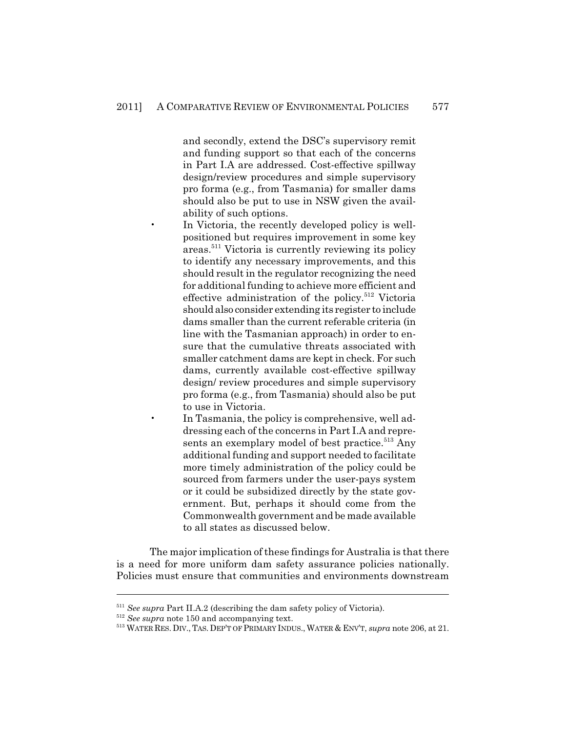and secondly, extend the DSC's supervisory remit and funding support so that each of the concerns in Part I.A are addressed. Cost-effective spillway design/review procedures and simple supervisory pro forma (e.g., from Tasmania) for smaller dams should also be put to use in NSW given the availability of such options.

- In Victoria, the recently developed policy is well-positioned but requires improvement in some key areas.[511] Victoria is currently reviewing its policy to identify any necessary improvements, and this should result in the regulator recognizing the need for additional funding to achieve more efficient and effective administration of the policy.[512] Victoria should also consider extending its register to include dams smaller than the current referable criteria (in line with the Tasmanian approach) in order to ensure that the cumulative threats associated with smaller catchment dams are kept in check. For such dams, currently available cost-effective spillway design/ review procedures and simple supervisory pro forma (e.g., from Tasmania) should also be put to use in Victoria.
- In Tasmania, the policy is comprehensive, well addressing each of the concerns in Part I.A and represents an exemplary model of best practice.[513] Any additional funding and support needed to facilitate more timely administration of the policy could be sourced from farmers under the user-pays system or it could be subsidized directly by the state government. But, perhaps it should come from the Commonwealth government and be made available to all states as discussed below.

The major implication of these findings for Australia is that there is a need for more uniform dam safety assurance policies nationally. Policies must ensure that communities and environments downstream

---

[511] *See supra* Part II.A.2 (describing the dam safety policy of Victoria).

[512] *See supra* note 150 and accompanying text.

[513] WATER RES. DIV., TAS. DEP'T OF PRIMARY INDUS., WATER & ENV'T, *supra* note 206, at 21.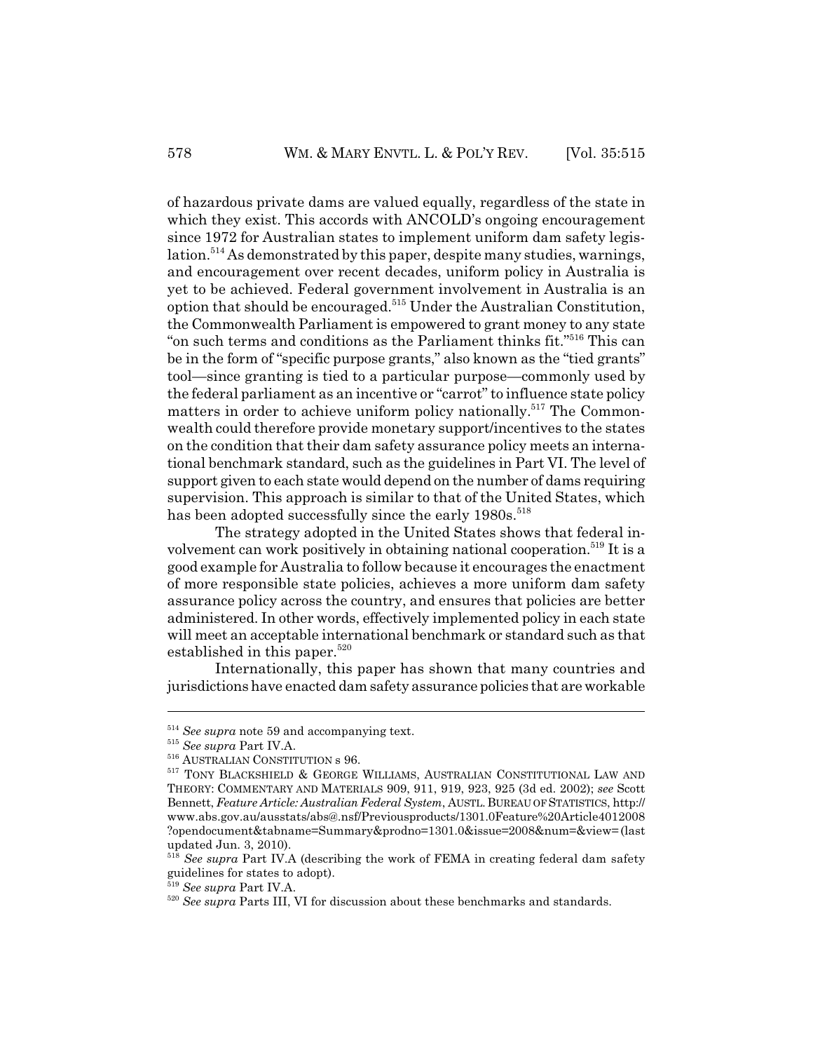of hazardous private dams are valued equally, regardless of the state in which they exist. This accords with ANCOLD's ongoing encouragement since 1972 for Australian states to implement uniform dam safety legislation.[514] As demonstrated by this paper, despite many studies, warnings, and encouragement over recent decades, uniform policy in Australia is yet to be achieved. Federal government involvement in Australia is an option that should be encouraged.[515] Under the Australian Constitution, the Commonwealth Parliament is empowered to grant money to any state "on such terms and conditions as the Parliament thinks fit."[516] This can be in the form of "specific purpose grants," also known as the "tied grants" tool—since granting is tied to a particular purpose—commonly used by the federal parliament as an incentive or "carrot" to influence state policy matters in order to achieve uniform policy nationally.[517] The Commonwealth could therefore provide monetary support/incentives to the states on the condition that their dam safety assurance policy meets an international benchmark standard, such as the guidelines in Part VI. The level of support given to each state would depend on the number of dams requiring supervision. This approach is similar to that of the United States, which has been adopted successfully since the early 1980s.[518]

The strategy adopted in the United States shows that federal involvement can work positively in obtaining national cooperation.[519] It is a good example for Australia to follow because it encourages the enactment of more responsible state policies, achieves a more uniform dam safety assurance policy across the country, and ensures that policies are better administered. In other words, effectively implemented policy in each state will meet an acceptable international benchmark or standard such as that established in this paper.[520]

Internationally, this paper has shown that many countries and jurisdictions have enacted dam safety assurance policies that are workable

---

[514] *See supra* note 59 and accompanying text.

[515] *See supra* Part IV.A.

[516] AUSTRALIAN CONSTITUTION s 96.

[517] TONY BLACKSHIELD & GEORGE WILLIAMS, AUSTRALIAN CONSTITUTIONAL LAW AND THEORY: COMMENTARY AND MATERIALS 909, 911, 919, 923, 925 (3d ed. 2002); *see* Scott Bennett, *Feature Article: Australian Federal System*, AUSTL. BUREAU OF STATISTICS, http://www.abs.gov.au/ausstats/abs@.nsf/Previousproducts/1301.0Feature%20Article4012008?opendocument&tabname=Summary&prodno=1301.0&issue=2008&num=&view= (last updated Jun. 3, 2010).

[518] *See supra* Part IV.A (describing the work of FEMA in creating federal dam safety guidelines for states to adopt).

[519] *See supra* Part IV.A.

[520] *See supra* Parts III, VI for discussion about these benchmarks and standards.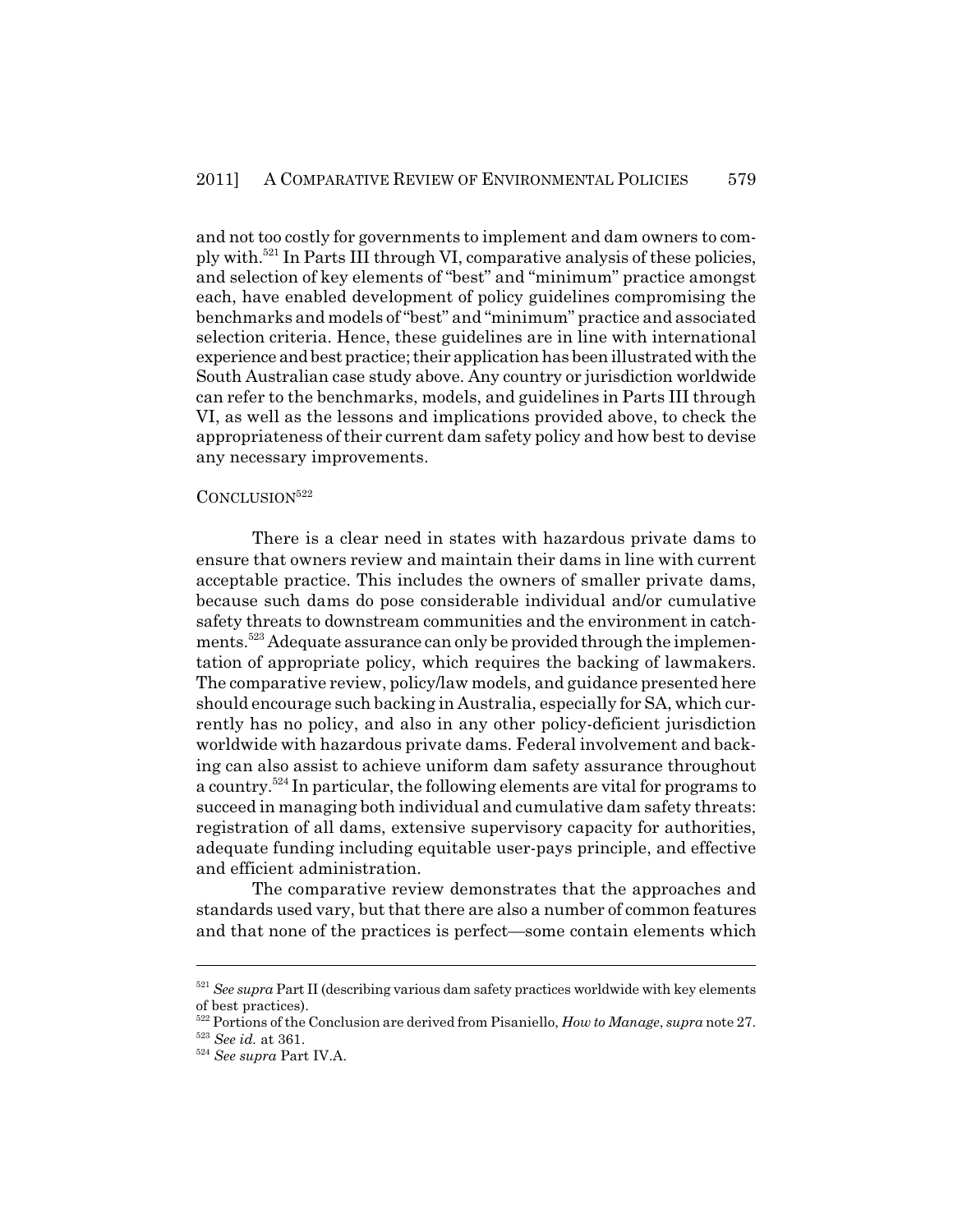and not too costly for governments to implement and dam owners to comply with.[521] In Parts III through VI, comparative analysis of these policies, and selection of key elements of "best" and "minimum" practice amongst each, have enabled development of policy guidelines compromising the benchmarks and models of "best" and "minimum" practice and associated selection criteria. Hence, these guidelines are in line with international experience and best practice; their application has been illustrated with the South Australian case study above. Any country or jurisdiction worldwide can refer to the benchmarks, models, and guidelines in Parts III through VI, as well as the lessons and implications provided above, to check the appropriateness of their current dam safety policy and how best to devise any necessary improvements.

## CONCLUSION[522]

There is a clear need in states with hazardous private dams to ensure that owners review and maintain their dams in line with current acceptable practice. This includes the owners of smaller private dams, because such dams do pose considerable individual and/or cumulative safety threats to downstream communities and the environment in catchments.[523] Adequate assurance can only be provided through the implementation of appropriate policy, which requires the backing of lawmakers. The comparative review, policy/law models, and guidance presented here should encourage such backing in Australia, especially for SA, which currently has no policy, and also in any other policy-deficient jurisdiction worldwide with hazardous private dams. Federal involvement and backing can also assist to achieve uniform dam safety assurance throughout a country.[524] In particular, the following elements are vital for programs to succeed in managing both individual and cumulative dam safety threats: registration of all dams, extensive supervisory capacity for authorities, adequate funding including equitable user-pays principle, and effective and efficient administration.

The comparative review demonstrates that the approaches and standards used vary, but that there are also a number of common features and that none of the practices is perfect—some contain elements which

---

[521] *See supra* Part II (describing various dam safety practices worldwide with key elements of best practices).

[522] Portions of the Conclusion are derived from Pisaniello, *How to Manage*, *supra* note 27.

[523] *See id.* at 361.

[524] *See supra* Part IV.A.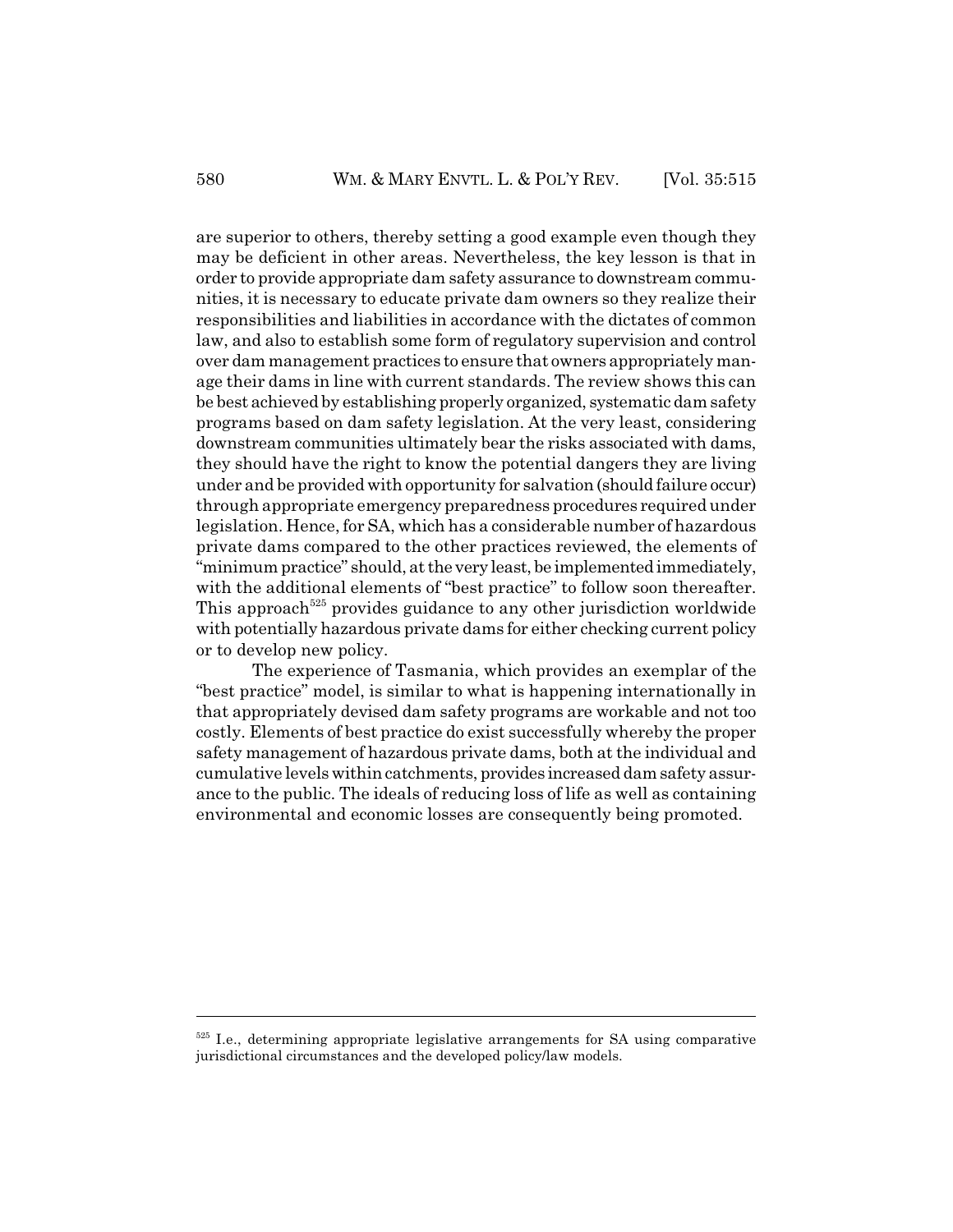are superior to others, thereby setting a good example even though they may be deficient in other areas. Nevertheless, the key lesson is that in order to provide appropriate dam safety assurance to downstream communities, it is necessary to educate private dam owners so they realize their responsibilities and liabilities in accordance with the dictates of common law, and also to establish some form of regulatory supervision and control over dam management practices to ensure that owners appropriately manage their dams in line with current standards. The review shows this can be best achieved by establishing properly organized, systematic dam safety programs based on dam safety legislation. At the very least, considering downstream communities ultimately bear the risks associated with dams, they should have the right to know the potential dangers they are living under and be provided with opportunity for salvation (should failure occur) through appropriate emergency preparedness procedures required under legislation. Hence, for SA, which has a considerable number of hazardous private dams compared to the other practices reviewed, the elements of "minimum practice" should, at the very least, be implemented immediately, with the additional elements of "best practice" to follow soon thereafter. This approach[525] provides guidance to any other jurisdiction worldwide with potentially hazardous private dams for either checking current policy or to develop new policy.

The experience of Tasmania, which provides an exemplar of the "best practice" model, is similar to what is happening internationally in that appropriately devised dam safety programs are workable and not too costly. Elements of best practice do exist successfully whereby the proper safety management of hazardous private dams, both at the individual and cumulative levels within catchments, provides increased dam safety assurance to the public. The ideals of reducing loss of life as well as containing environmental and economic losses are consequently being promoted.

---

[525] I.e., determining appropriate legislative arrangements for SA using comparative jurisdictional circumstances and the developed policy/law models.